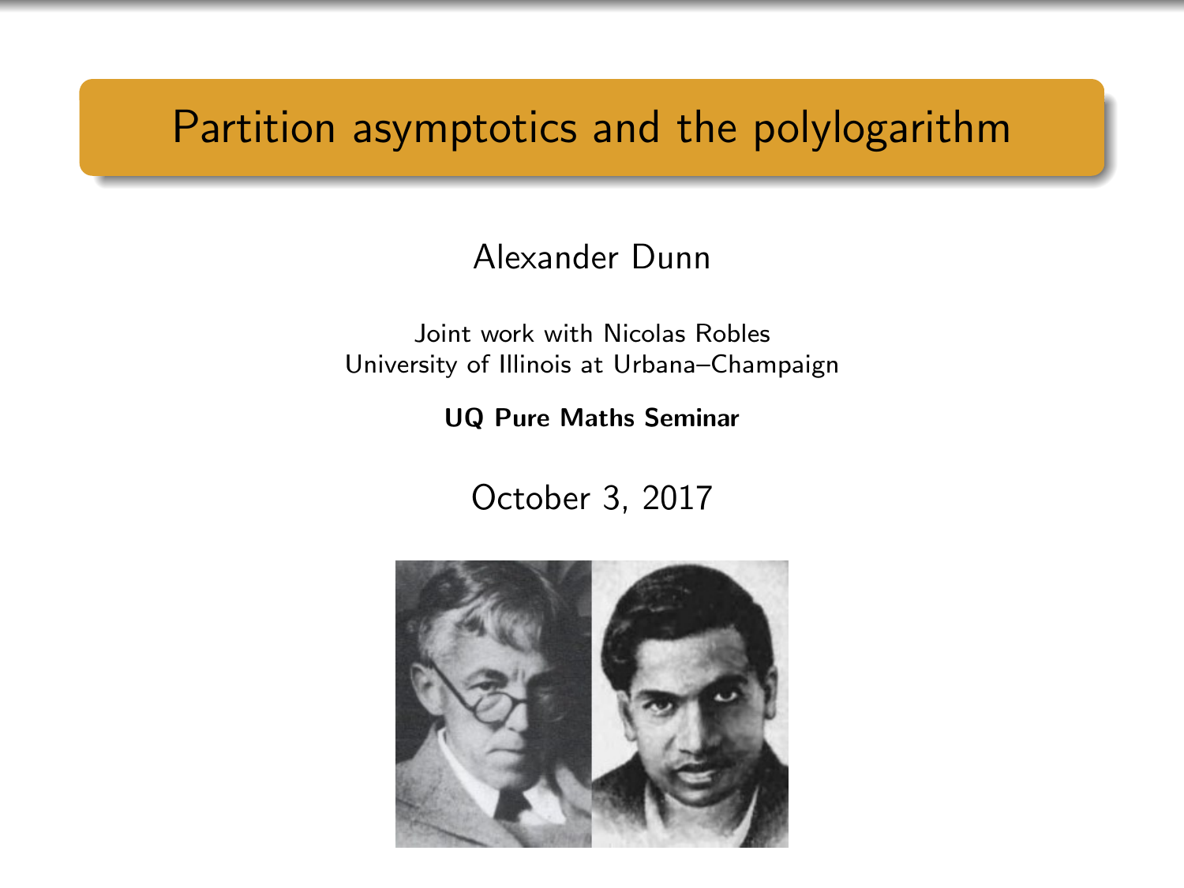# Partition asymptotics and the polylogarithm

Alexander Dunn

Joint work with Nicolas Robles
University of Illinois at Urbana–Champaign

**UQ Pure Maths Seminar**

October 3, 2017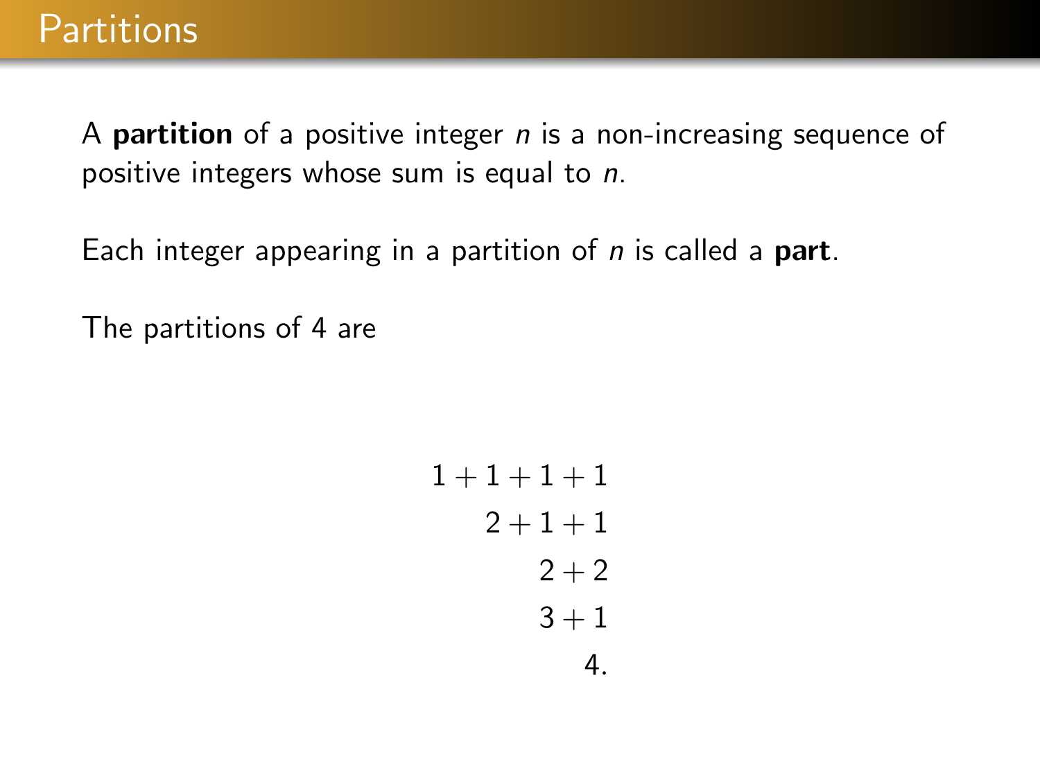# Partitions

A **partition** of a positive integer $n$ is a non-increasing sequence of positive integers whose sum is equal to $n$.

Each integer appearing in a partition of $n$ is called a **part**.

The partitions of 4 are

$$
\begin{aligned}
1+1+1+1 \\
2+1+1 \\
2+2 \\
3+1 \\
4.
\end{aligned}
$$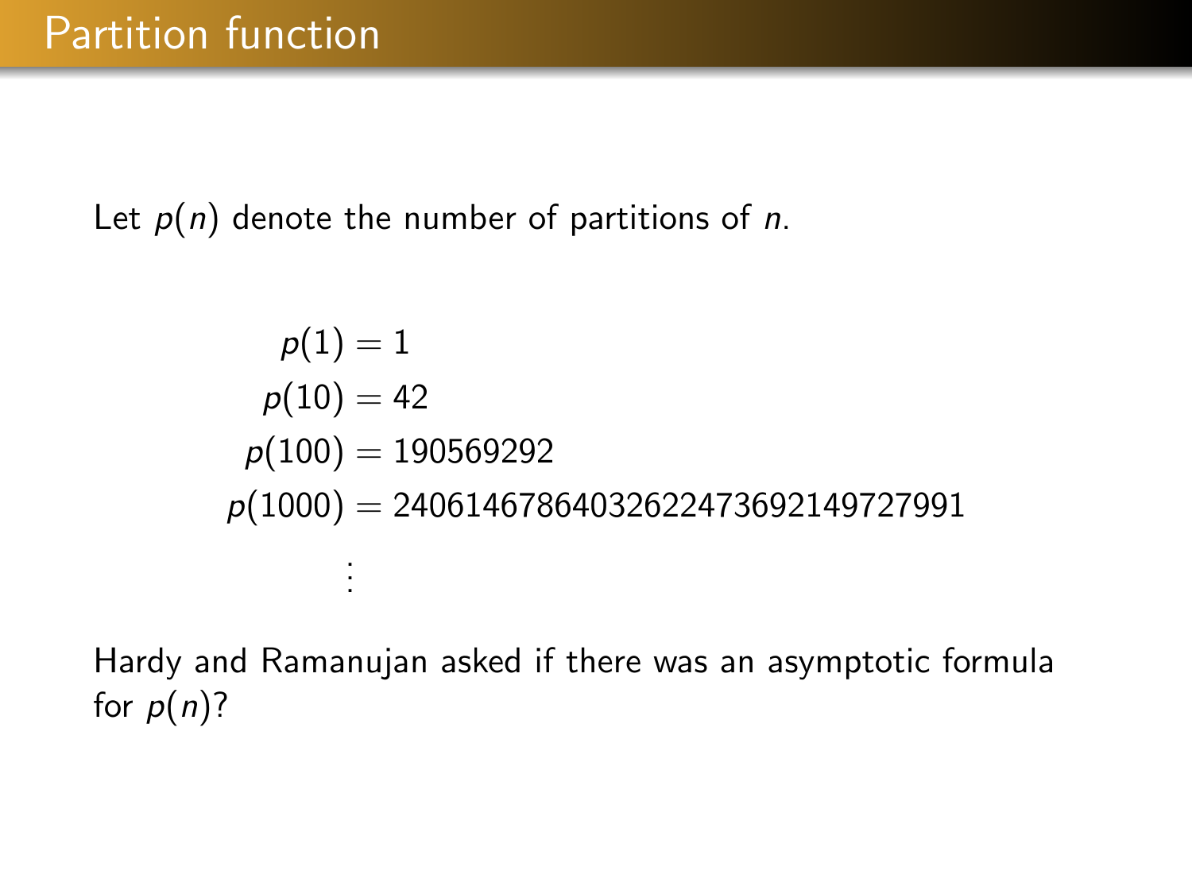# Partition function

Let $p(n)$ denote the number of partitions of $n$.

$$
\begin{aligned}
p(1) &= 1 \\
p(10) &= 42 \\
p(100) &= 190569292 \\
p(1000) &= 24061467864032622473692149727991 \\
&\vdots
\end{aligned}
$$

Hardy and Ramanujan asked if there was an asymptotic formula for $p(n)$?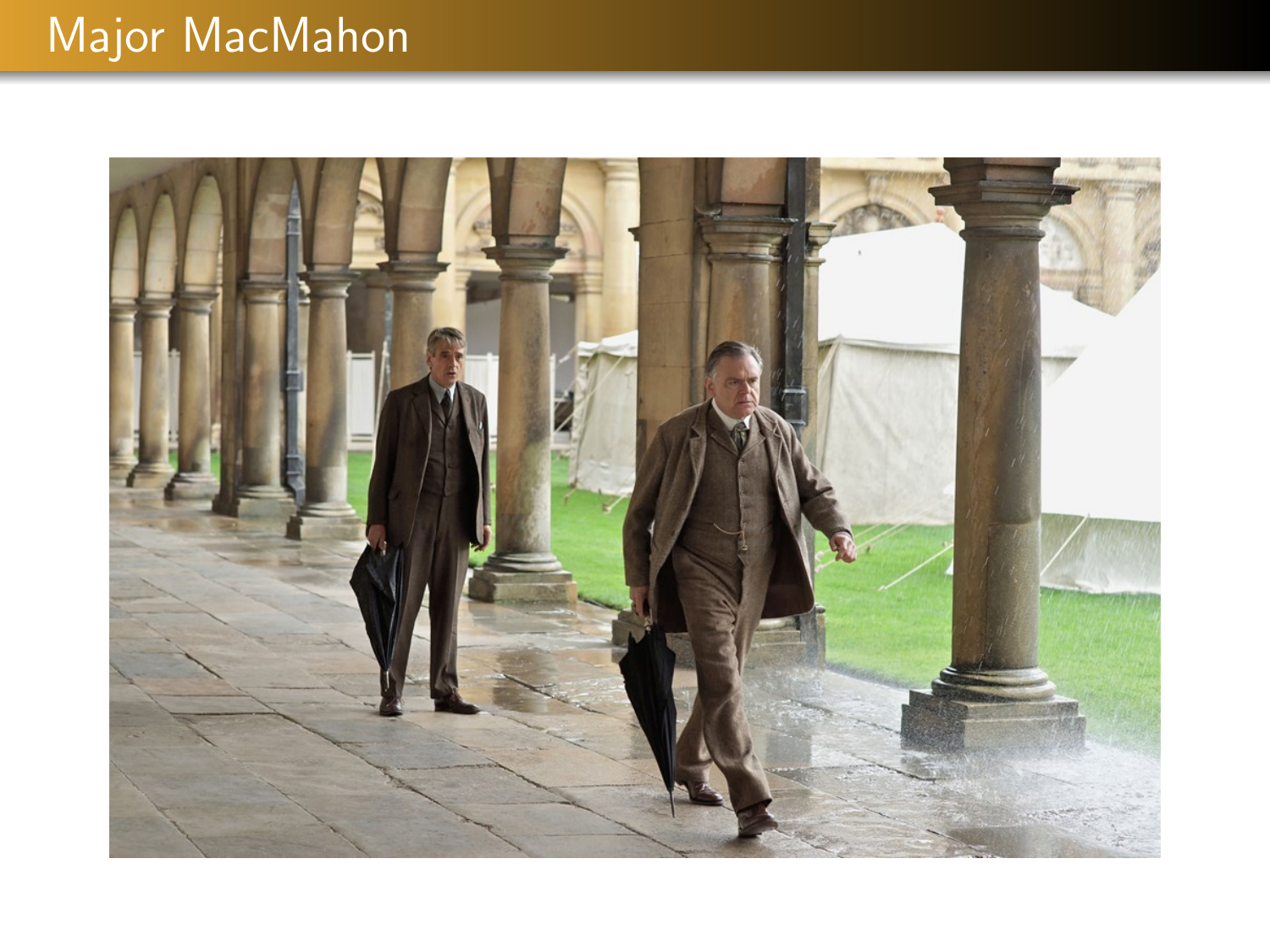# Major MacMahon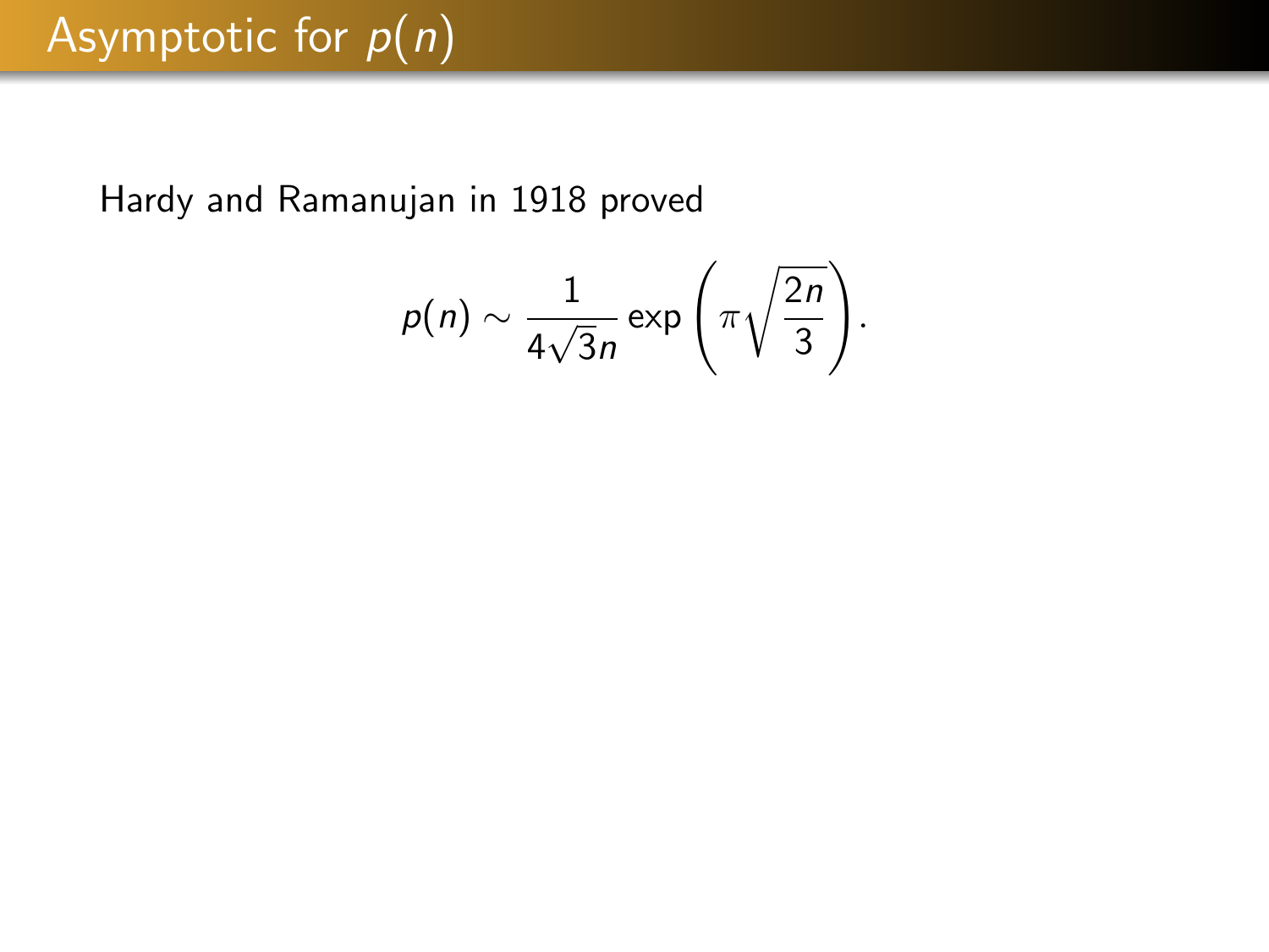# Asymptotic for $p(n)$

Hardy and Ramanujan in 1918 proved

$$p(n) \sim \frac{1}{4\sqrt{3}n} \exp\left(\pi\sqrt{\frac{2n}{3}}\right).$$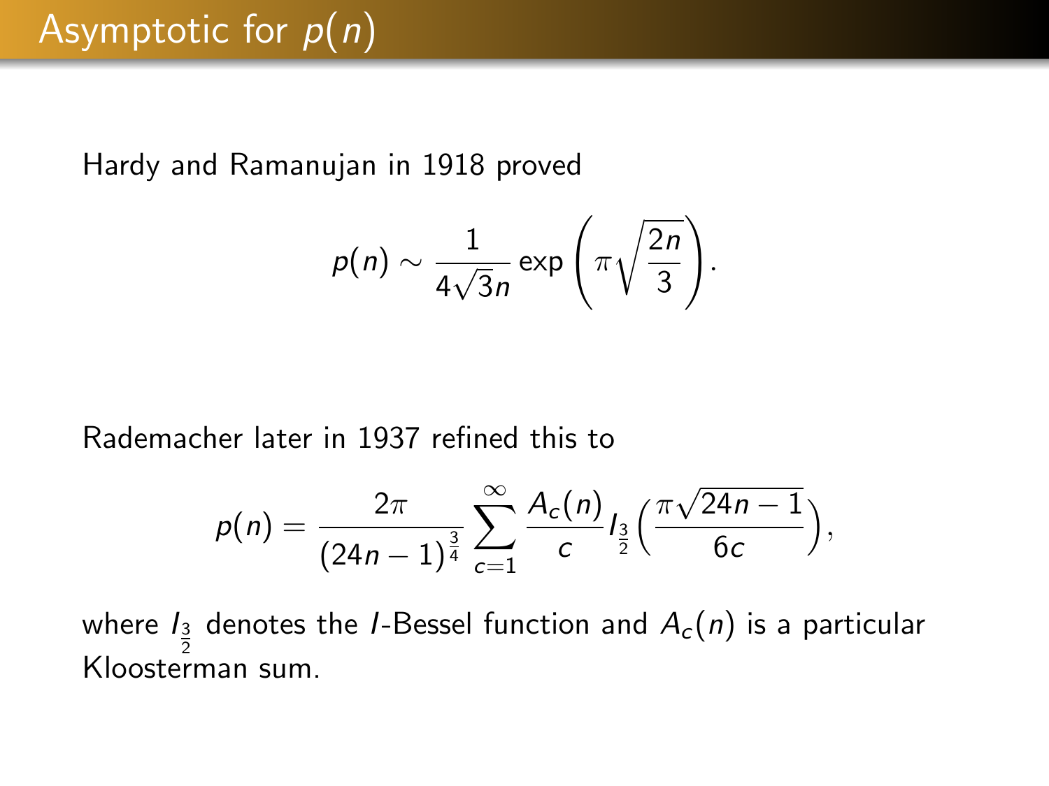# Asymptotic for $p(n)$

Hardy and Ramanujan in 1918 proved

$$p(n) \sim \frac{1}{4\sqrt{3}n} \exp\left(\pi\sqrt{\frac{2n}{3}}\right).$$

Rademacher later in 1937 refined this to

$$p(n) = \frac{2\pi}{(24n-1)^{\frac{3}{4}}} \sum_{c=1}^{\infty} \frac{A_c(n)}{c} I_{\frac{3}{2}}\Big(\frac{\pi\sqrt{24n-1}}{6c}\Big),$$

where $I_{\frac{3}{2}}$ denotes the $I$-Bessel function and $A_c(n)$ is a particular Kloosterman sum.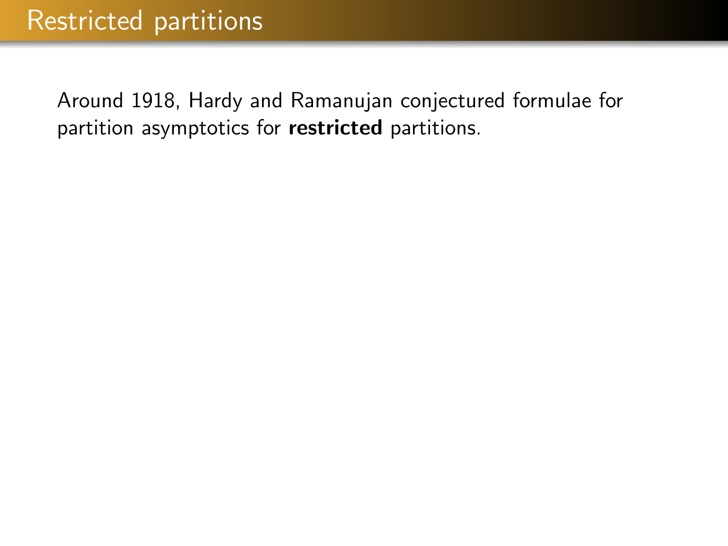# Restricted partitions

Around 1918, Hardy and Ramanujan conjectured formulae for partition asymptotics for **restricted** partitions.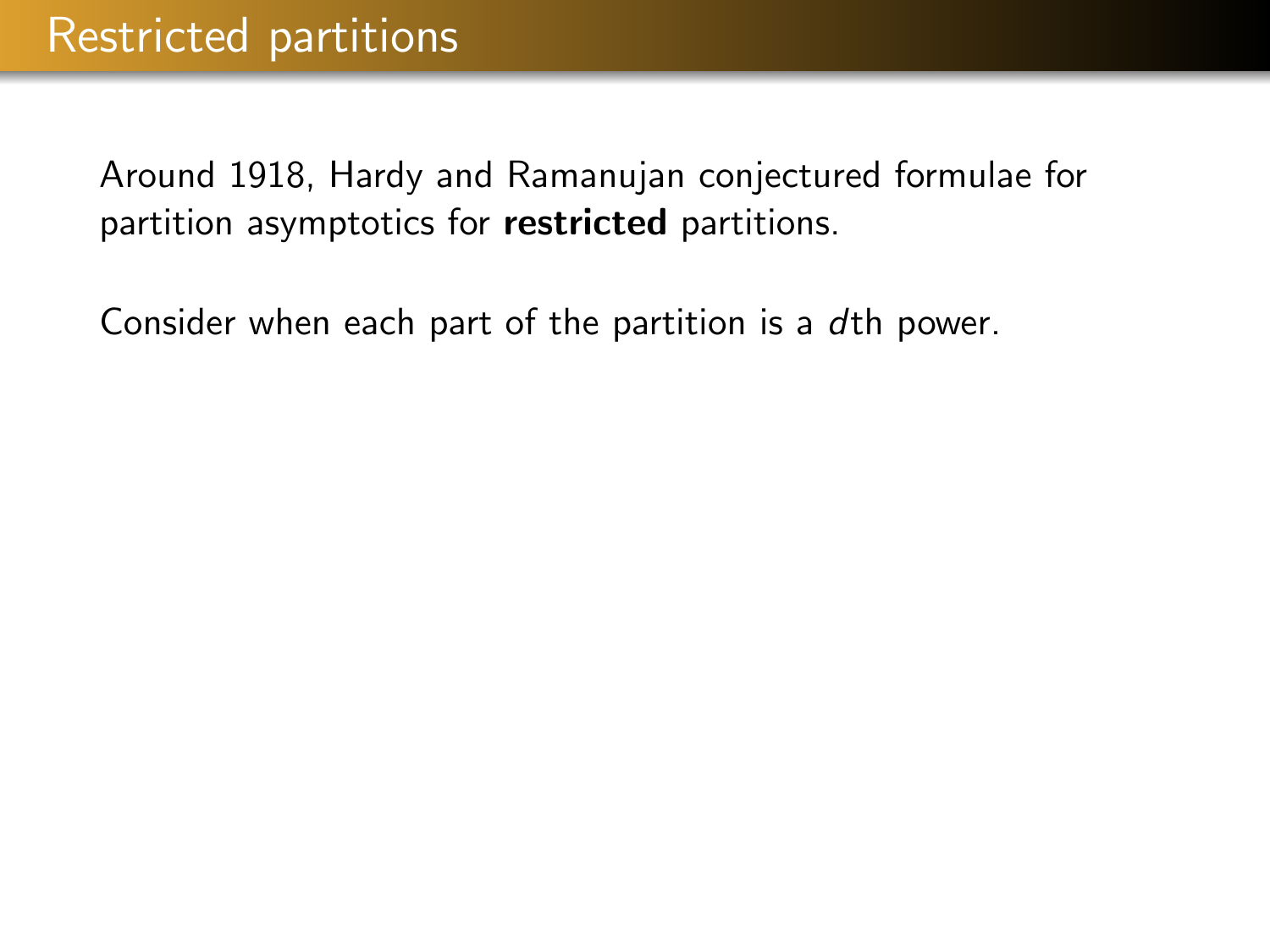# Restricted partitions

Around 1918, Hardy and Ramanujan conjectured formulae for partition asymptotics for **restricted** partitions.

Consider when each part of the partition is a $d$th power.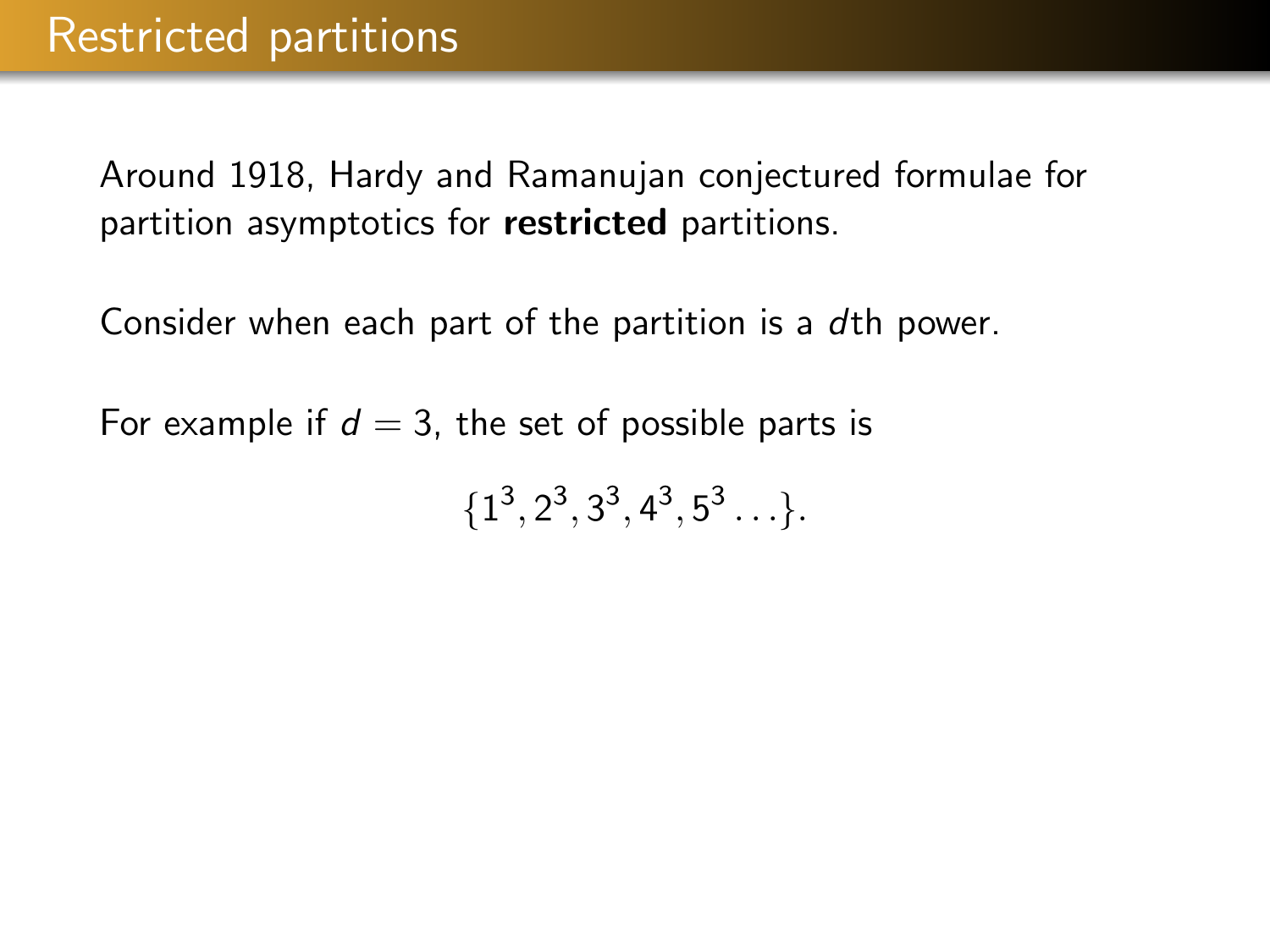# Restricted partitions

Around 1918, Hardy and Ramanujan conjectured formulae for partition asymptotics for **restricted** partitions.

Consider when each part of the partition is a $d$th power.

For example if $d = 3$, the set of possible parts is

$$\{1^3, 2^3, 3^3, 4^3, 5^3 \ldots\}.$$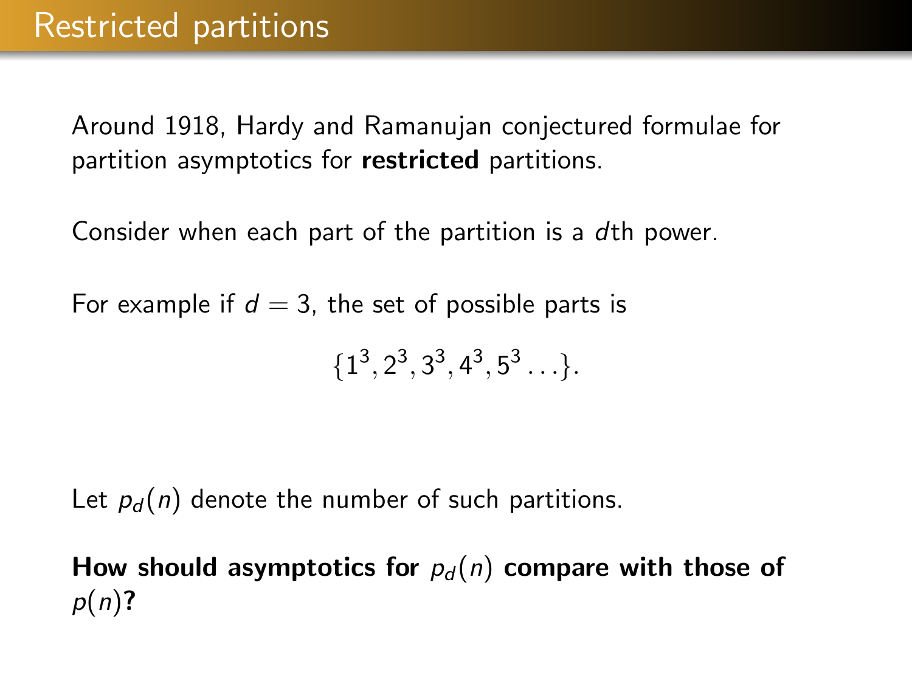# Restricted partitions

Around 1918, Hardy and Ramanujan conjectured formulae for partition asymptotics for **restricted** partitions.

Consider when each part of the partition is a $d$th power.

For example if $d = 3$, the set of possible parts is

$$\{1^3, 2^3, 3^3, 4^3, 5^3 \ldots\}.$$

Let $p_d(n)$ denote the number of such partitions.

**How should asymptotics for $p_d(n)$ compare with those of $p(n)$?**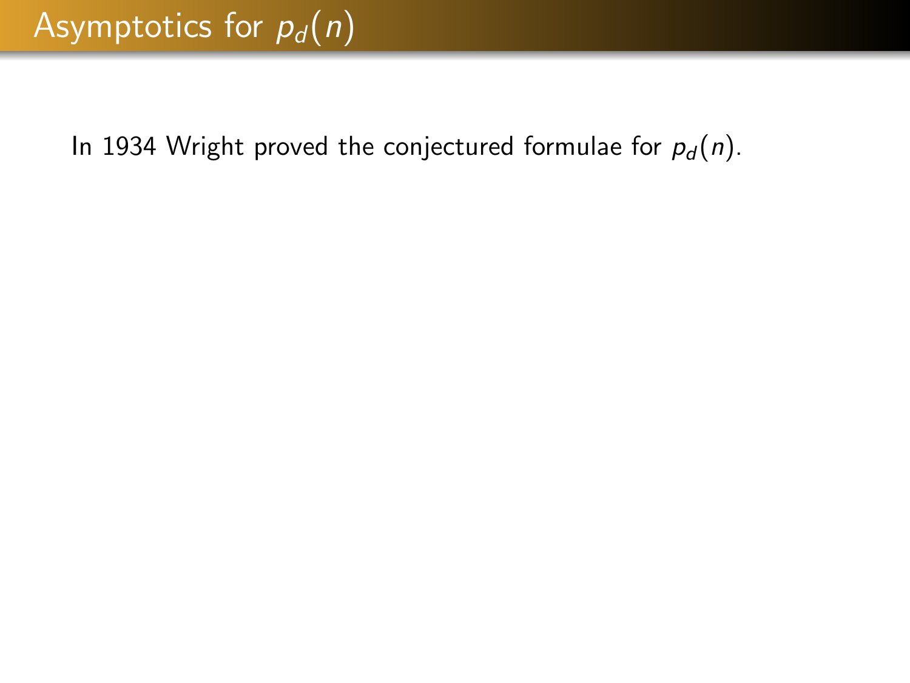# Asymptotics for $p_d(n)$

In 1934 Wright proved the conjectured formulae for $p_d(n)$.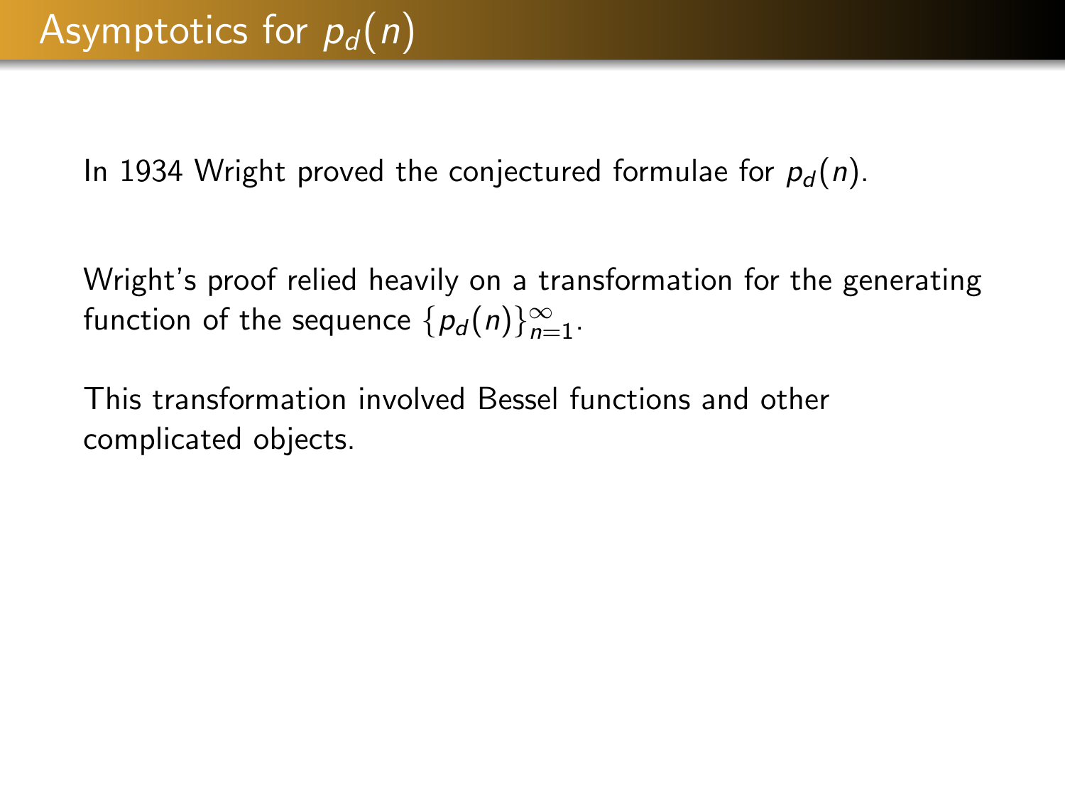# Asymptotics for $p_d(n)$

In 1934 Wright proved the conjectured formulae for $p_d(n)$.

Wright's proof relied heavily on a transformation for the generating function of the sequence $\{p_d(n)\}_{n=1}^{\infty}$.

This transformation involved Bessel functions and other complicated objects.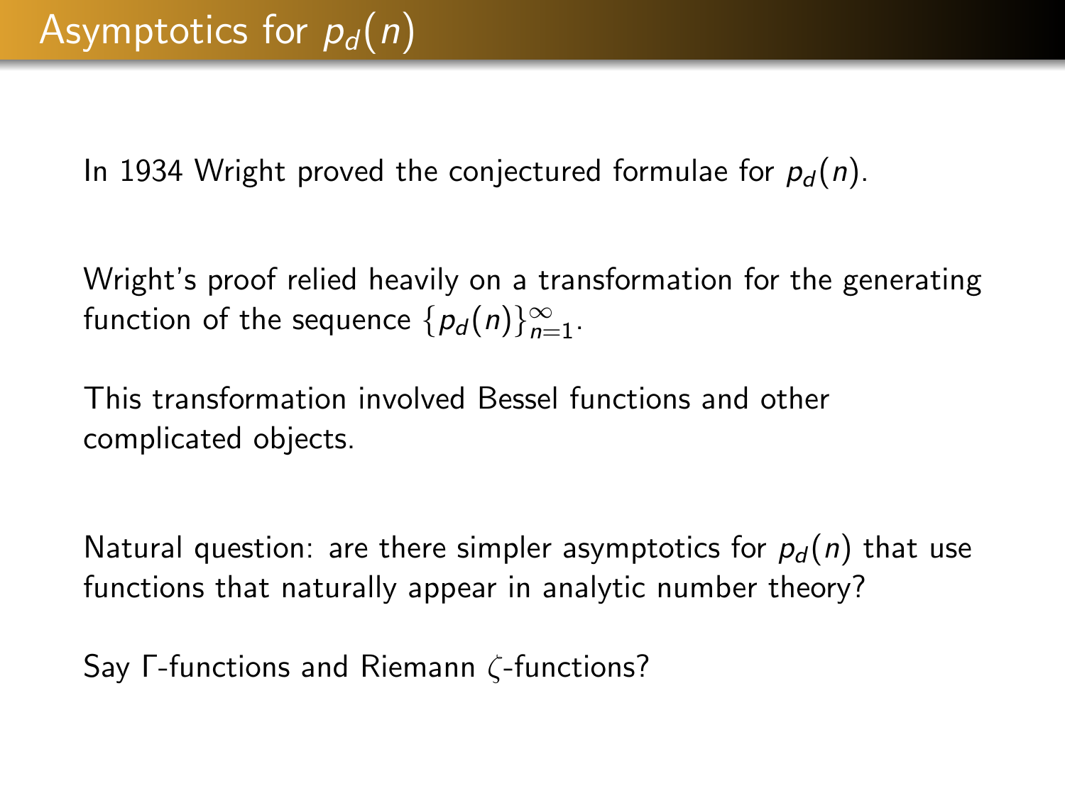# Asymptotics for $p_d(n)$

In 1934 Wright proved the conjectured formulae for $p_d(n)$.

Wright's proof relied heavily on a transformation for the generating function of the sequence $\{p_d(n)\}_{n=1}^{\infty}$.

This transformation involved Bessel functions and other complicated objects.

Natural question: are there simpler asymptotics for $p_d(n)$ that use functions that naturally appear in analytic number theory?

Say $\Gamma$-functions and Riemann $\zeta$-functions?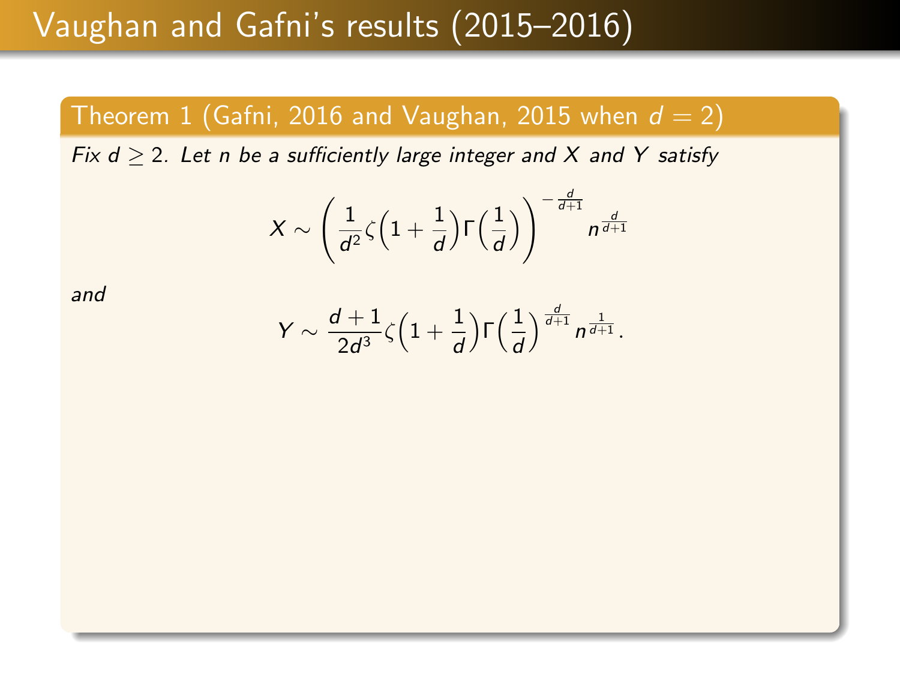# Vaughan and Gafni's results (2015–2016)

**Theorem 1 (Gafni, 2016 and Vaughan, 2015 when $d = 2$)**

*Fix $d \geq 2$. Let $n$ be a sufficiently large integer and $X$ and $Y$ satisfy*

$$X \sim \left( \frac{1}{d^2} \zeta\Big(1 + \frac{1}{d}\Big) \Gamma\Big(\frac{1}{d}\Big) \right)^{-\frac{d}{d+1}} n^{\frac{d}{d+1}}$$

*and*

$$Y \sim \frac{d+1}{2d^3} \zeta\Big(1 + \frac{1}{d}\Big) \Gamma\Big(\frac{1}{d}\Big)^{\frac{d}{d+1}} n^{\frac{1}{d+1}}.$$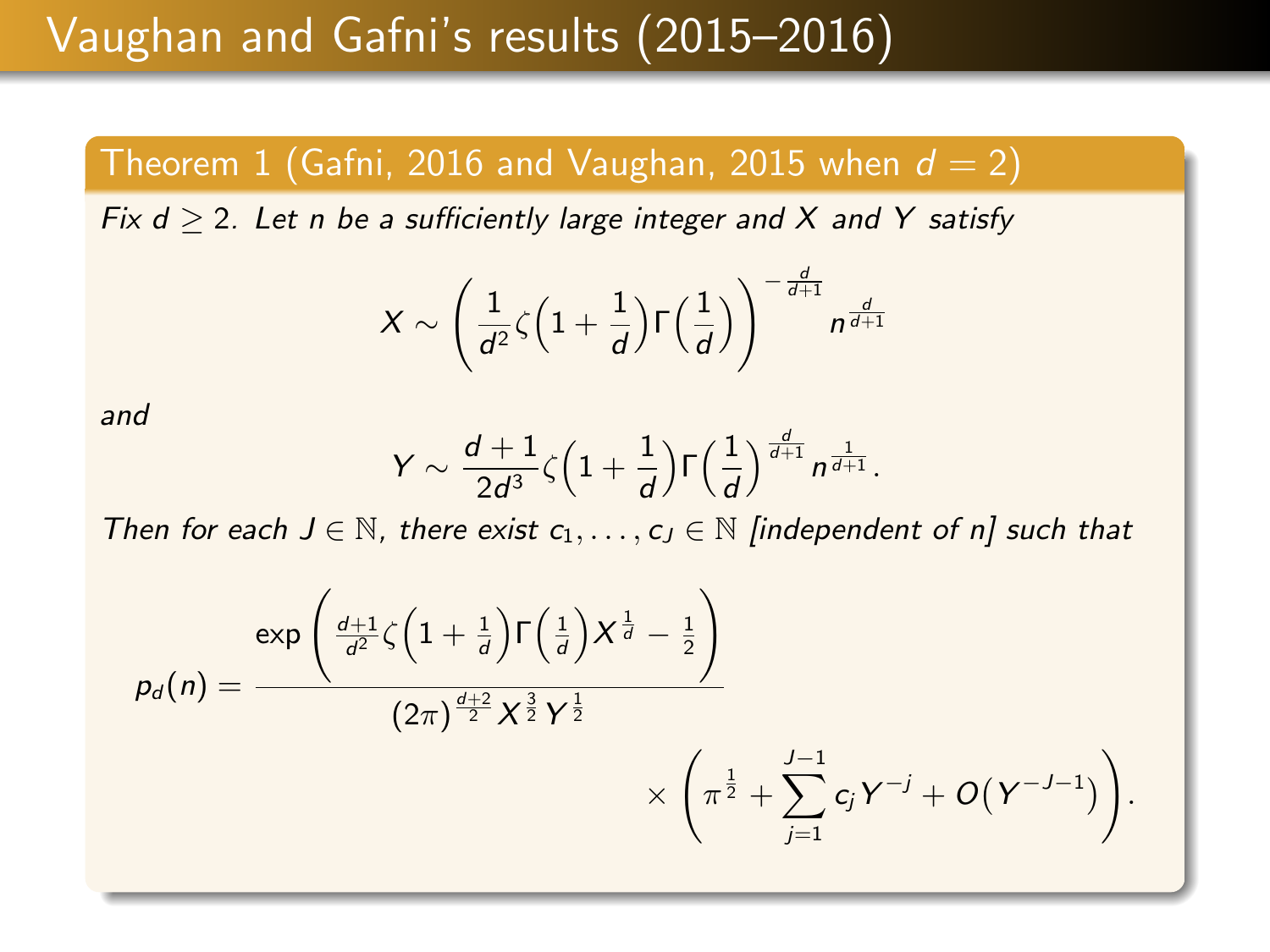# Vaughan and Gafni's results (2015–2016)

**Theorem 1 (Gafni, 2016 and Vaughan, 2015 when $d = 2$)**

*Fix $d \geq 2$. Let $n$ be a sufficiently large integer and $X$ and $Y$ satisfy*

$$X \sim \left( \frac{1}{d^2} \zeta\Big(1 + \frac{1}{d}\Big) \Gamma\Big(\frac{1}{d}\Big) \right)^{-\frac{d}{d+1}} n^{\frac{d}{d+1}}$$

*and*

$$Y \sim \frac{d+1}{2d^3} \zeta\Big(1 + \frac{1}{d}\Big) \Gamma\Big(\frac{1}{d}\Big)^{\frac{d}{d+1}} n^{\frac{1}{d+1}}.$$

*Then for each $J \in \mathbb{N}$, there exist $c_1, \ldots, c_J \in \mathbb{N}$ [independent of n] such that*

$$p_d(n) = \frac{\exp\left( \frac{d+1}{d^2} \zeta\Big(1 + \frac{1}{d}\Big) \Gamma\Big(\frac{1}{d}\Big) X^{\frac{1}{d}} - \frac{1}{2} \right)}{(2\pi)^{\frac{d+2}{2}} X^{\frac{3}{2}} Y^{\frac{1}{2}}} \times \left( \pi^{\frac{1}{2}} + \sum_{j=1}^{J-1} c_j Y^{-j} + O\big(Y^{-J-1}\big) \right).$$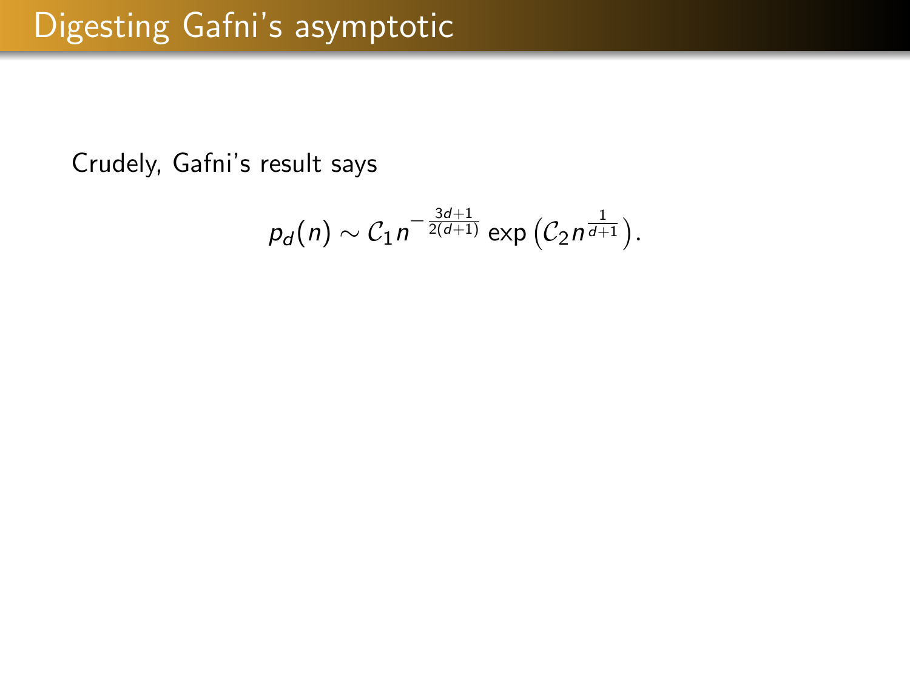# Digesting Gafni's asymptotic

Crudely, Gafni's result says

$$p_d(n) \sim \mathcal{C}_1 n^{-\frac{3d+1}{2(d+1)}} \exp\left(\mathcal{C}_2 n^{\frac{1}{d+1}}\right).$$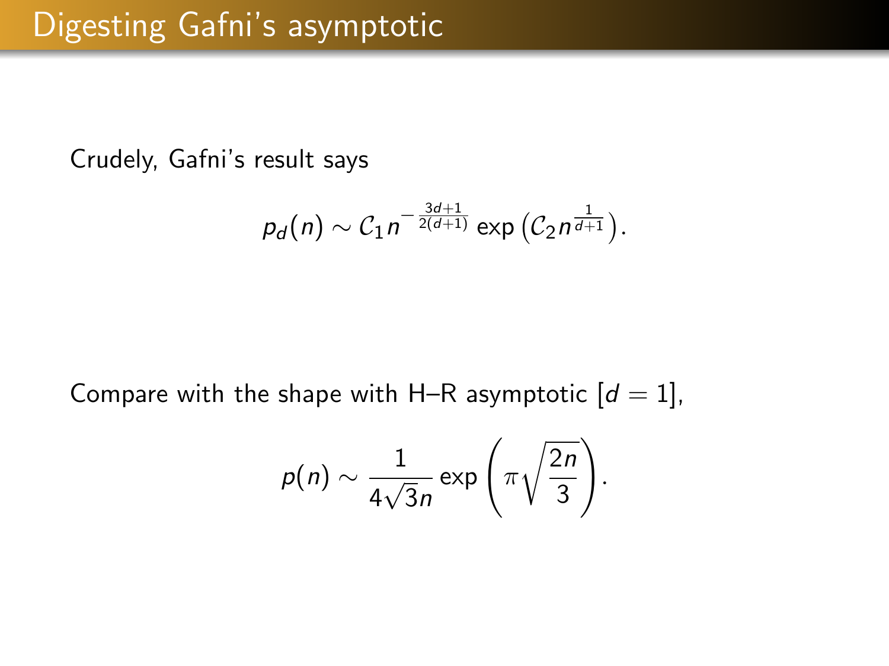# Digesting Gafni's asymptotic

Crudely, Gafni's result says

$$p_d(n) \sim \mathcal{C}_1 n^{-\frac{3d+1}{2(d+1)}} \exp\left(\mathcal{C}_2 n^{\frac{1}{d+1}}\right).$$

Compare with the shape with H–R asymptotic [$d = 1$],

$$p(n) \sim \frac{1}{4\sqrt{3}n} \exp\left(\pi\sqrt{\frac{2n}{3}}\right).$$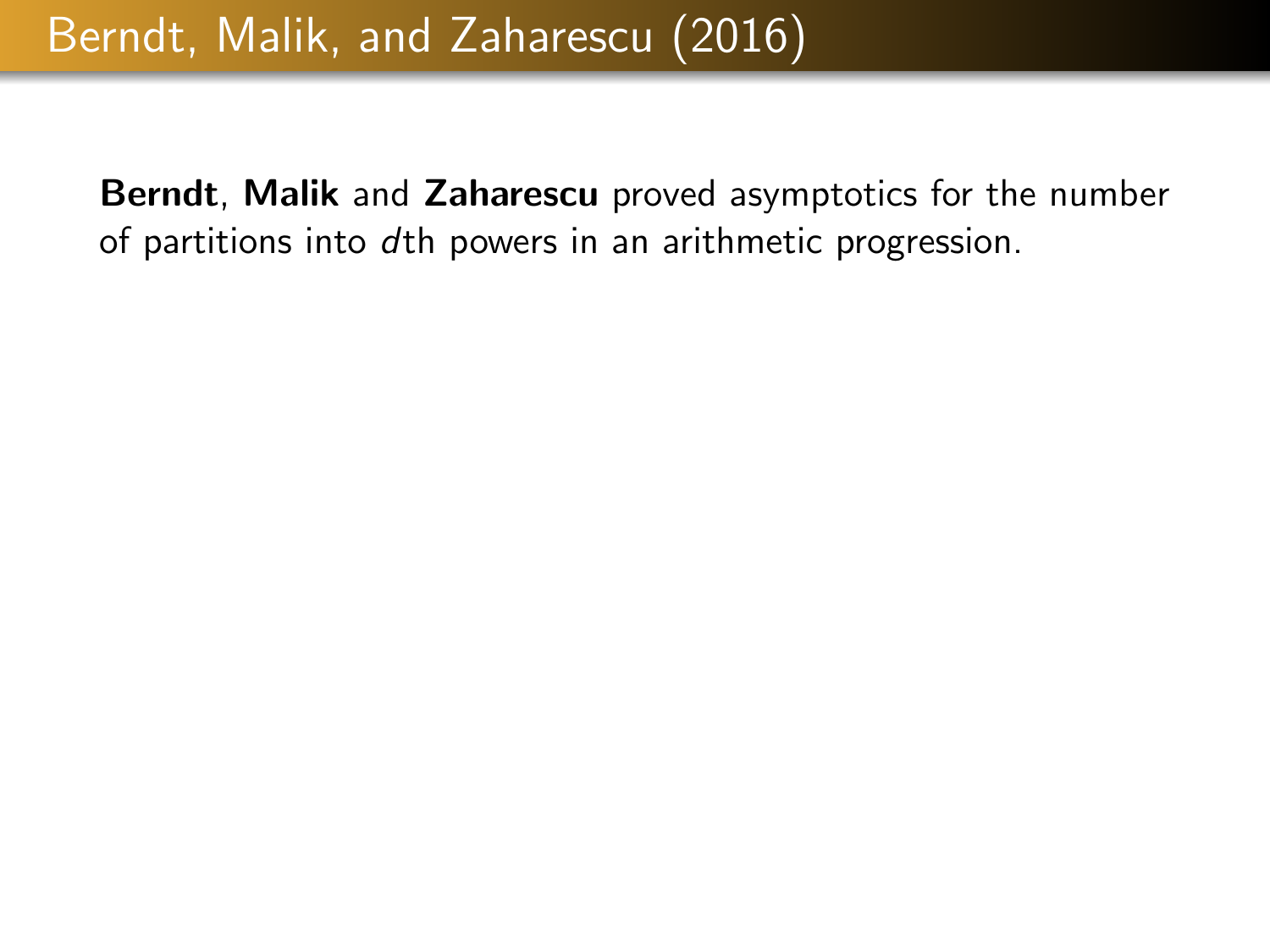# Berndt, Malik, and Zaharescu (2016)

**Berndt**, **Malik** and **Zaharescu** proved asymptotics for the number of partitions into $d$th powers in an arithmetic progression.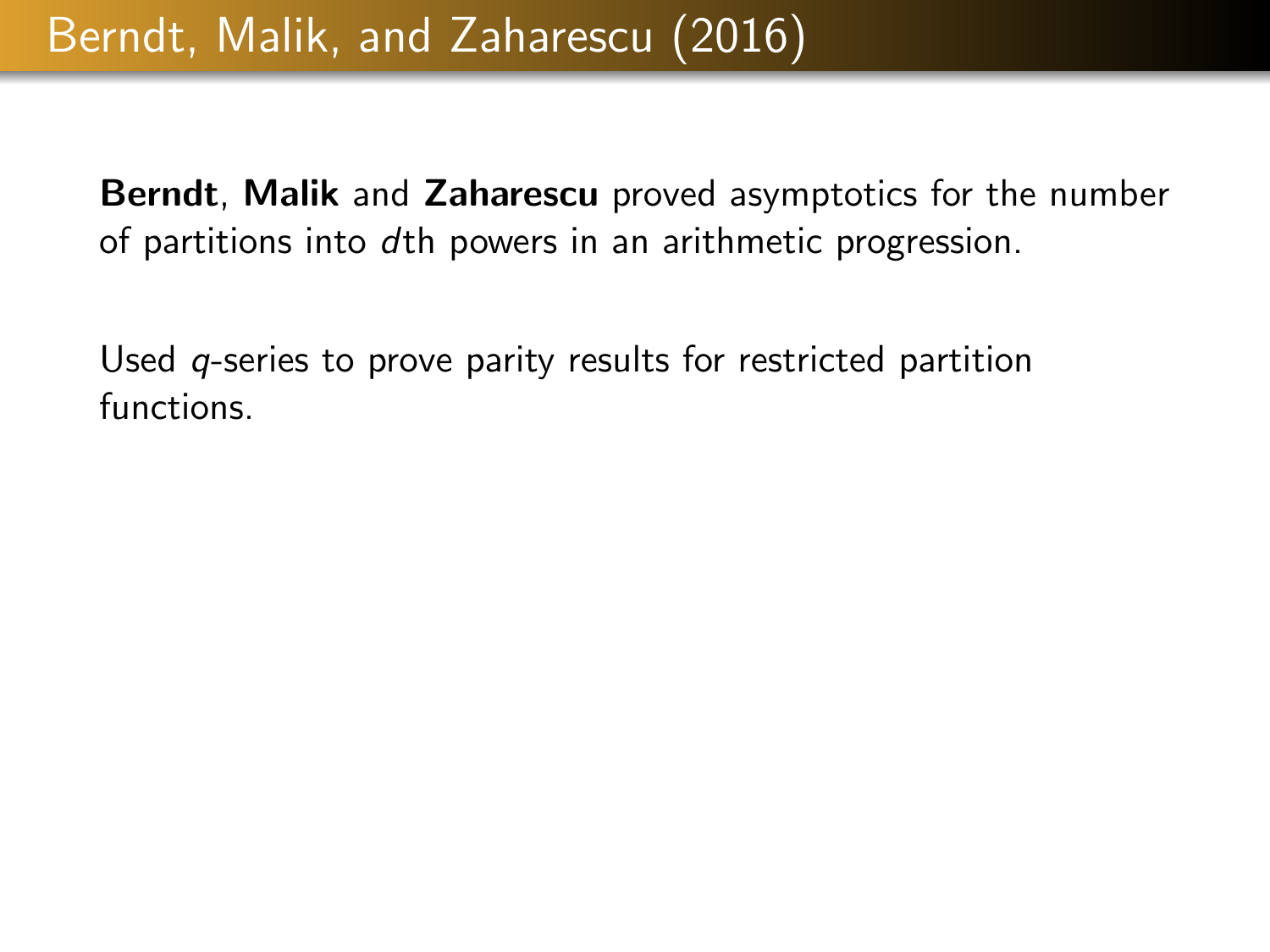# Berndt, Malik, and Zaharescu (2016)

**Berndt**, **Malik** and **Zaharescu** proved asymptotics for the number of partitions into $d$th powers in an arithmetic progression.

Used $q$-series to prove parity results for restricted partition functions.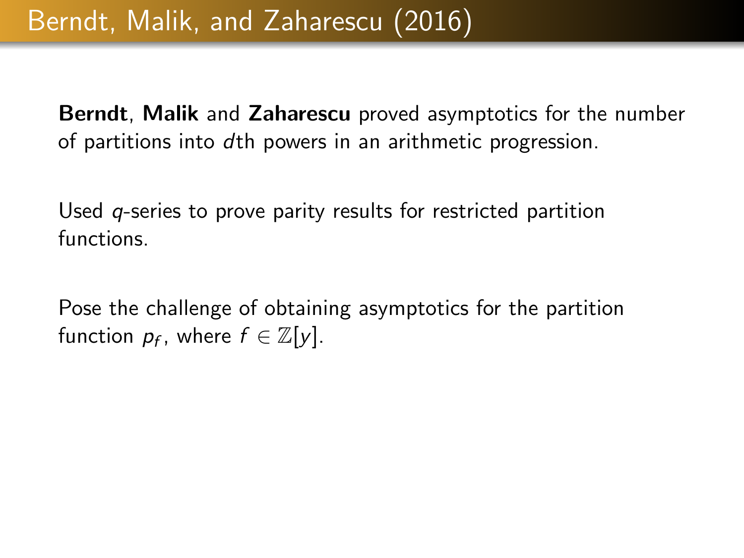# Berndt, Malik, and Zaharescu (2016)

**Berndt**, **Malik** and **Zaharescu** proved asymptotics for the number of partitions into $d$th powers in an arithmetic progression.

Used $q$-series to prove parity results for restricted partition functions.

Pose the challenge of obtaining asymptotics for the partition function $p_f$, where $f \in \mathbb{Z}[y]$.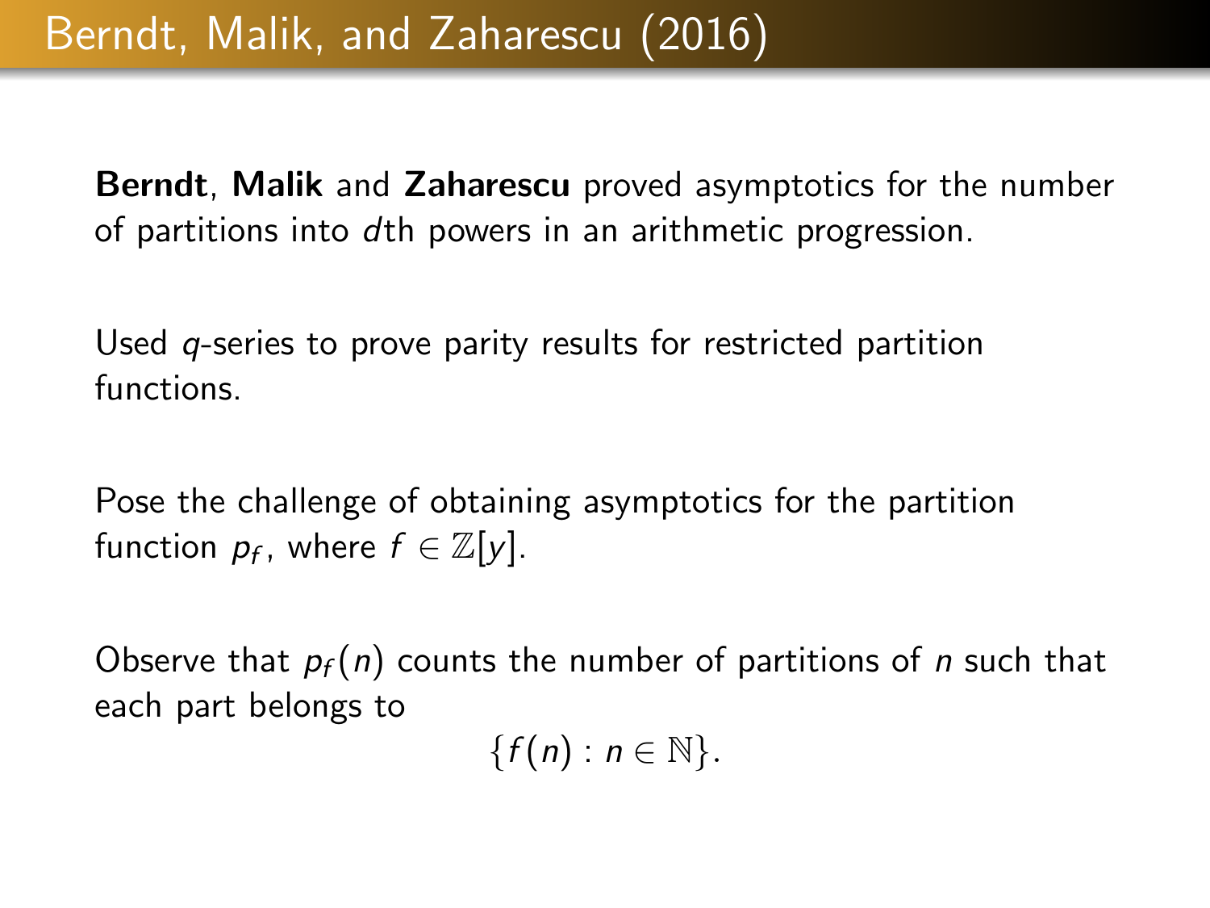# Berndt, Malik, and Zaharescu (2016)

**Berndt**, **Malik** and **Zaharescu** proved asymptotics for the number of partitions into $d$th powers in an arithmetic progression.

Used $q$-series to prove parity results for restricted partition functions.

Pose the challenge of obtaining asymptotics for the partition function $p_f$, where $f \in \mathbb{Z}[y]$.

Observe that $p_f(n)$ counts the number of partitions of $n$ such that each part belongs to

$$\{f(n) : n \in \mathbb{N}\}.$$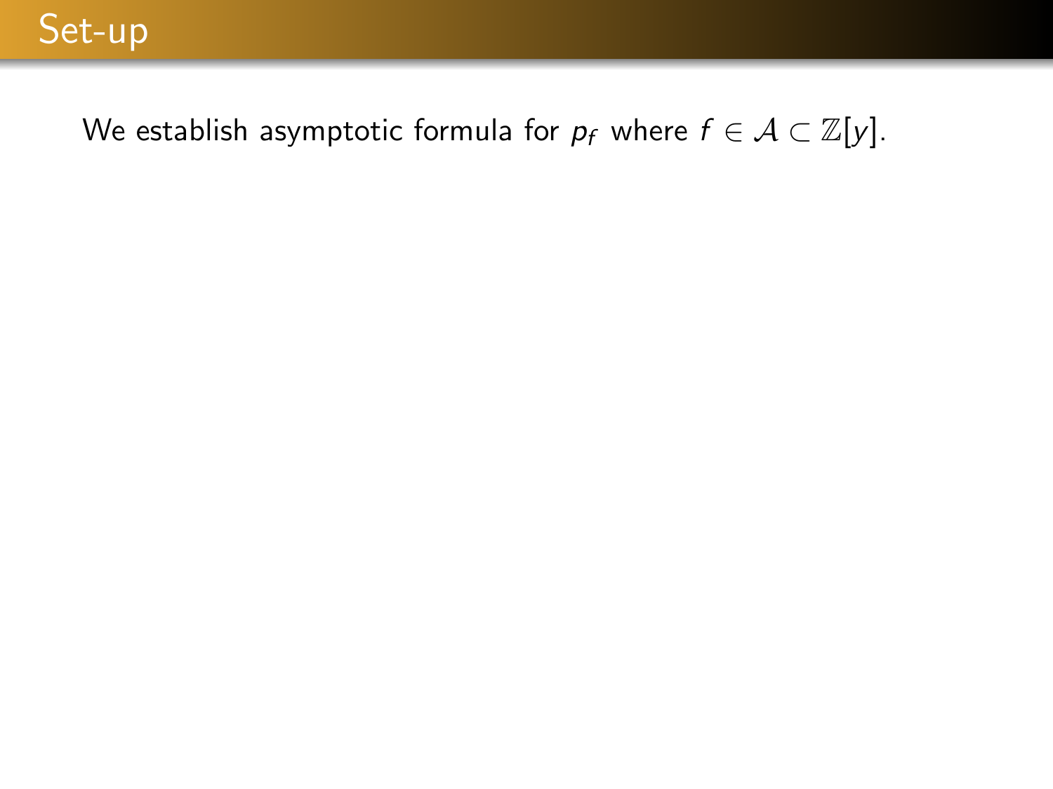# Set-up

We establish asymptotic formula for $p_f$ where $f \in \mathcal{A} \subset \mathbb{Z}[y]$.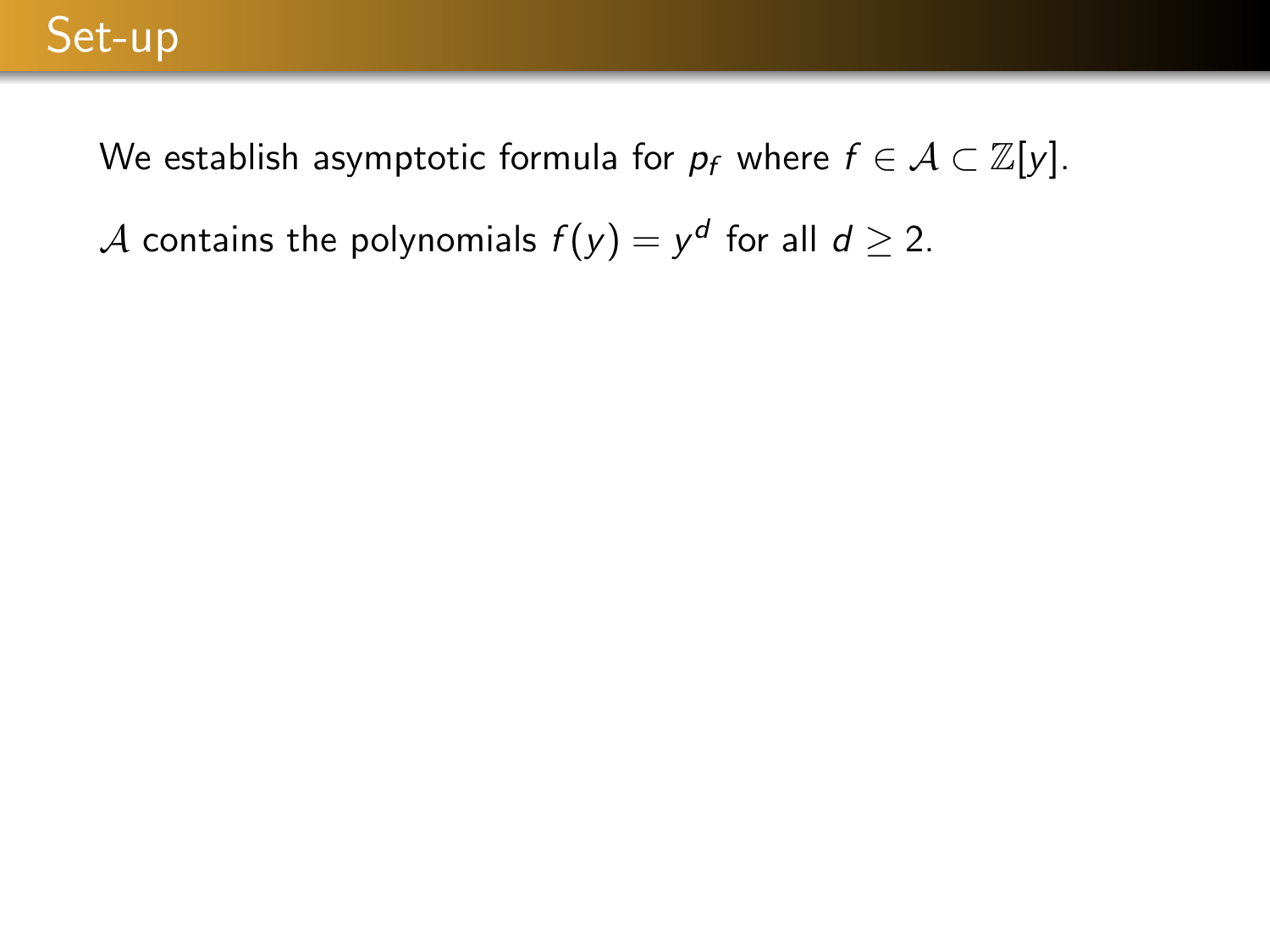# Set-up

We establish asymptotic formula for $p_f$ where $f \in \mathcal{A} \subset \mathbb{Z}[y]$.

$\mathcal{A}$ contains the polynomials $f(y) = y^d$ for all $d \geq 2$.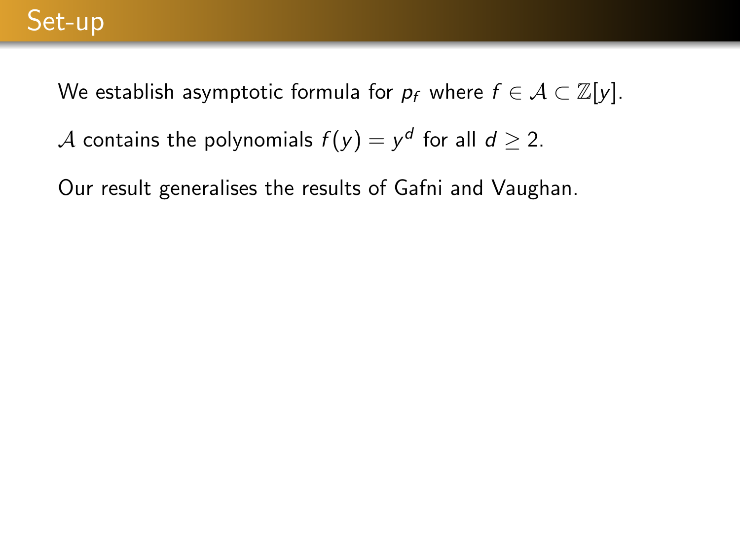# Set-up

We establish asymptotic formula for $p_f$ where $f \in \mathcal{A} \subset \mathbb{Z}[y]$.

$\mathcal{A}$ contains the polynomials $f(y) = y^d$ for all $d \geq 2$.

Our result generalises the results of Gafni and Vaughan.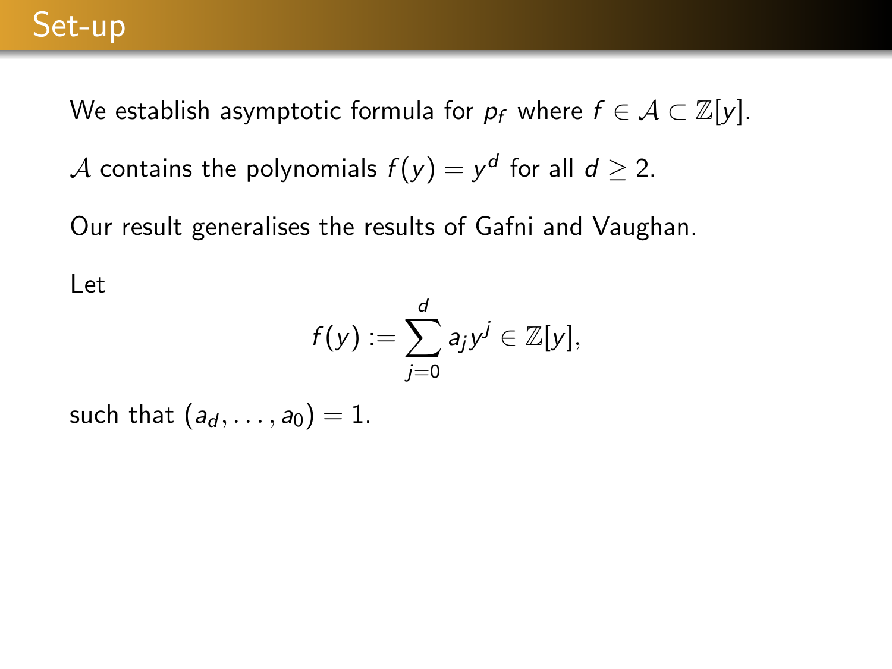# Set-up

We establish asymptotic formula for $p_f$ where $f \in \mathcal{A} \subset \mathbb{Z}[y]$.

$\mathcal{A}$ contains the polynomials $f(y) = y^d$ for all $d \geq 2$.

Our result generalises the results of Gafni and Vaughan.

Let

$$f(y) := \sum_{j=0}^{d} a_j y^j \in \mathbb{Z}[y],$$

such that $(a_d, \ldots, a_0) = 1$.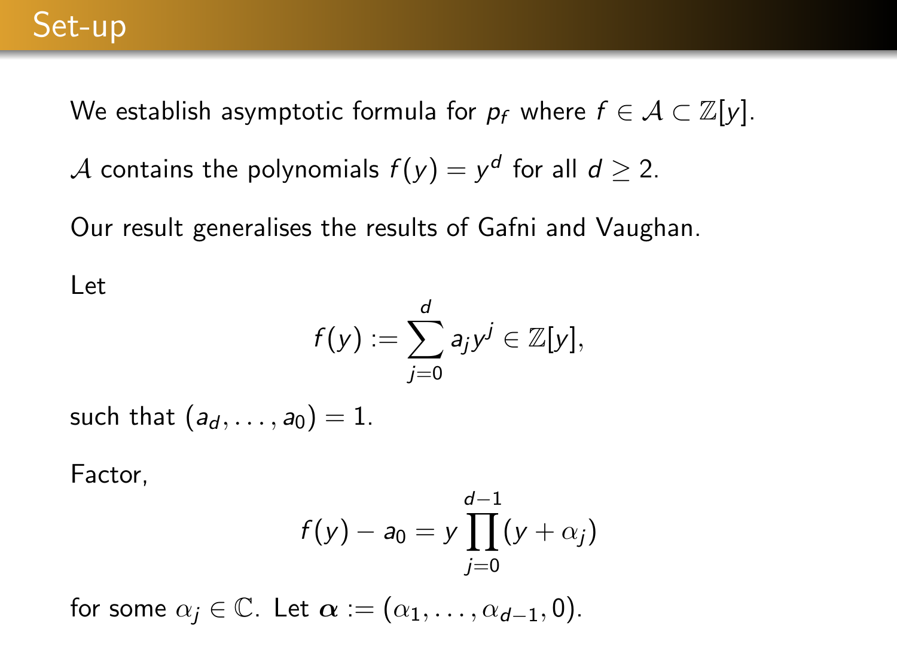# Set-up

We establish asymptotic formula for $p_f$ where $f \in \mathcal{A} \subset \mathbb{Z}[y]$.

$\mathcal{A}$ contains the polynomials $f(y) = y^d$ for all $d \geq 2$.

Our result generalises the results of Gafni and Vaughan.

Let

$$f(y) := \sum_{j=0}^{d} a_j y^j \in \mathbb{Z}[y],$$

such that $(a_d, \ldots, a_0) = 1$.

Factor,

$$f(y) - a_0 = y \prod_{j=0}^{d-1} (y + \alpha_j)$$

for some $\alpha_j \in \mathbb{C}$. Let $\boldsymbol{\alpha} := (\alpha_1, \ldots, \alpha_{d-1}, 0)$.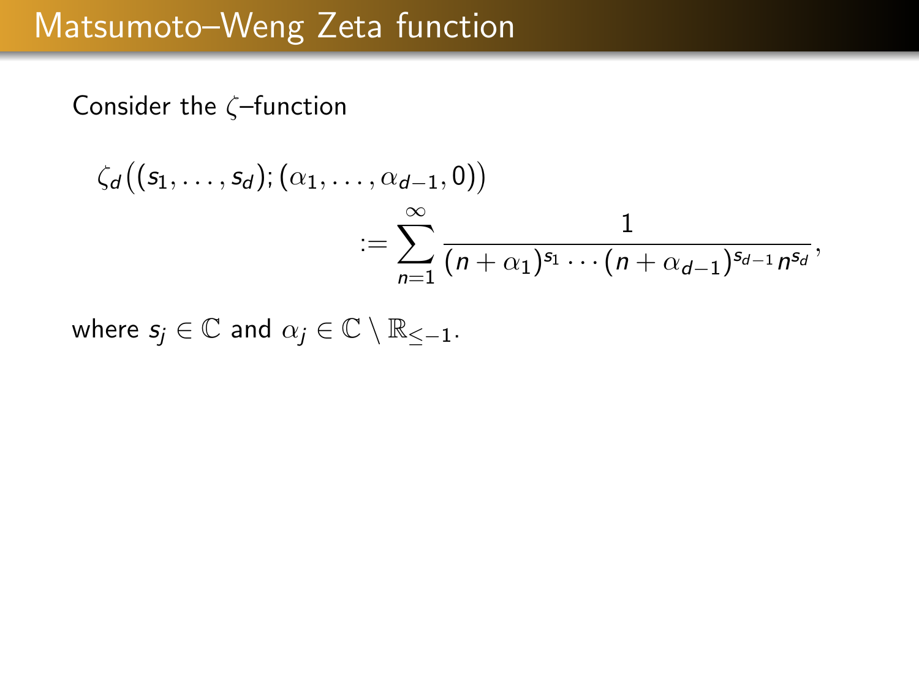# Matsumoto–Weng Zeta function

Consider the $\zeta$–function

$$\zeta_d\big((s_1, \ldots, s_d); (\alpha_1, \ldots, \alpha_{d-1}, 0)\big) := \sum_{n=1}^{\infty} \frac{1}{(n+\alpha_1)^{s_1} \cdots (n+\alpha_{d-1})^{s_{d-1}} n^{s_d}},$$

where $s_j \in \mathbb{C}$ and $\alpha_j \in \mathbb{C} \setminus \mathbb{R}_{\leq -1}$.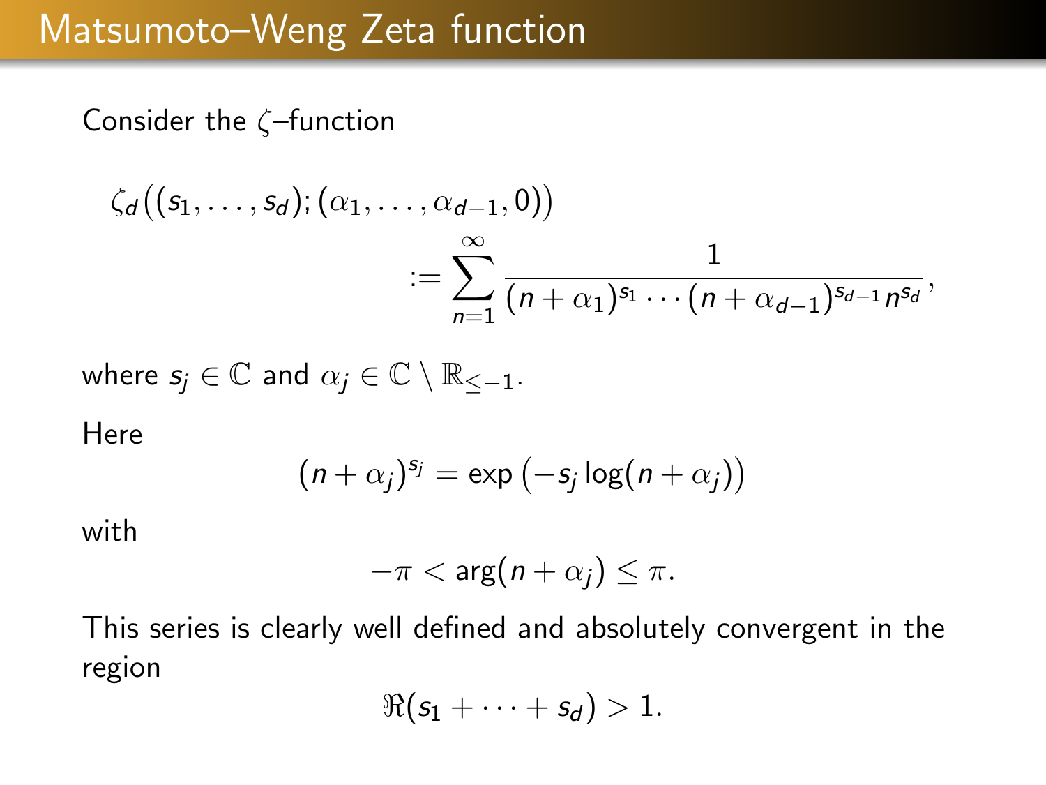# Matsumoto–Weng Zeta function

Consider the $\zeta$–function

$$\zeta_d\big((s_1, \ldots, s_d); (\alpha_1, \ldots, \alpha_{d-1}, 0)\big) := \sum_{n=1}^{\infty} \frac{1}{(n+\alpha_1)^{s_1} \cdots (n+\alpha_{d-1})^{s_{d-1}} n^{s_d}},$$

where $s_j \in \mathbb{C}$ and $\alpha_j \in \mathbb{C} \setminus \mathbb{R}_{\leq -1}$.

Here

$$(n+\alpha_j)^{s_j} = \exp\left(-s_j \log(n+\alpha_j)\right)$$

with

$$-\pi < \arg(n+\alpha_j) \leq \pi.$$

This series is clearly well defined and absolutely convergent in the region

$$\Re(s_1 + \cdots + s_d) > 1.$$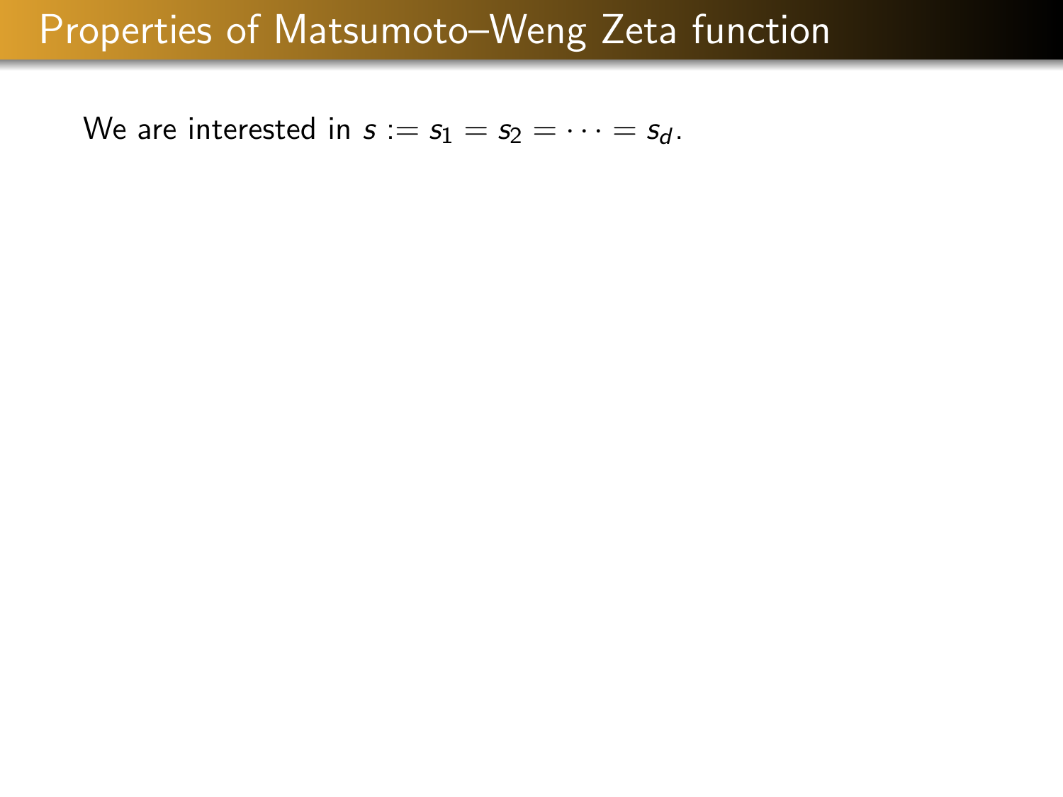# Properties of Matsumoto–Weng Zeta function

We are interested in $s := s_1 = s_2 = \cdots = s_d$.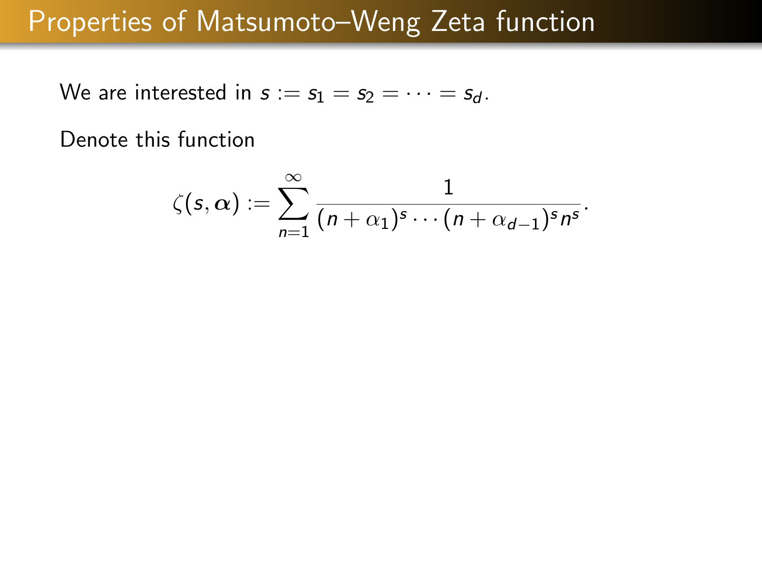# Properties of Matsumoto–Weng Zeta function

We are interested in $s := s_1 = s_2 = \cdots = s_d$.

Denote this function

$$\zeta(s, \boldsymbol{\alpha}) := \sum_{n=1}^{\infty} \frac{1}{(n+\alpha_1)^s \cdots (n+\alpha_{d-1})^s n^s}.$$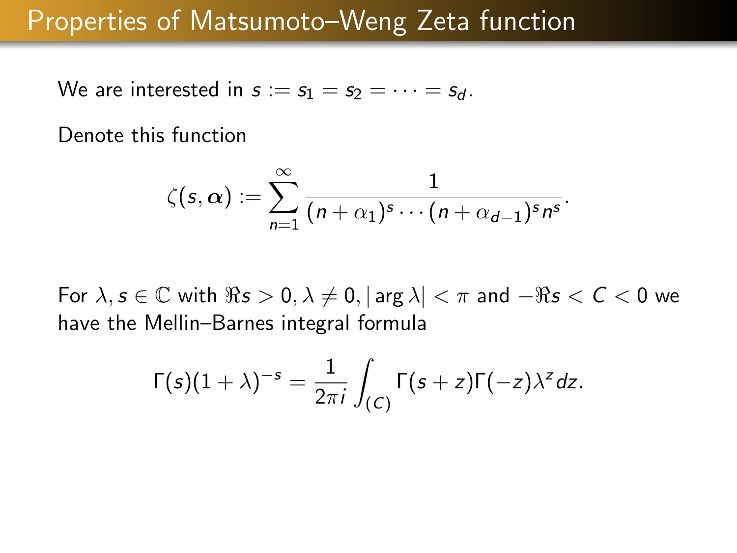# Properties of Matsumoto–Weng Zeta function

We are interested in $s := s_1 = s_2 = \cdots = s_d$.

Denote this function

$$\zeta(s, \boldsymbol{\alpha}) := \sum_{n=1}^{\infty} \frac{1}{(n+\alpha_1)^s \cdots (n+\alpha_{d-1})^s n^s}.$$

For $\lambda, s \in \mathbb{C}$ with $\Re s > 0, \lambda \neq 0, |\arg \lambda| < \pi$ and $-\Re s < C < 0$ we have the Mellin–Barnes integral formula

$$\Gamma(s)(1+\lambda)^{-s} = \frac{1}{2\pi i} \int_{(C)} \Gamma(s+z)\Gamma(-z)\lambda^z dz.$$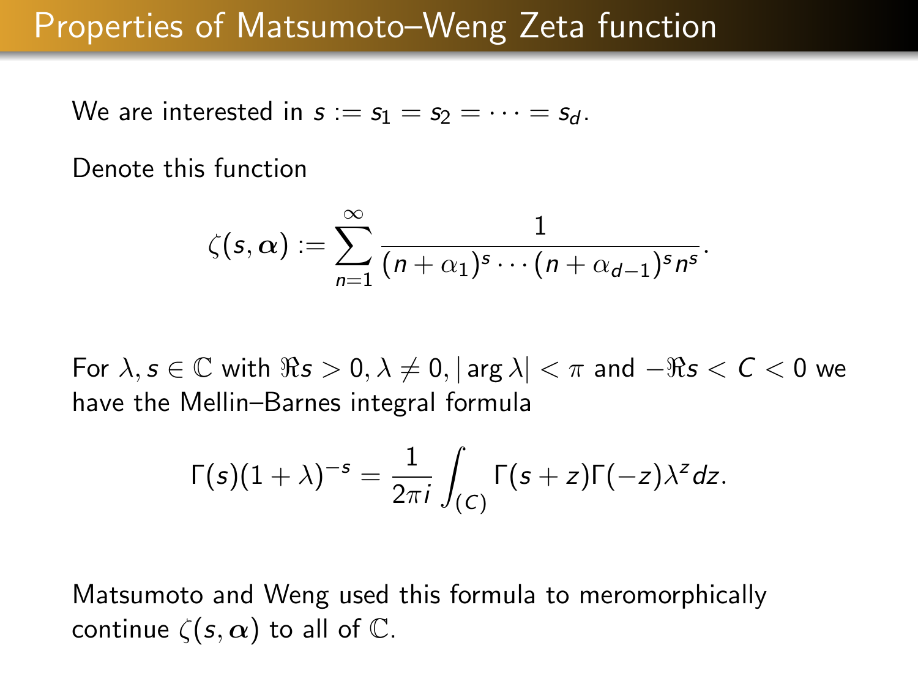# Properties of Matsumoto–Weng Zeta function

We are interested in $s := s_1 = s_2 = \cdots = s_d$.

Denote this function

$$\zeta(s, \boldsymbol{\alpha}) := \sum_{n=1}^{\infty} \frac{1}{(n + \alpha_1)^s \cdots (n + \alpha_{d-1})^s n^s}.$$

For $\lambda, s \in \mathbb{C}$ with $\Re s > 0, \lambda \neq 0, |\arg \lambda| < \pi$ and $-\Re s < C < 0$ we have the Mellin–Barnes integral formula

$$\Gamma(s)(1 + \lambda)^{-s} = \frac{1}{2\pi i} \int_{(C)} \Gamma(s + z)\Gamma(-z)\lambda^z dz.$$

Matsumoto and Weng used this formula to meromorphically continue $\zeta(s, \boldsymbol{\alpha})$ to all of $\mathbb{C}$.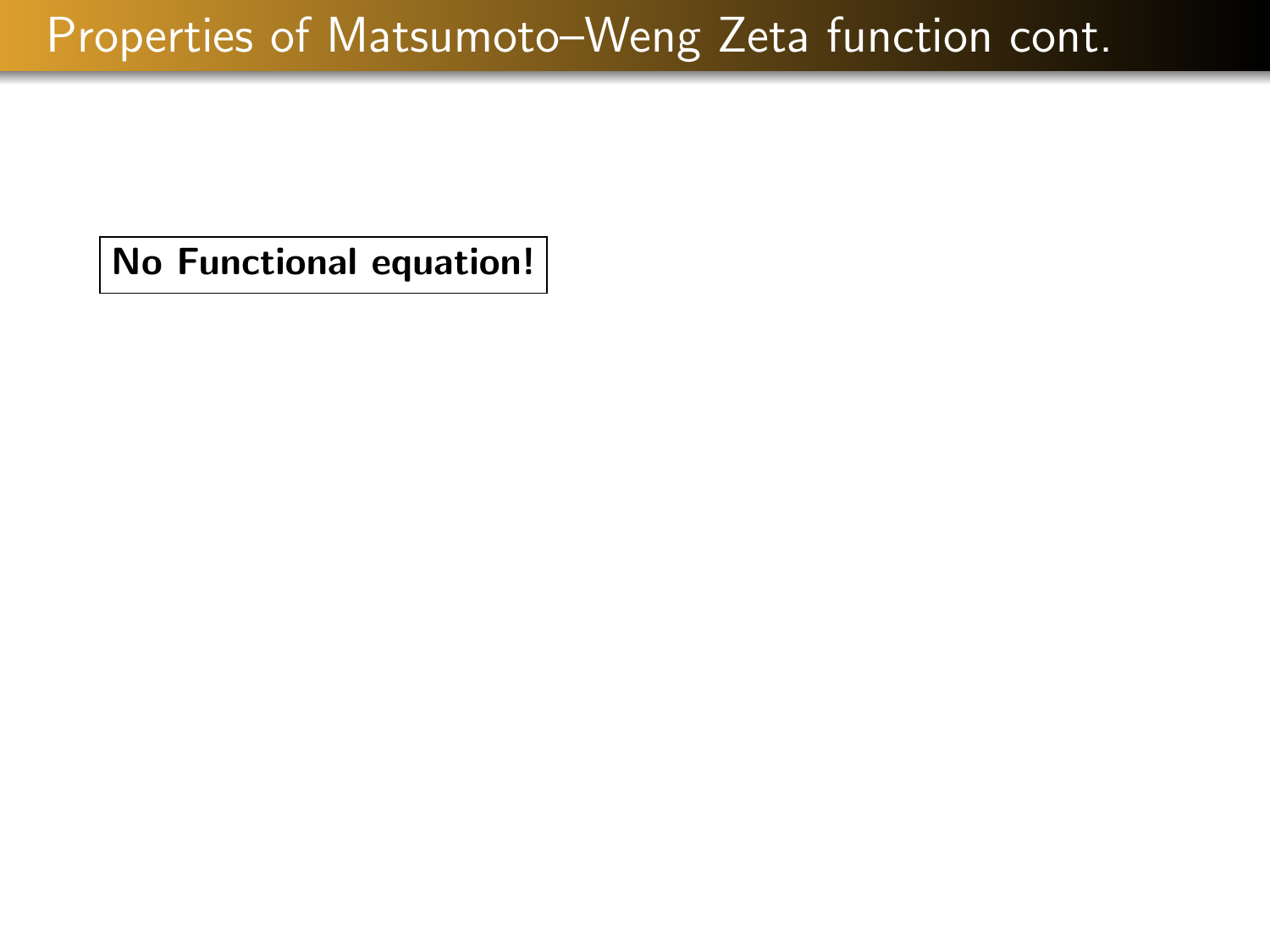## Properties of Matsumoto–Weng Zeta function cont.

**No Functional equation!**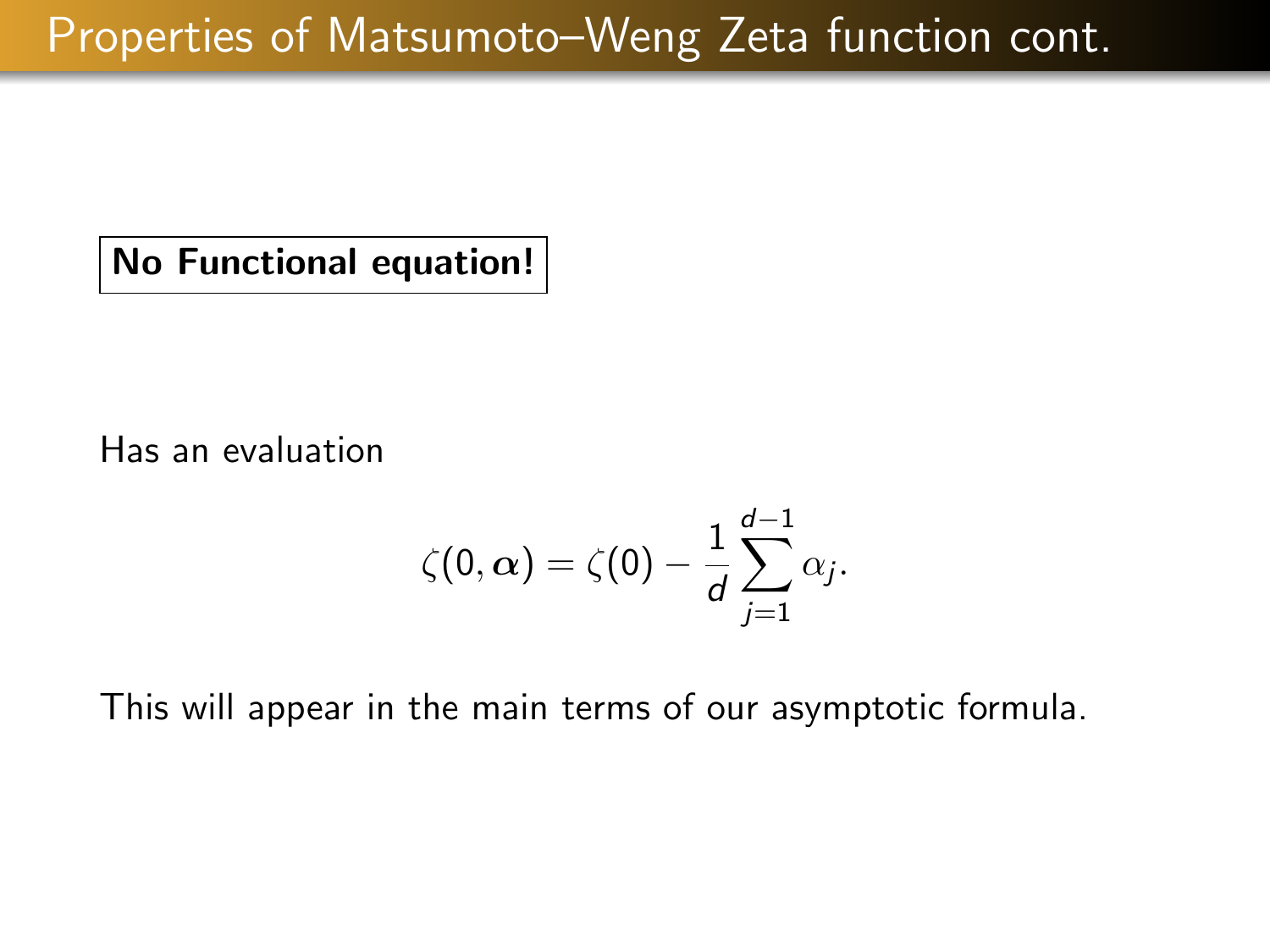# Properties of Matsumoto–Weng Zeta function cont.

**No Functional equation!**

Has an evaluation

$$\zeta(0, \boldsymbol{\alpha}) = \zeta(0) - \frac{1}{d} \sum_{j=1}^{d-1} \alpha_j.$$

This will appear in the main terms of our asymptotic formula.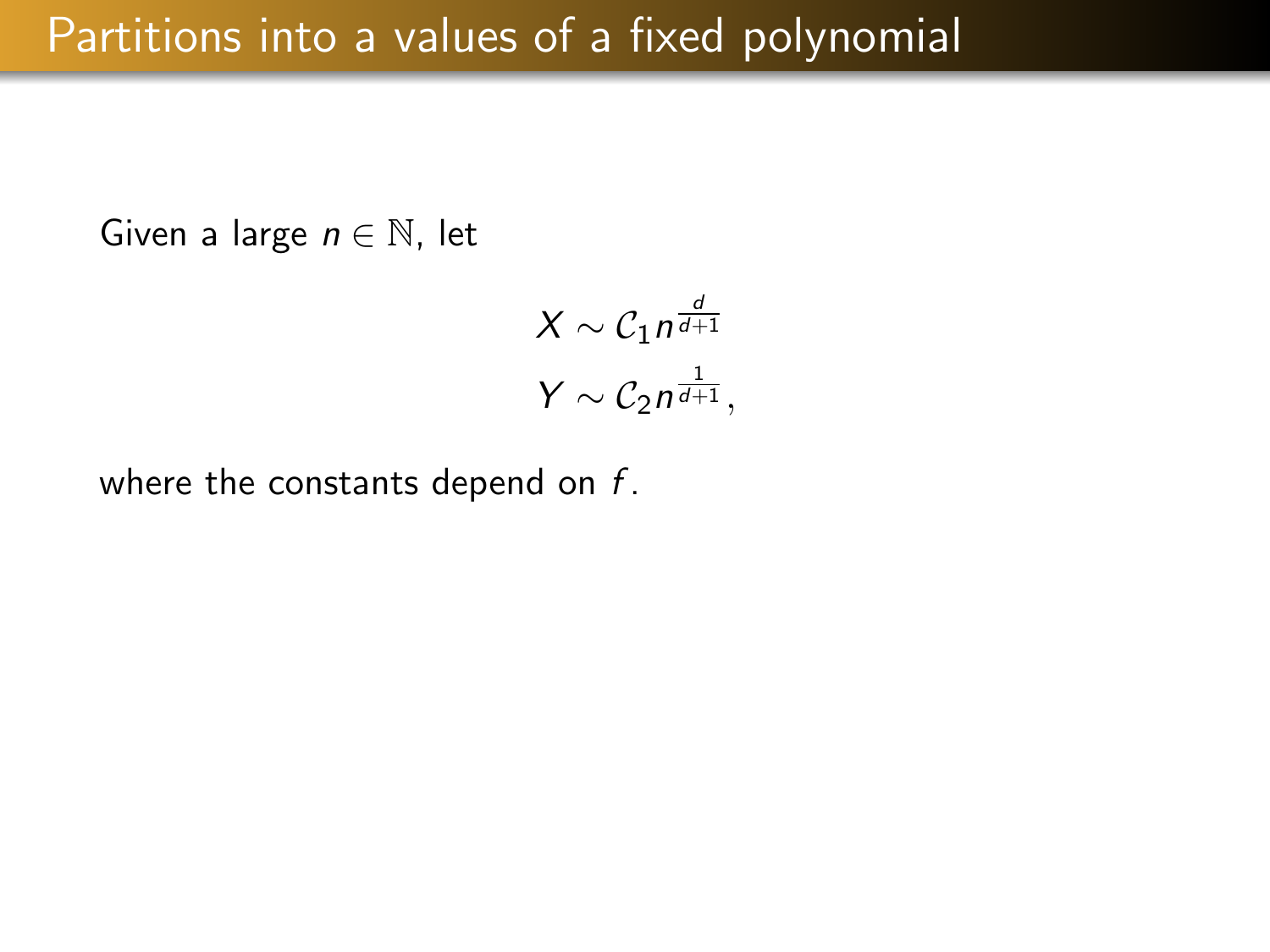# Partitions into a values of a fixed polynomial

Given a large $n \in \mathbb{N}$, let

$$X \sim \mathcal{C}_1 n^{\frac{d}{d+1}}$$
$$Y \sim \mathcal{C}_2 n^{\frac{1}{d+1}},$$

where the constants depend on $f$.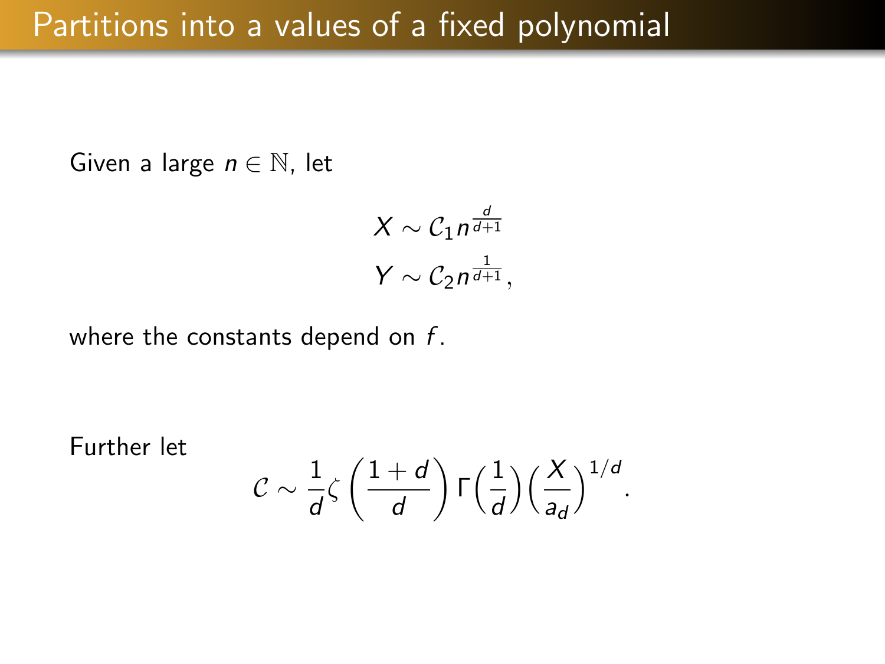# Partitions into a values of a fixed polynomial

Given a large $n \in \mathbb{N}$, let

$$X \sim \mathcal{C}_1 n^{\frac{d}{d+1}}$$
$$Y \sim \mathcal{C}_2 n^{\frac{1}{d+1}},$$

where the constants depend on $f$.

Further let

$$\mathcal{C} \sim \frac{1}{d}\zeta\left(\frac{1+d}{d}\right)\Gamma\Big(\frac{1}{d}\Big)\Big(\frac{X}{a_d}\Big)^{1/d}.$$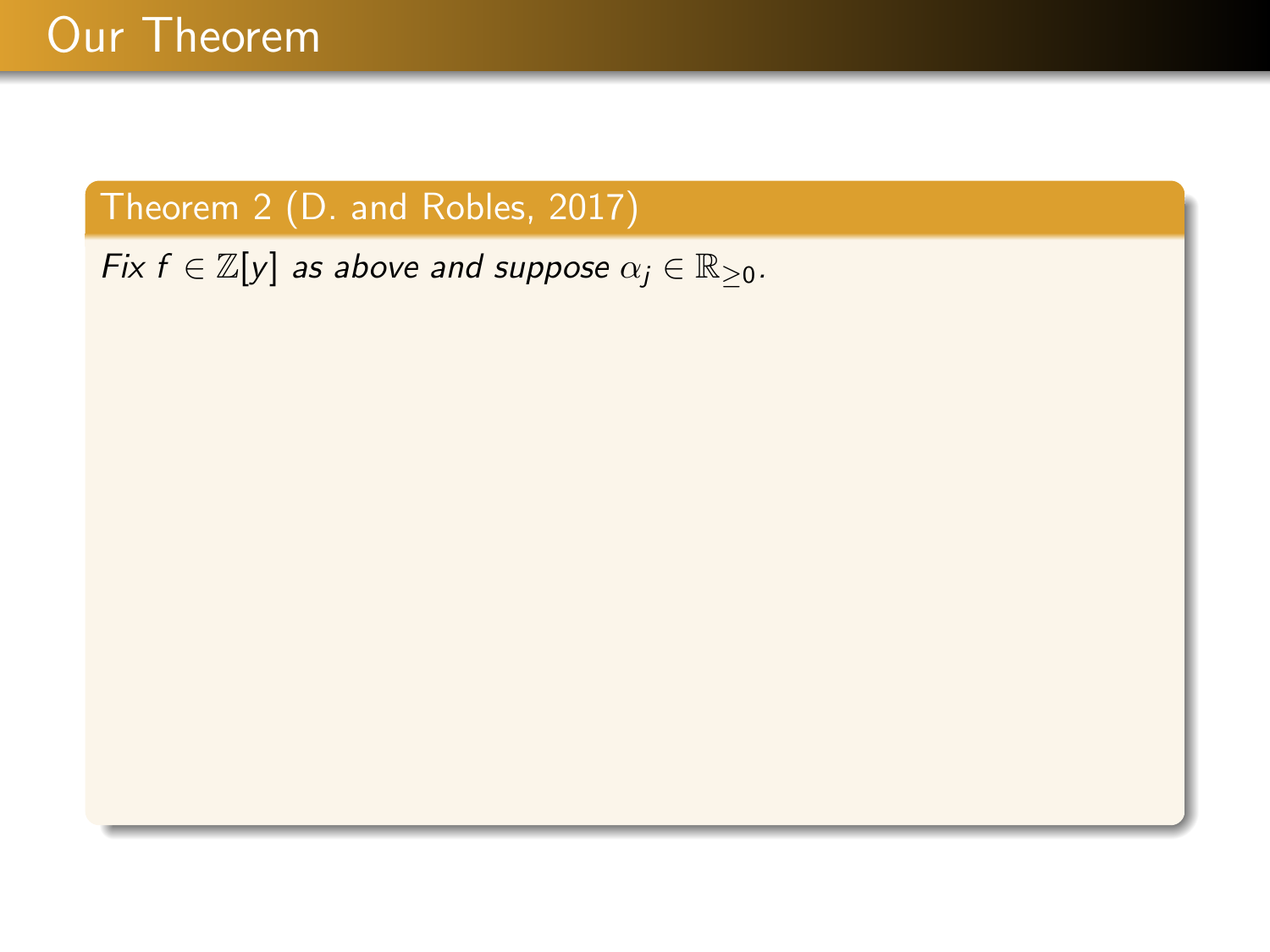# Our Theorem

**Theorem 2 (D. and Robles, 2017)**

*Fix $f \in \mathbb{Z}[y]$ as above and suppose $\alpha_j \in \mathbb{R}_{\geq 0}$.*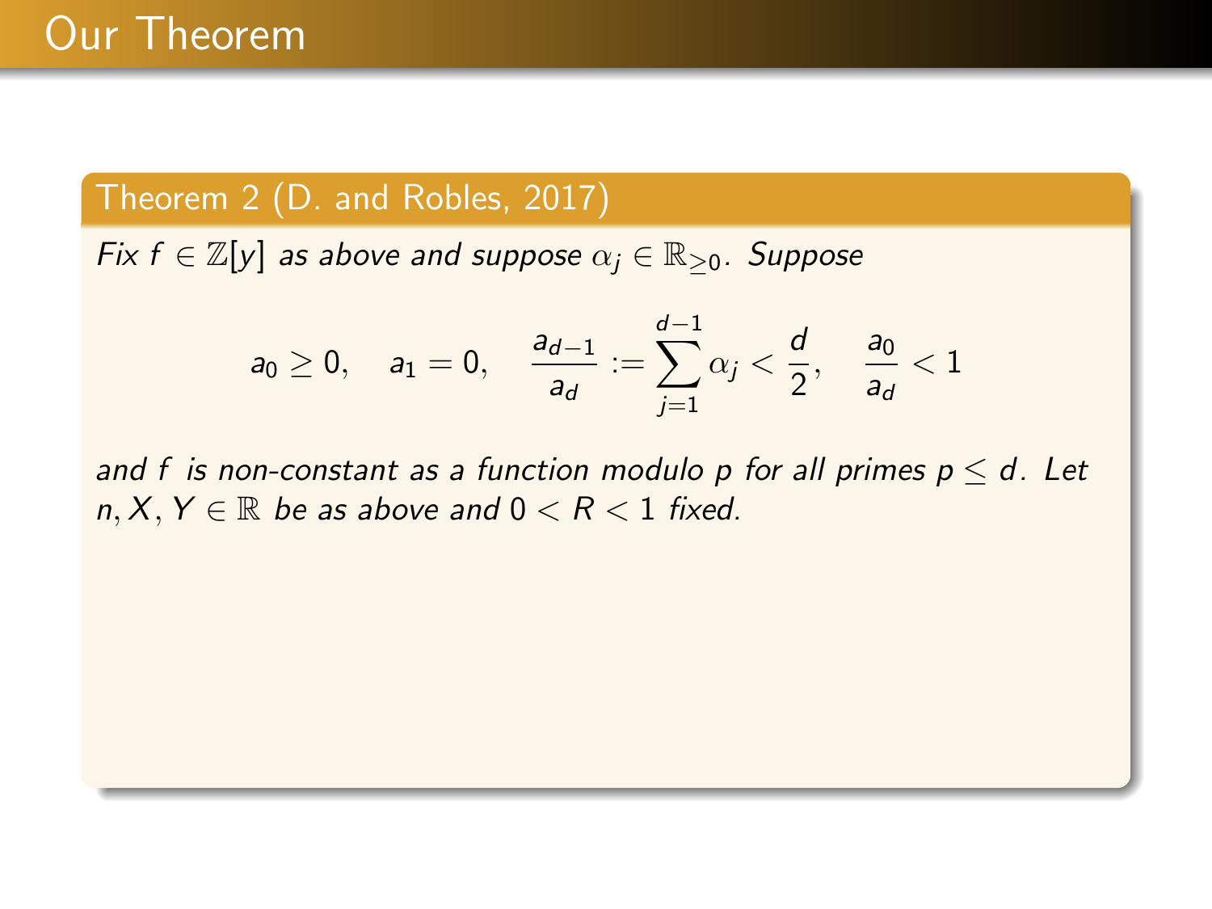# Our Theorem

**Theorem 2 (D. and Robles, 2017)**

*Fix $f \in \mathbb{Z}[y]$ as above and suppose $\alpha_j \in \mathbb{R}_{\geq 0}$. Suppose*

$$a_0 \geq 0, \quad a_1 = 0, \quad \frac{a_{d-1}}{a_d} := \sum_{j=1}^{d-1} \alpha_j < \frac{d}{2}, \quad \frac{a_0}{a_d} < 1$$

*and $f$ is non-constant as a function modulo $p$ for all primes $p \leq d$. Let $n, X, Y \in \mathbb{R}$ be as above and $0 < R < 1$ fixed.*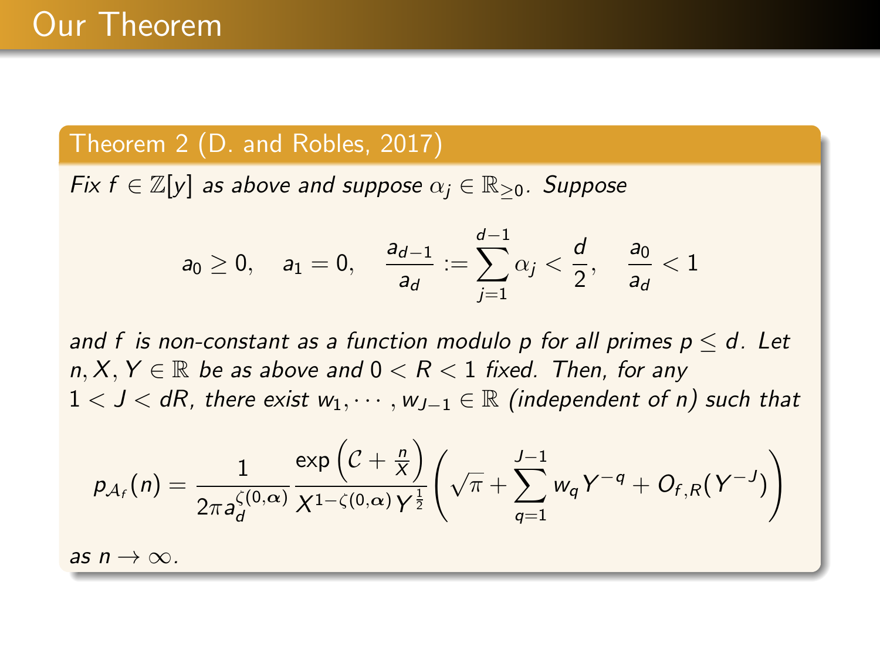# Our Theorem

**Theorem 2 (D. and Robles, 2017)**

*Fix $f \in \mathbb{Z}[y]$ as above and suppose $\alpha_j \in \mathbb{R}_{\geq 0}$. Suppose*

$$a_0 \geq 0, \quad a_1 = 0, \quad \frac{a_{d-1}}{a_d} := \sum_{j=1}^{d-1} \alpha_j < \frac{d}{2}, \quad \frac{a_0}{a_d} < 1$$

*and $f$ is non-constant as a function modulo $p$ for all primes $p \leq d$. Let $n, X, Y \in \mathbb{R}$ be as above and $0 < R < 1$ fixed. Then, for any $1 < J < dR$, there exist $w_1, \cdots, w_{J-1} \in \mathbb{R}$ (independent of $n$) such that*

$$p_{\mathcal{A}_f}(n) = \frac{1}{2\pi a_d^{\zeta(0,\boldsymbol{\alpha})}} \frac{\exp\left(\mathcal{C} + \frac{n}{X}\right)}{X^{1-\zeta(0,\boldsymbol{\alpha})} Y^{\frac{1}{2}}} \left(\sqrt{\pi} + \sum_{q=1}^{J-1} w_q Y^{-q} + O_{f,R}(Y^{-J})\right)$$

*as $n \to \infty$.*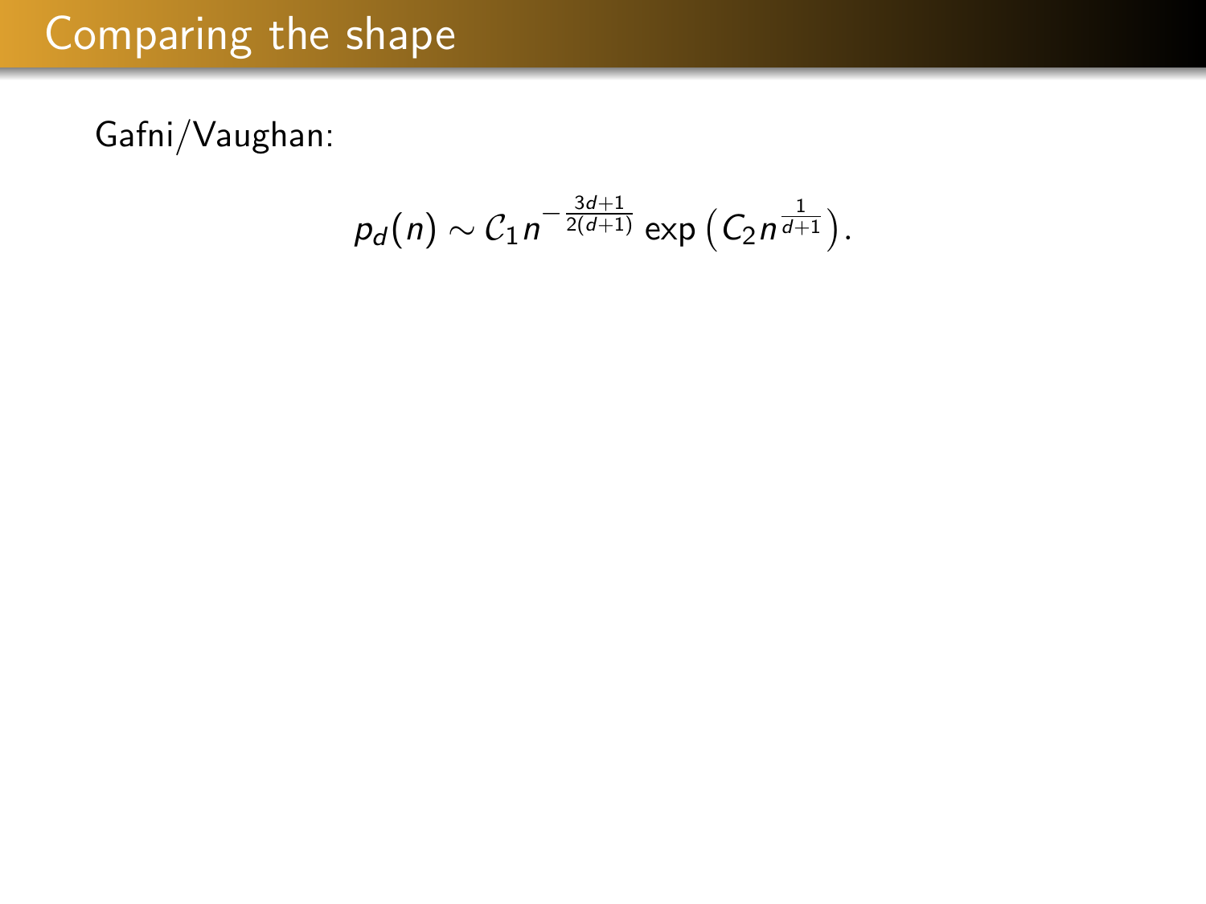# Comparing the shape

Gafni/Vaughan:

$$p_d(n) \sim \mathcal{C}_1 n^{-\frac{3d+1}{2(d+1)}} \exp\left(C_2 n^{\frac{1}{d+1}}\right).$$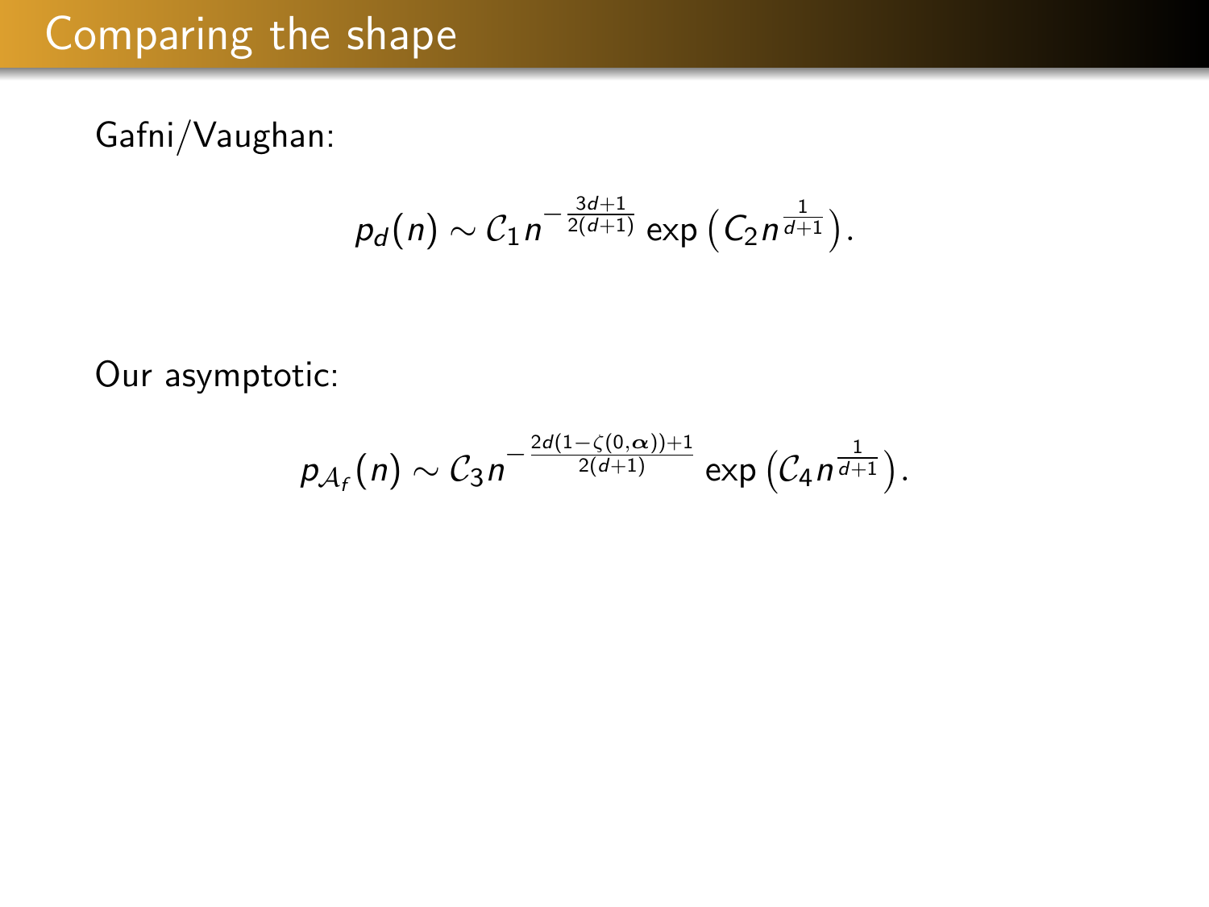# Comparing the shape

Gafni/Vaughan:

$$p_d(n) \sim \mathcal{C}_1 n^{-\frac{3d+1}{2(d+1)}} \exp\left(C_2 n^{\frac{1}{d+1}}\right).$$

Our asymptotic:

$$p_{\mathcal{A}_f}(n) \sim \mathcal{C}_3 n^{-\frac{2d(1-\zeta(0,\boldsymbol{\alpha}))+1}{2(d+1)}} \exp\left(\mathcal{C}_4 n^{\frac{1}{d+1}}\right).$$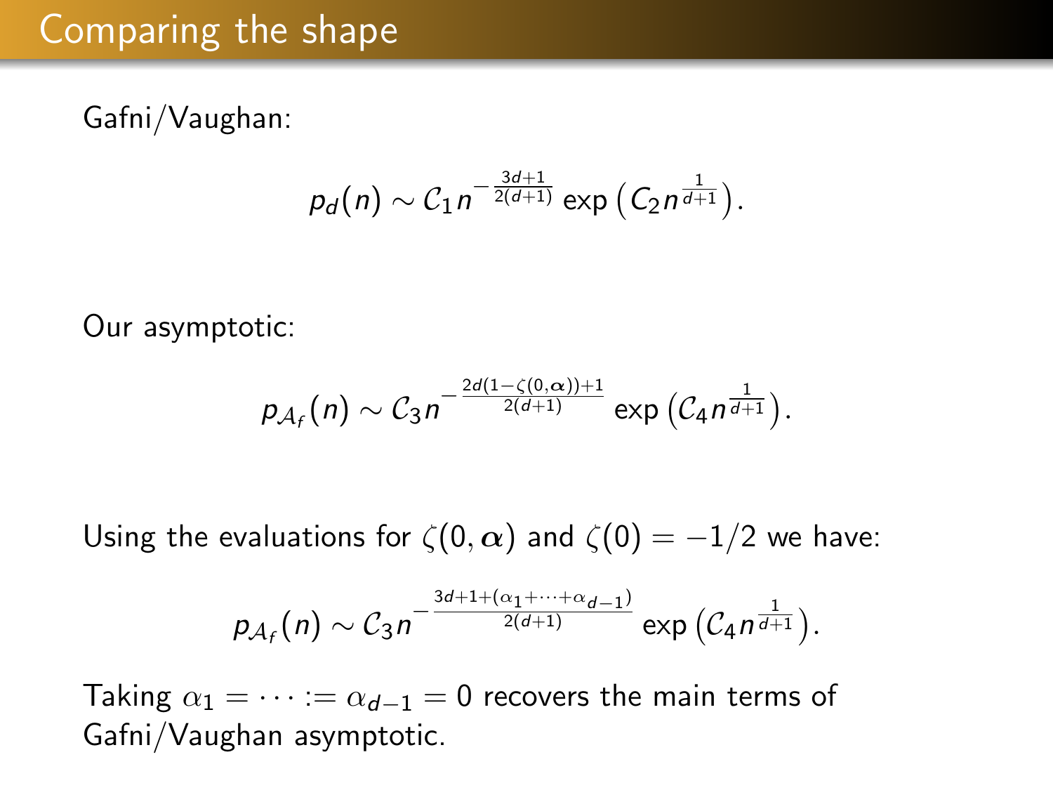# Comparing the shape

Gafni/Vaughan:

$$p_d(n) \sim \mathcal{C}_1 n^{-\frac{3d+1}{2(d+1)}} \exp\left(C_2 n^{\frac{1}{d+1}}\right).$$

Our asymptotic:

$$p_{\mathcal{A}_f}(n) \sim \mathcal{C}_3 n^{-\frac{2d(1-\zeta(0,\boldsymbol{\alpha}))+1}{2(d+1)}} \exp\left(\mathcal{C}_4 n^{\frac{1}{d+1}}\right).$$

Using the evaluations for $\zeta(0, \boldsymbol{\alpha})$ and $\zeta(0) = -1/2$ we have:

$$p_{\mathcal{A}_f}(n) \sim \mathcal{C}_3 n^{-\frac{3d+1+(\alpha_1+\cdots+\alpha_{d-1})}{2(d+1)}} \exp\left(\mathcal{C}_4 n^{\frac{1}{d+1}}\right).$$

Taking $\alpha_1 = \cdots := \alpha_{d-1} = 0$ recovers the main terms of Gafni/Vaughan asymptotic.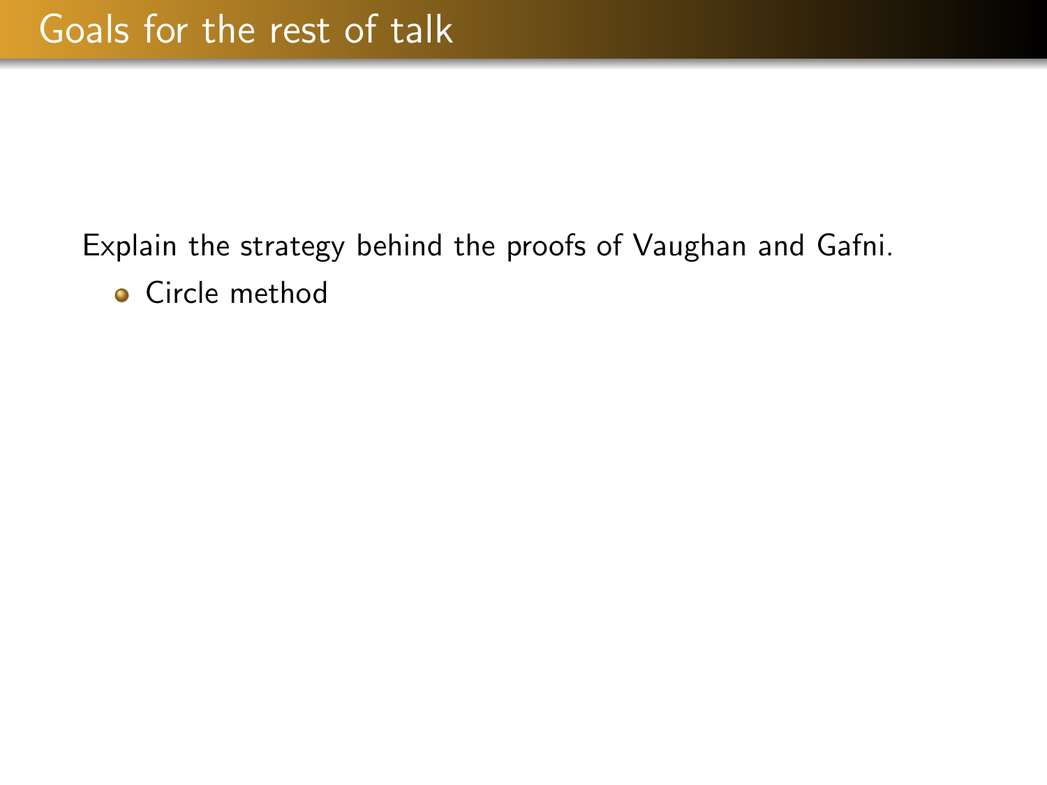# Goals for the rest of talk

Explain the strategy behind the proofs of Vaughan and Gafni.

- Circle method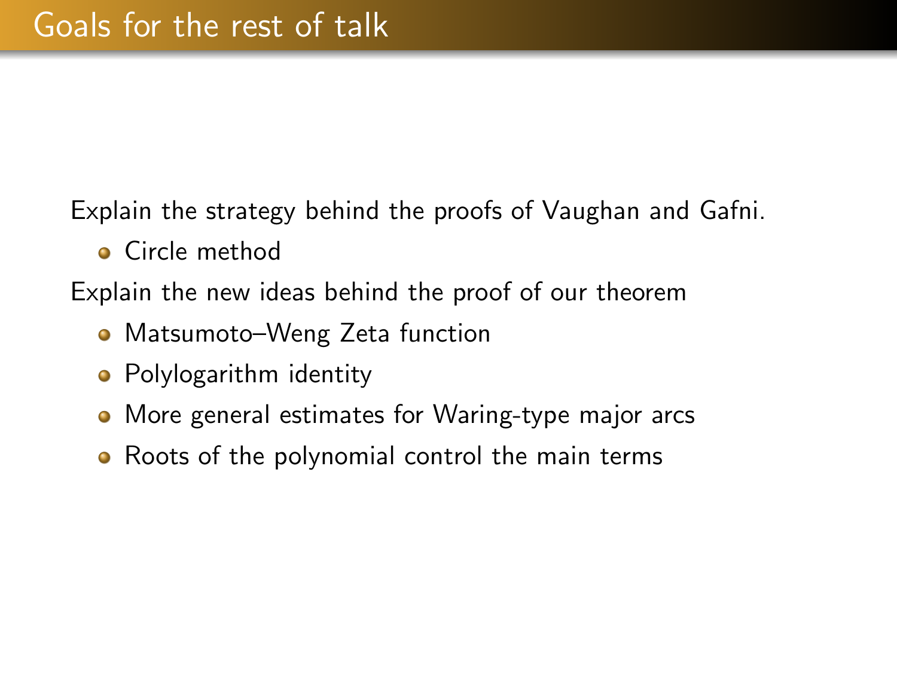# Goals for the rest of talk

Explain the strategy behind the proofs of Vaughan and Gafni.

- Circle method

Explain the new ideas behind the proof of our theorem

- Matsumoto–Weng Zeta function
- Polylogarithm identity
- More general estimates for Waring-type major arcs
- Roots of the polynomial control the main terms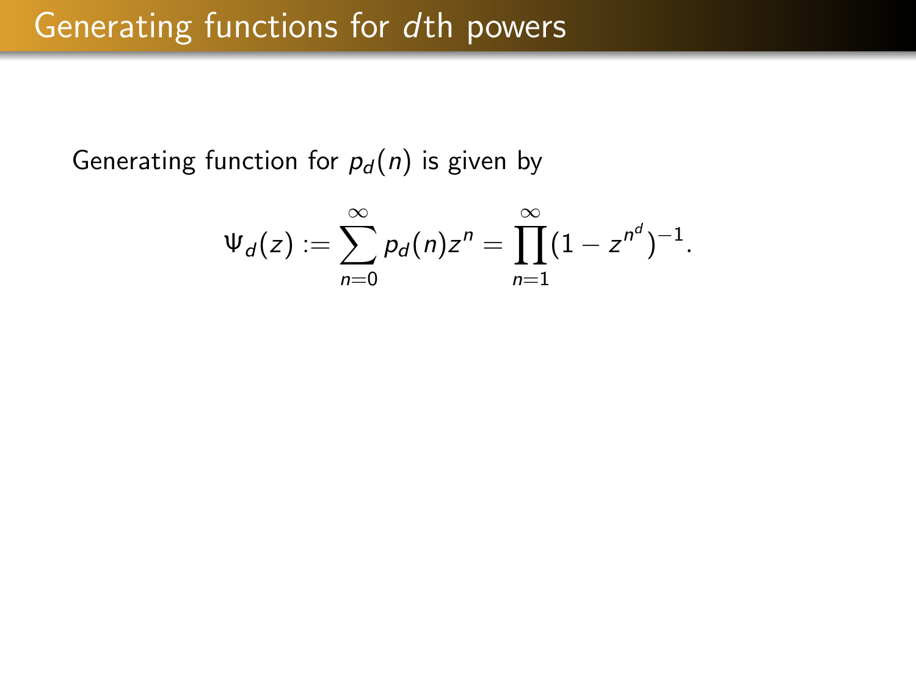# Generating functions for $d$th powers

Generating function for $p_d(n)$ is given by

$$\Psi_d(z) := \sum_{n=0}^{\infty} p_d(n) z^n = \prod_{n=1}^{\infty} (1 - z^{n^d})^{-1}.$$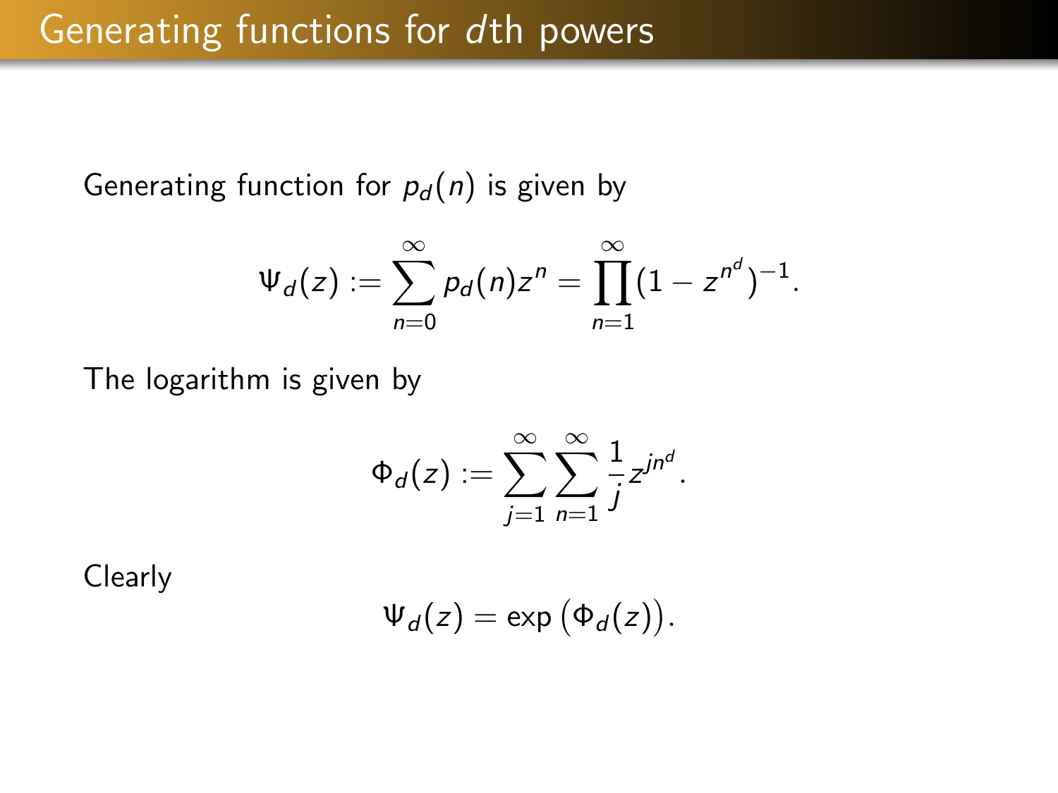# Generating functions for $d$th powers

Generating function for $p_d(n)$ is given by

$$\Psi_d(z) := \sum_{n=0}^{\infty} p_d(n) z^n = \prod_{n=1}^{\infty} (1 - z^{n^d})^{-1}.$$

The logarithm is given by

$$\Phi_d(z) := \sum_{j=1}^{\infty} \sum_{n=1}^{\infty} \frac{1}{j} z^{jn^d}.$$

Clearly

$$\Psi_d(z) = \exp\big(\Phi_d(z)\big).$$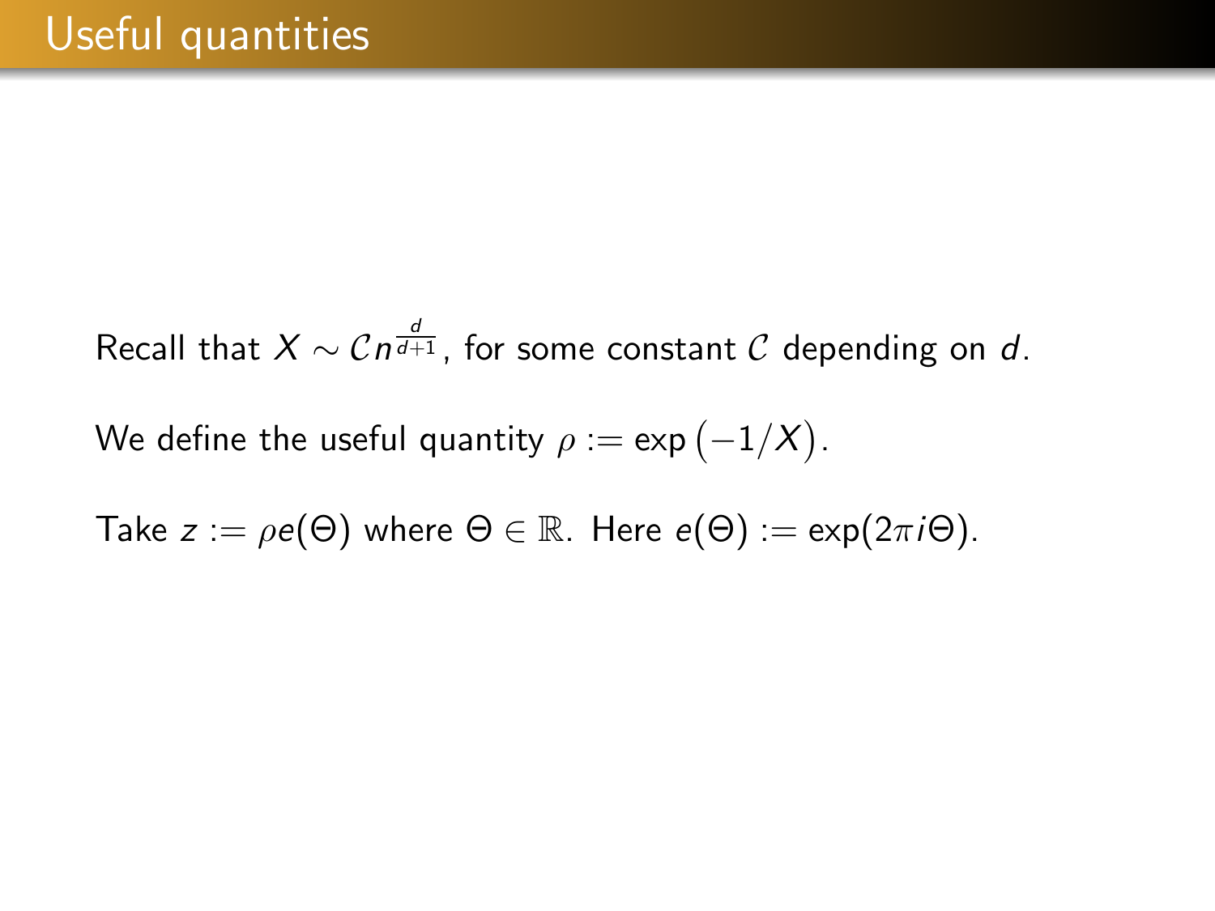# Useful quantities

Recall that $X \sim \mathcal{C}n^{\frac{d}{d+1}}$, for some constant $\mathcal{C}$ depending on $d$.

We define the useful quantity $\rho := \exp\big(-1/X\big)$.

Take $z := \rho e(\Theta)$ where $\Theta \in \mathbb{R}$. Here $e(\Theta) := \exp(2\pi i \Theta)$.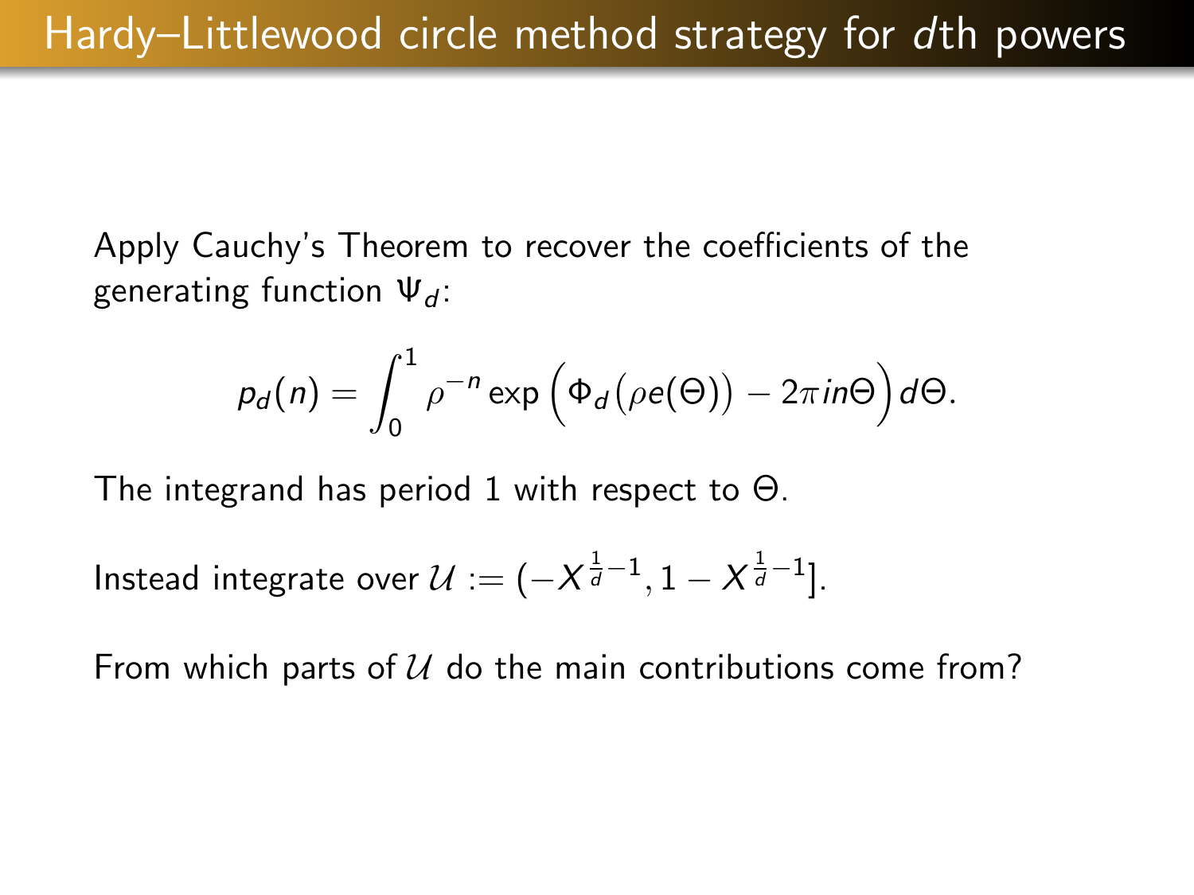# Hardy–Littlewood circle method strategy for $d$th powers

Apply Cauchy's Theorem to recover the coefficients of the generating function $\Psi_d$:

$$p_d(n) = \int_0^1 \rho^{-n} \exp\Big(\Phi_d\big(\rho e(\Theta)\big) - 2\pi i n\Theta\Big) d\Theta.$$

The integrand has period 1 with respect to $\Theta$.

Instead integrate over $\mathcal{U} := (-X^{\frac{1}{d}-1}, 1 - X^{\frac{1}{d}-1}]$.

From which parts of $\mathcal{U}$ do the main contributions come from?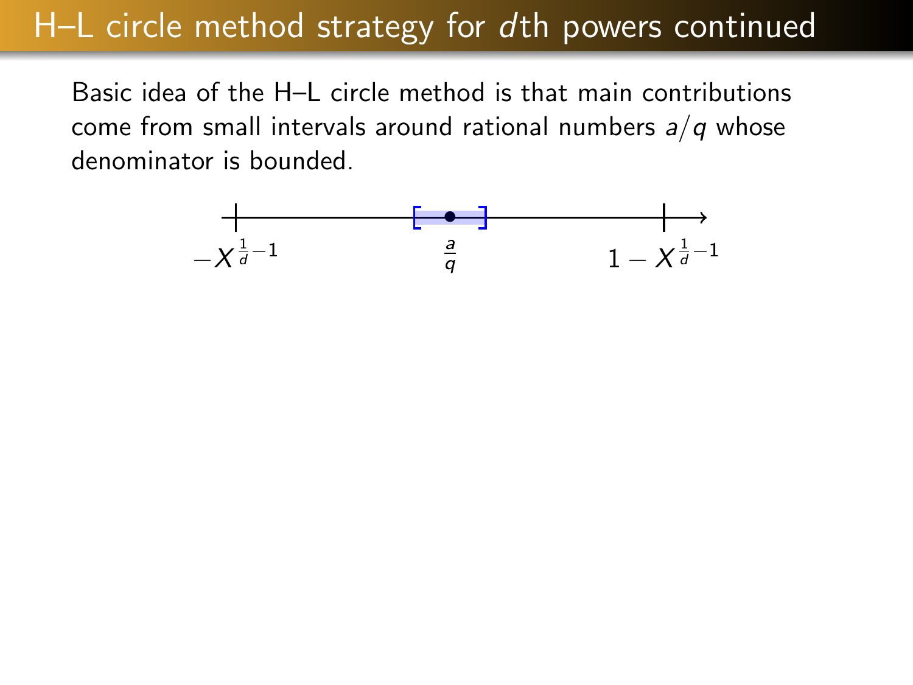# H–L circle method strategy for $d$th powers continued

Basic idea of the H–L circle method is that main contributions come from small intervals around rational numbers $a/q$ whose denominator is bounded.

$-X^{\frac{1}{d}-1}$ $\frac{a}{q}$ $1 - X^{\frac{1}{d}-1}$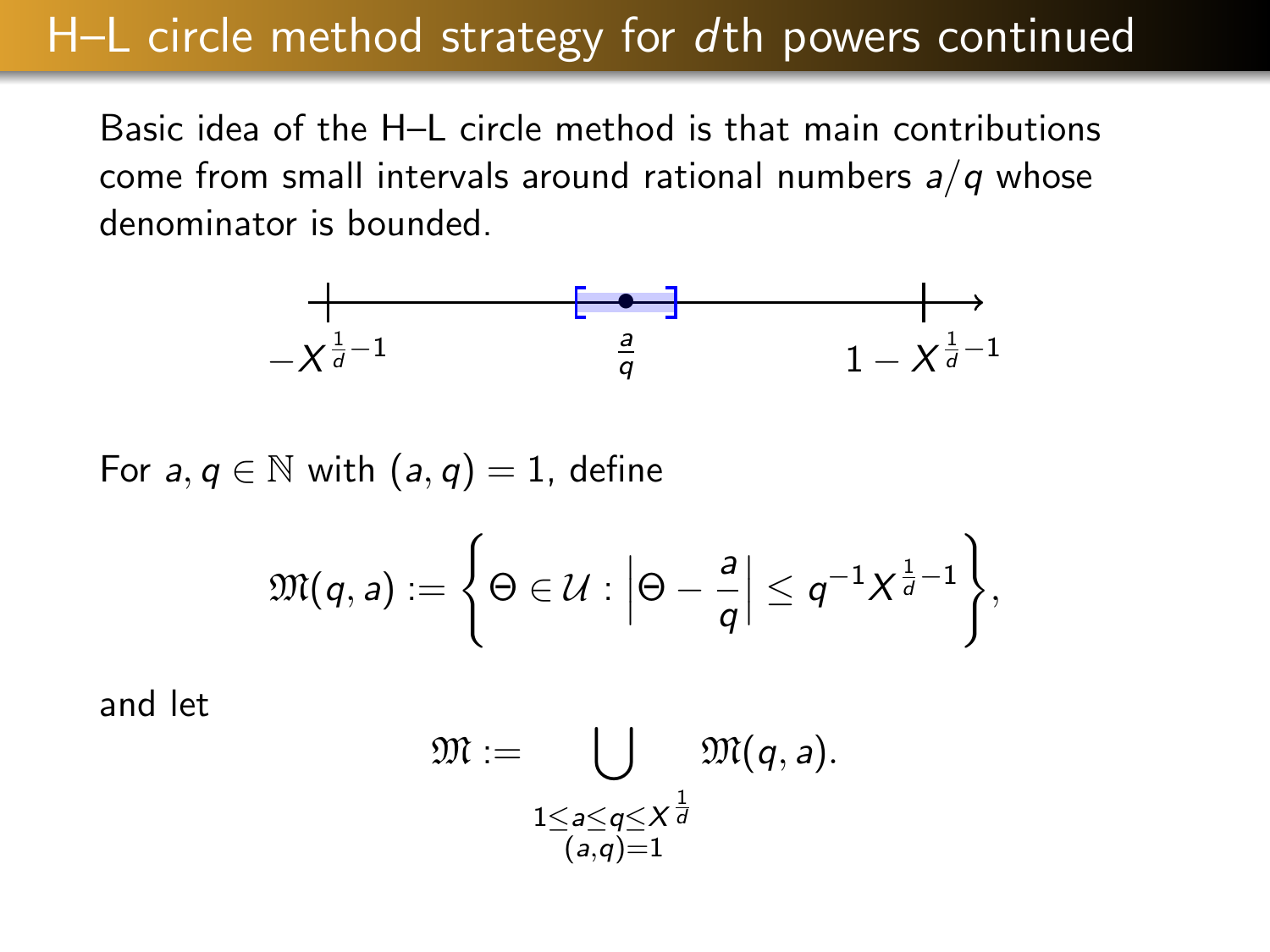# H–L circle method strategy for $d$th powers continued

Basic idea of the H–L circle method is that main contributions come from small intervals around rational numbers $a/q$ whose denominator is bounded.

$-X^{\frac{1}{d}-1}$ $\frac{a}{q}$ $1 - X^{\frac{1}{d}-1}$

For $a, q \in \mathbb{N}$ with $(a, q) = 1$, define

$$\mathfrak{M}(q, a) := \left\{ \Theta \in \mathcal{U} : \left| \Theta - \frac{a}{q} \right| \leq q^{-1} X^{\frac{1}{d}-1} \right\},$$

and let

$$\mathfrak{M} := \bigcup_{\substack{1 \leq a \leq q \leq X^{\frac{1}{d}} \\ (a,q)=1}} \mathfrak{M}(q, a).$$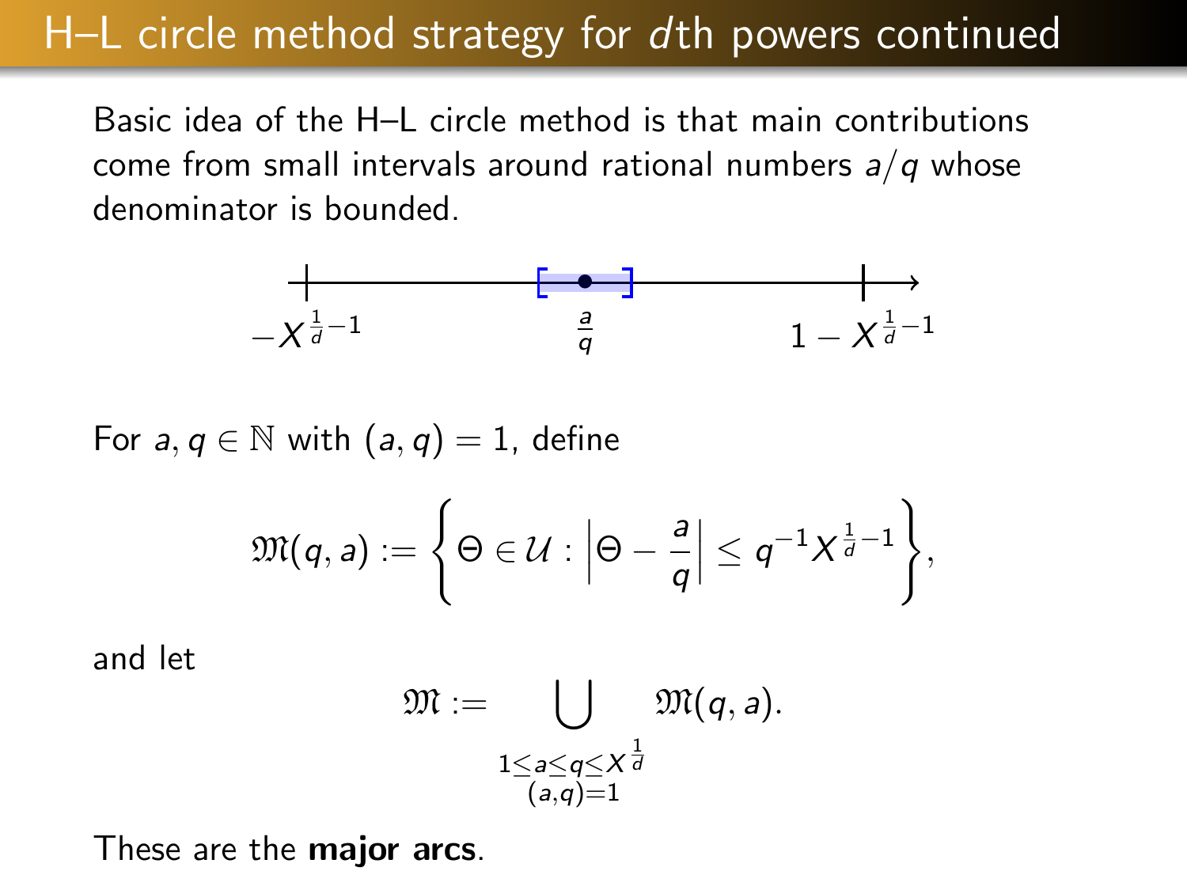# H–L circle method strategy for $d$th powers continued

Basic idea of the H–L circle method is that main contributions come from small intervals around rational numbers $a/q$ whose denominator is bounded.

$-X^{\frac{1}{d}-1}$ $\qquad \frac{a}{q} \qquad$ $1 - X^{\frac{1}{d}-1}$

For $a, q \in \mathbb{N}$ with $(a, q) = 1$, define

$$\mathfrak{M}(q, a) := \left\{ \Theta \in \mathcal{U} : \left| \Theta - \frac{a}{q} \right| \leq q^{-1} X^{\frac{1}{d}-1} \right\},$$

and let

$$\mathfrak{M} := \bigcup_{\substack{1 \leq a \leq q \leq X^{\frac{1}{d}} \\ (a,q)=1}} \mathfrak{M}(q, a).$$

These are the **major arcs**.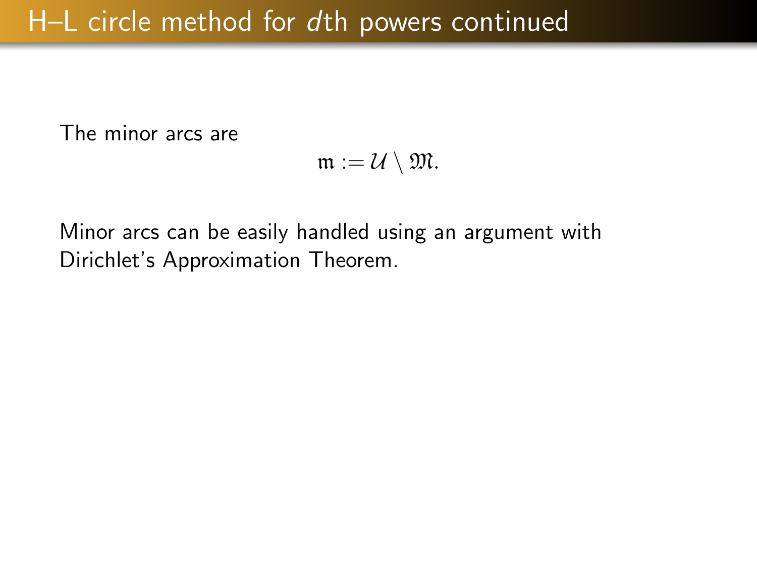# H–L circle method for $d$th powers continued

The minor arcs are

$$\mathfrak{m} := \mathcal{U} \setminus \mathfrak{M}.$$

Minor arcs can be easily handled using an argument with Dirichlet's Approximation Theorem.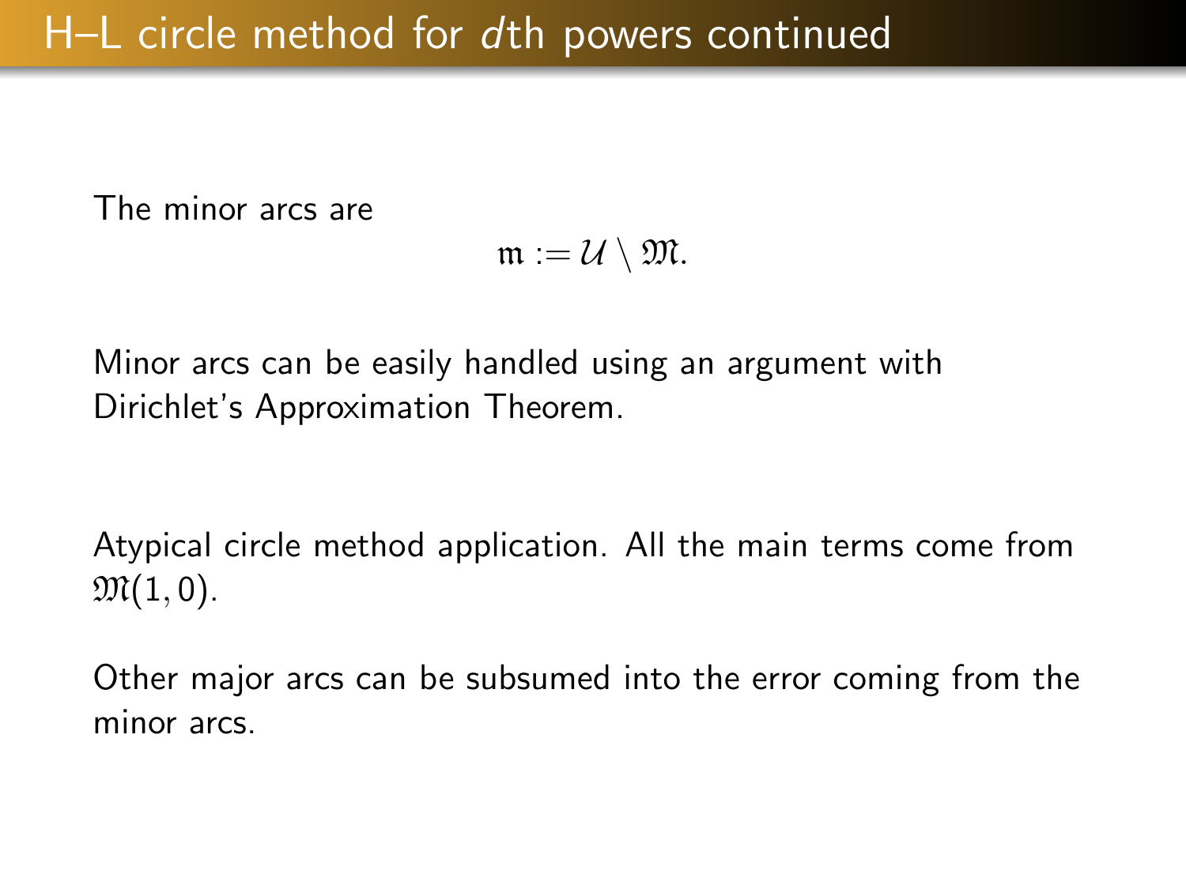# H–L circle method for $d$th powers continued

The minor arcs are

$$\mathfrak{m} := \mathcal{U} \setminus \mathfrak{M}.$$

Minor arcs can be easily handled using an argument with Dirichlet's Approximation Theorem.

Atypical circle method application. All the main terms come from $\mathfrak{M}(1, 0)$.

Other major arcs can be subsumed into the error coming from the minor arcs.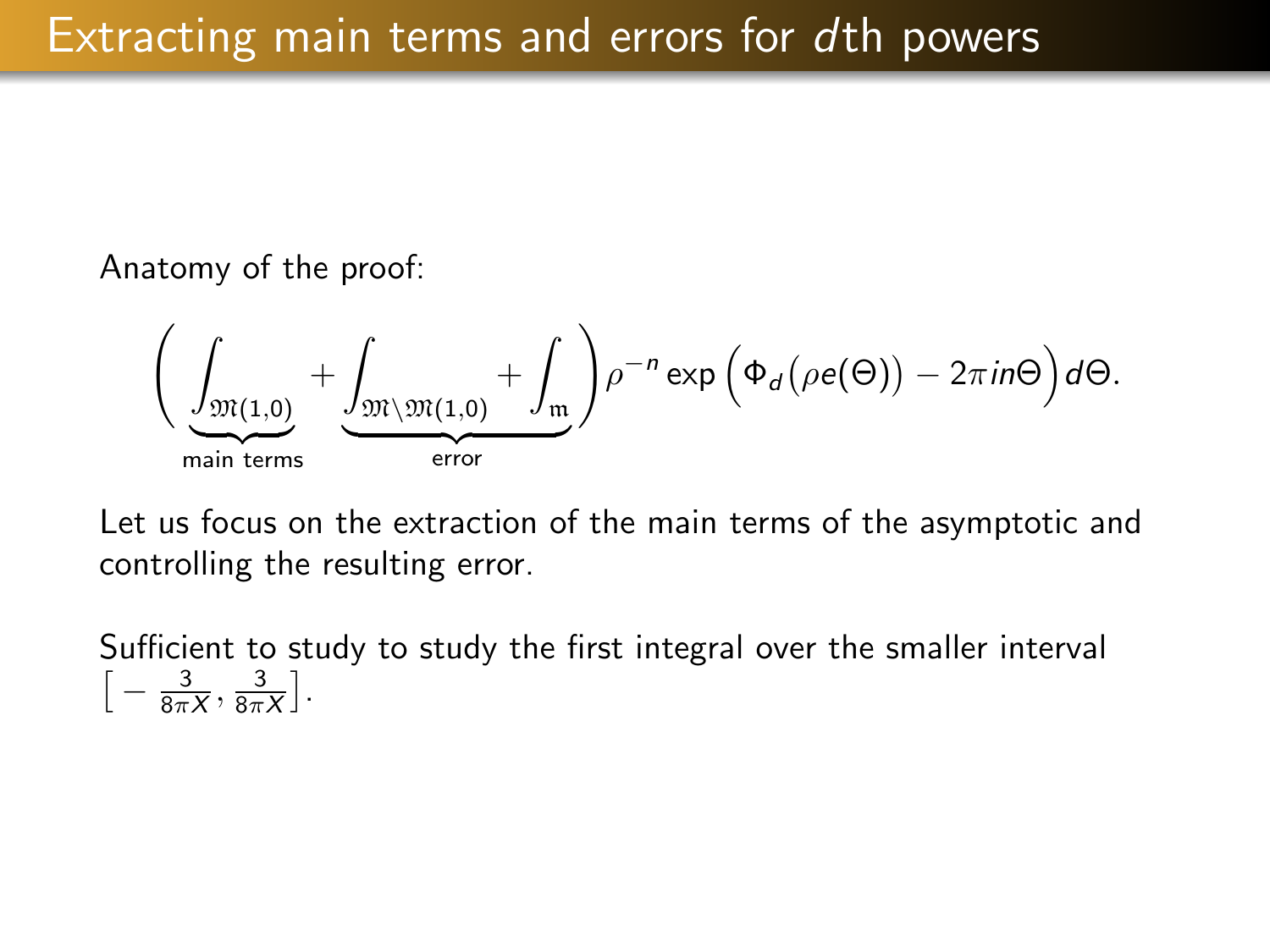# Extracting main terms and errors for $d$th powers

Anatomy of the proof:

$$\Bigg( \underbrace{\int_{\mathfrak{M}(1,0)}}_{\text{main terms}} + \underbrace{\int_{\mathfrak{M}\setminus\mathfrak{M}(1,0)} + \int_{\mathfrak{m}}}_{\text{error}} \Bigg) \rho^{-n} \exp\Big(\Phi_d\big(\rho e(\Theta)\big) - 2\pi i n\Theta\Big) d\Theta.$$

Let us focus on the extraction of the main terms of the asymptotic and controlling the resulting error.

Sufficient to study to study the first integral over the smaller interval $\big[-\frac{3}{8\pi X}, \frac{3}{8\pi X}\big]$.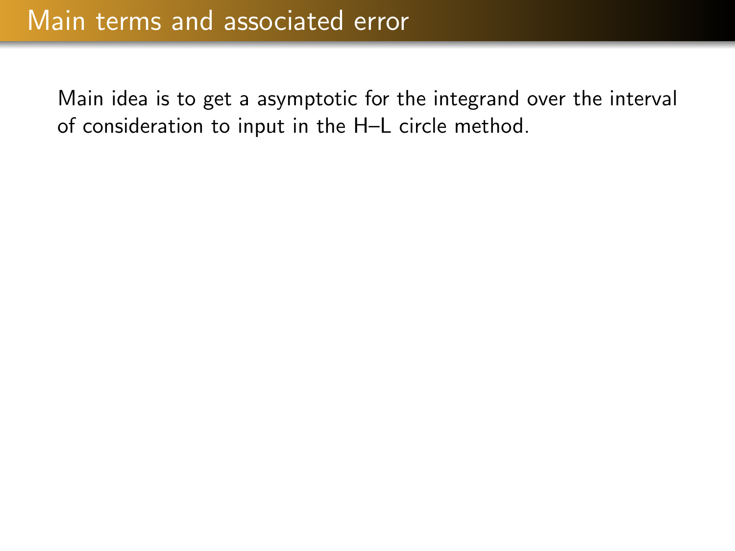# Main terms and associated error

Main idea is to get a asymptotic for the integrand over the interval of consideration to input in the H–L circle method.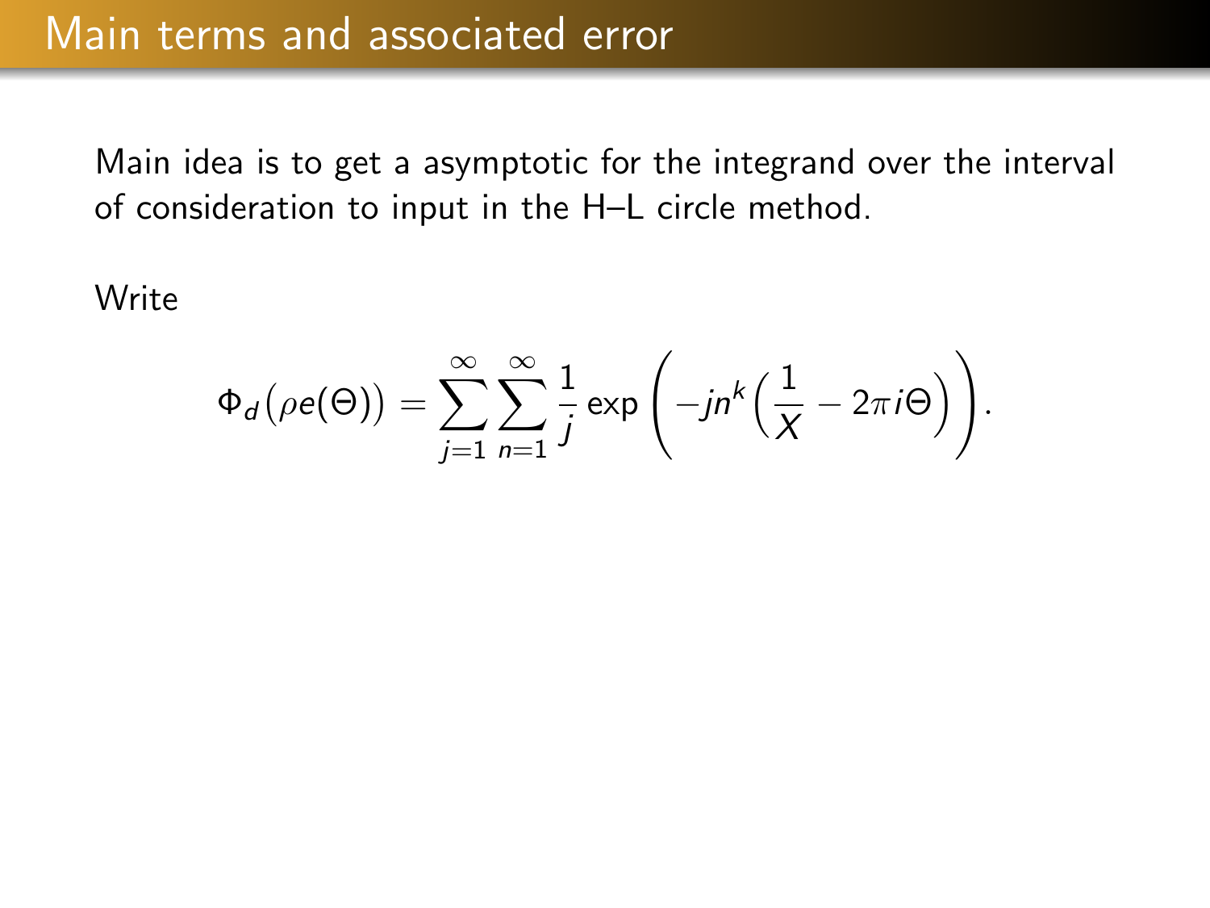# Main terms and associated error

Main idea is to get a asymptotic for the integrand over the interval of consideration to input in the H–L circle method.

Write

$$\Phi_d\big(\rho e(\Theta)\big) = \sum_{j=1}^{\infty}\sum_{n=1}^{\infty}\frac{1}{j}\exp\left(-jn^k\Big(\frac{1}{X} - 2\pi i\Theta\Big)\right).$$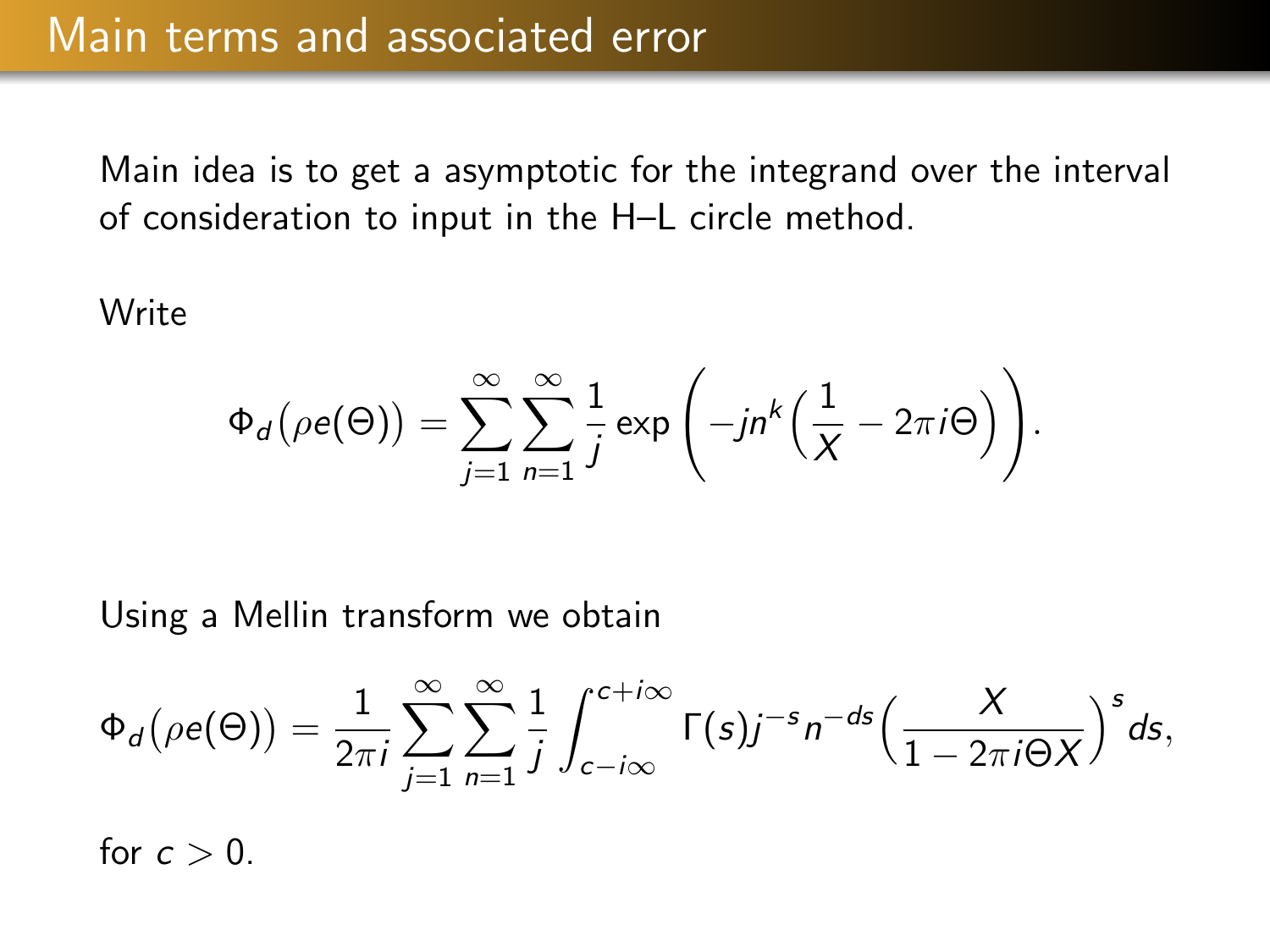## Main terms and associated error

Main idea is to get a asymptotic for the integrand over the interval of consideration to input in the H–L circle method.

Write

$$\Phi_d\big(\rho e(\Theta)\big) = \sum_{j=1}^{\infty}\sum_{n=1}^{\infty}\frac{1}{j}\exp\left(-jn^k\Big(\frac{1}{X} - 2\pi i\Theta\Big)\right).$$

Using a Mellin transform we obtain

$$\Phi_d\big(\rho e(\Theta)\big) = \frac{1}{2\pi i}\sum_{j=1}^{\infty}\sum_{n=1}^{\infty}\frac{1}{j}\int_{c-i\infty}^{c+i\infty}\Gamma(s)j^{-s}n^{-ds}\Big(\frac{X}{1-2\pi i\Theta X}\Big)^{s}ds,$$

for $c > 0$.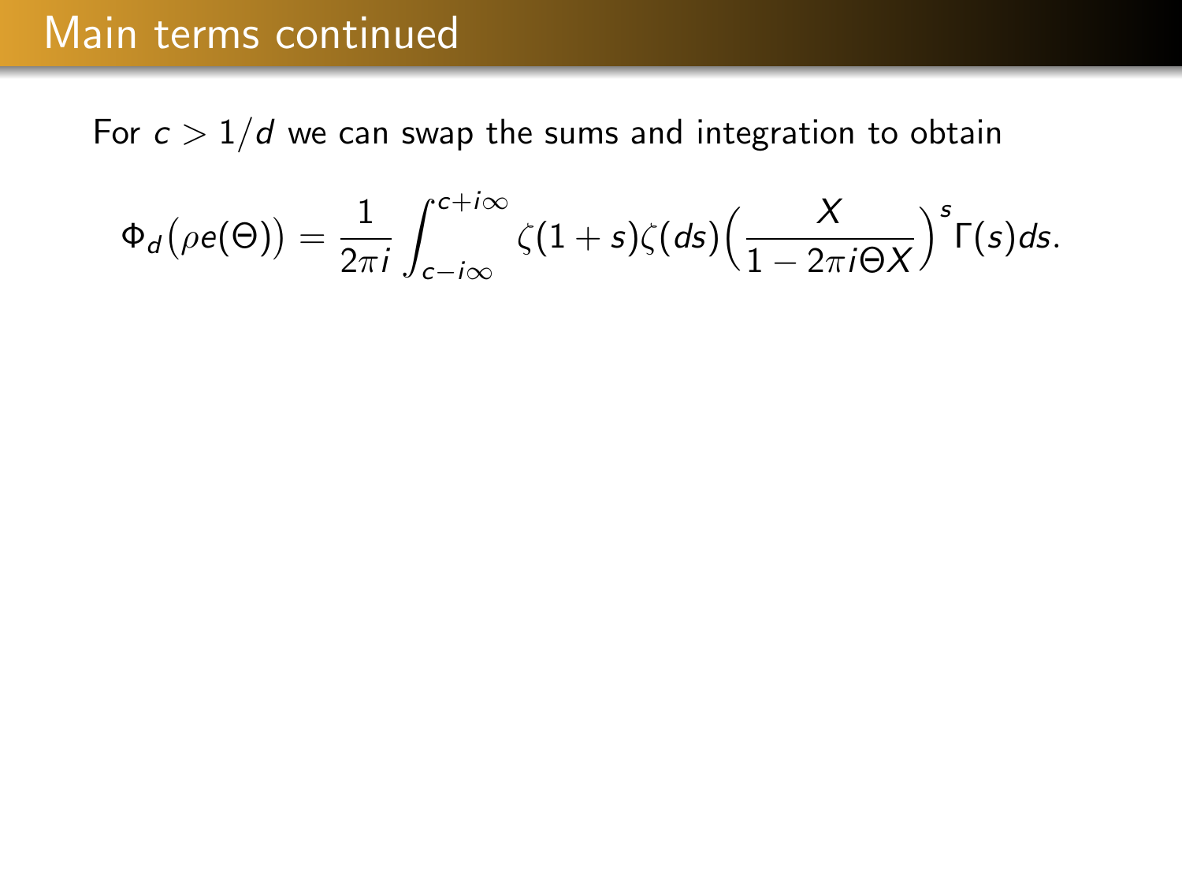# Main terms continued

For $c > 1/d$ we can swap the sums and integration to obtain

$$\Phi_d\big(\rho e(\Theta)\big) = \frac{1}{2\pi i}\int_{c-i\infty}^{c+i\infty} \zeta(1+s)\zeta(ds)\Big(\frac{X}{1-2\pi i\Theta X}\Big)^s \Gamma(s)ds.$$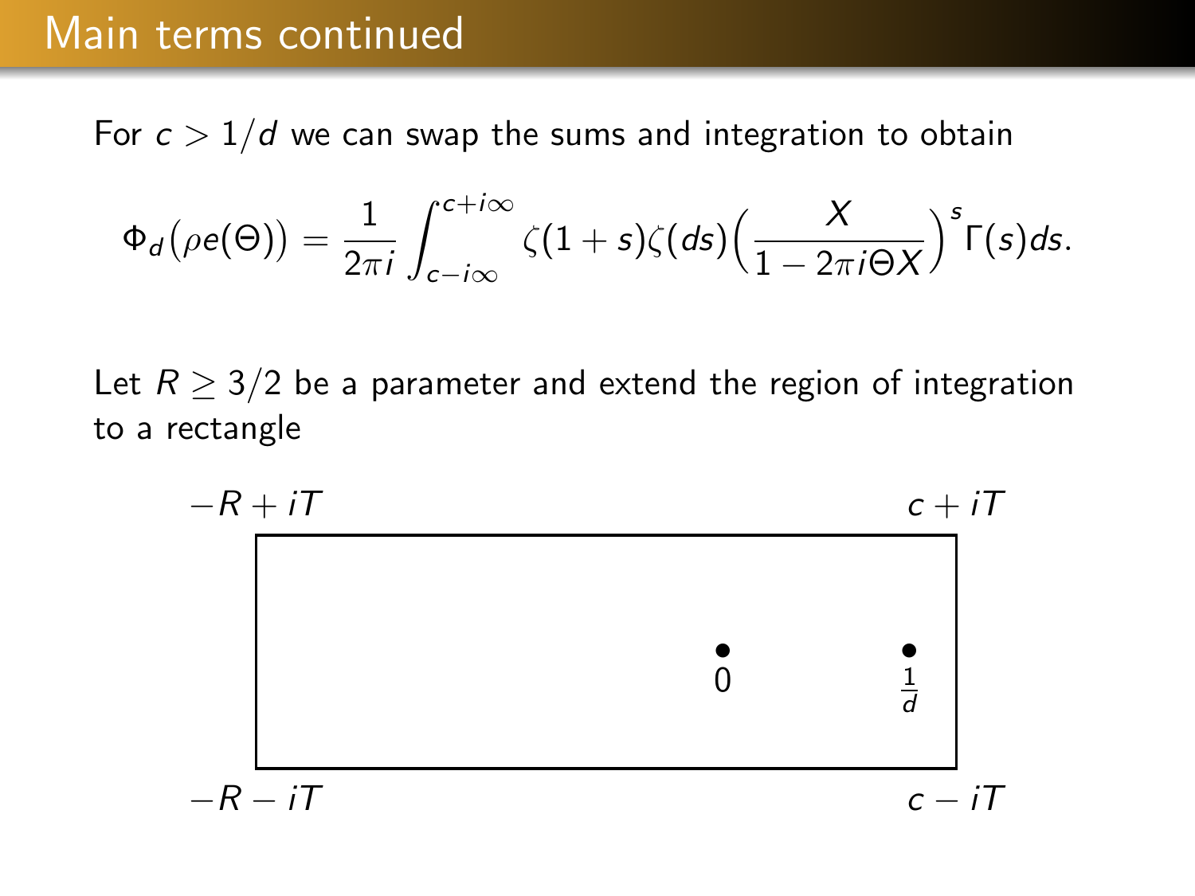## Main terms continued

For $c > 1/d$ we can swap the sums and integration to obtain

$$\Phi_d\big(\rho e(\Theta)\big) = \frac{1}{2\pi i}\int_{c-i\infty}^{c+i\infty} \zeta(1+s)\zeta(ds)\Big(\frac{X}{1-2\pi i\Theta X}\Big)^s \Gamma(s)ds.$$

Let $R \geq 3/2$ be a parameter and extend the region of integration to a rectangle

$-R+iT$ $\qquad$ $c+iT$

$0$ $\qquad$ $\frac{1}{d}$

$-R-iT$ $\qquad$ $c-iT$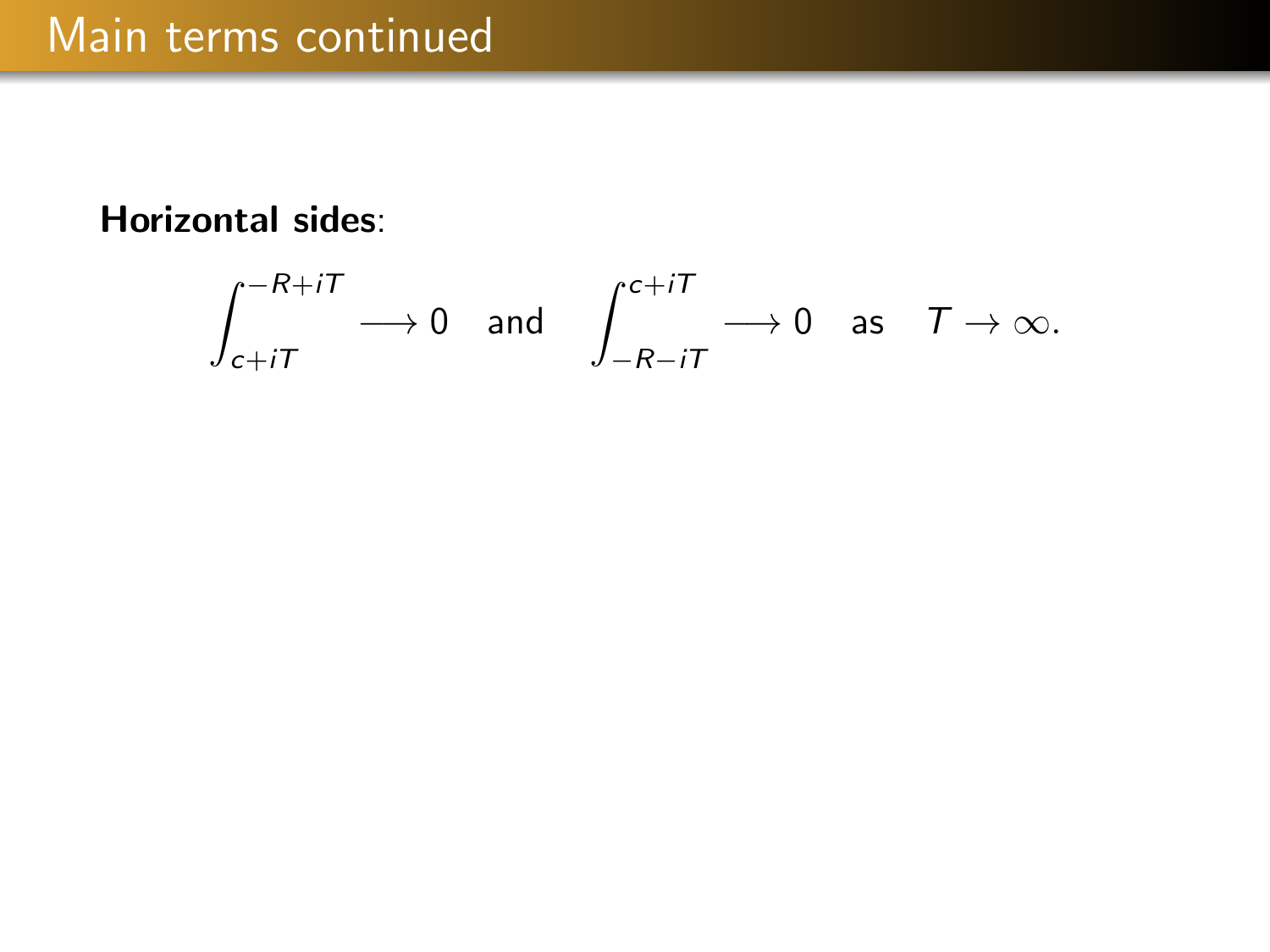# Main terms continued

**Horizontal sides**:

$$\int_{c+iT}^{-R+iT} \longrightarrow 0 \quad \text{and} \quad \int_{-R-iT}^{c+iT} \longrightarrow 0 \quad \text{as} \quad T \to \infty.$$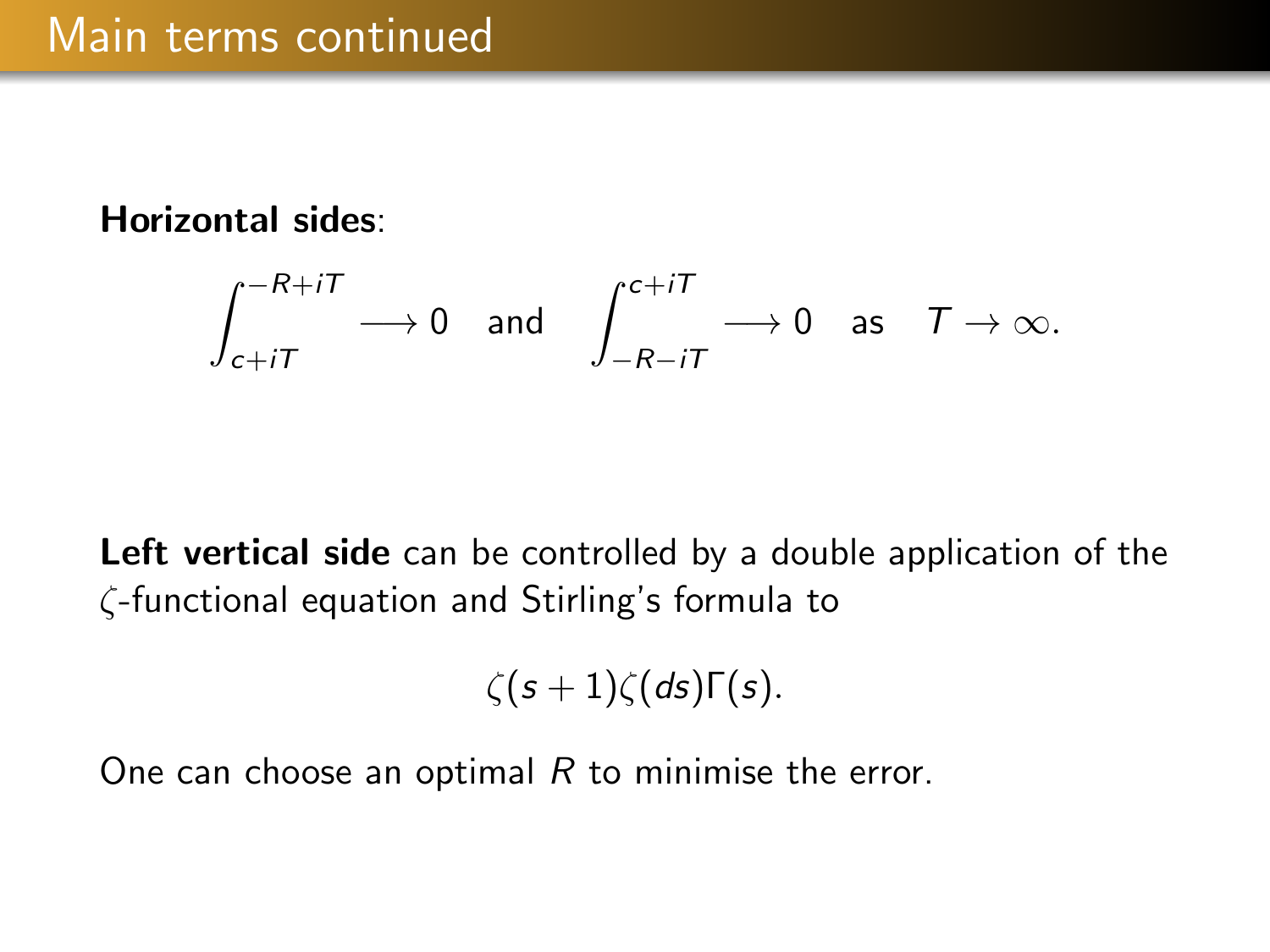# Main terms continued

**Horizontal sides**:

$$\int_{c+iT}^{-R+iT} \longrightarrow 0 \quad \text{and} \quad \int_{-R-iT}^{c+iT} \longrightarrow 0 \quad \text{as} \quad T \to \infty.$$

**Left vertical side** can be controlled by a double application of the $\zeta$-functional equation and Stirling's formula to

$$\zeta(s+1)\zeta(ds)\Gamma(s).$$

One can choose an optimal $R$ to minimise the error.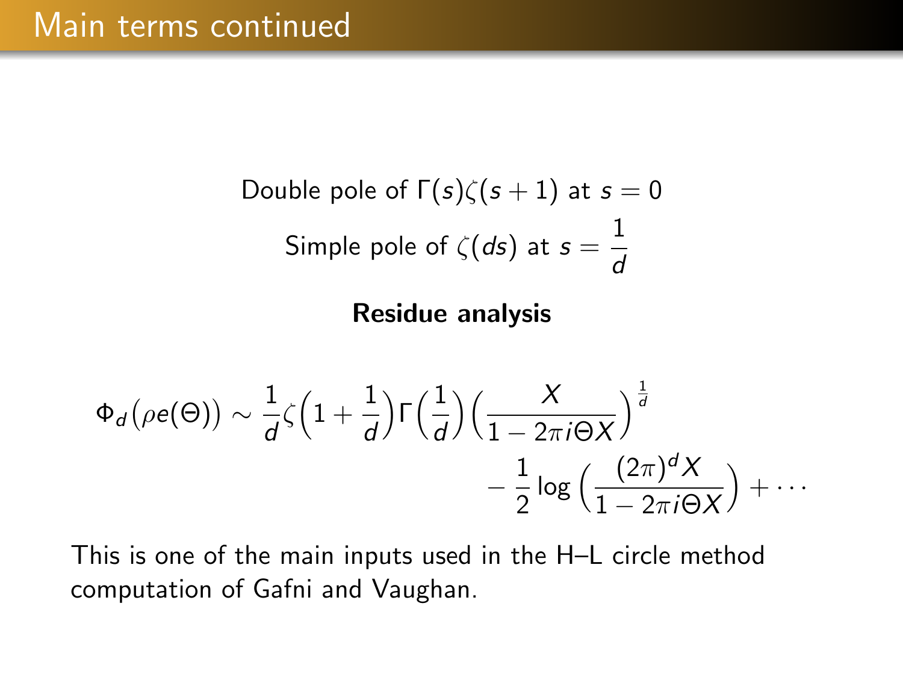# Main terms continued

Double pole of $\Gamma(s)\zeta(s+1)$ at $s = 0$

Simple pole of $\zeta(ds)$ at $s = \frac{1}{d}$

**Residue analysis**

$$\Phi_d\big(\rho e(\Theta)\big) \sim \frac{1}{d}\zeta\Big(1+\frac{1}{d}\Big)\Gamma\Big(\frac{1}{d}\Big)\Big(\frac{X}{1-2\pi i\Theta X}\Big)^{\frac{1}{d}} - \frac{1}{2}\log\Big(\frac{(2\pi)^d X}{1-2\pi i\Theta X}\Big) + \cdots$$

This is one of the main inputs used in the H–L circle method computation of Gafni and Vaughan.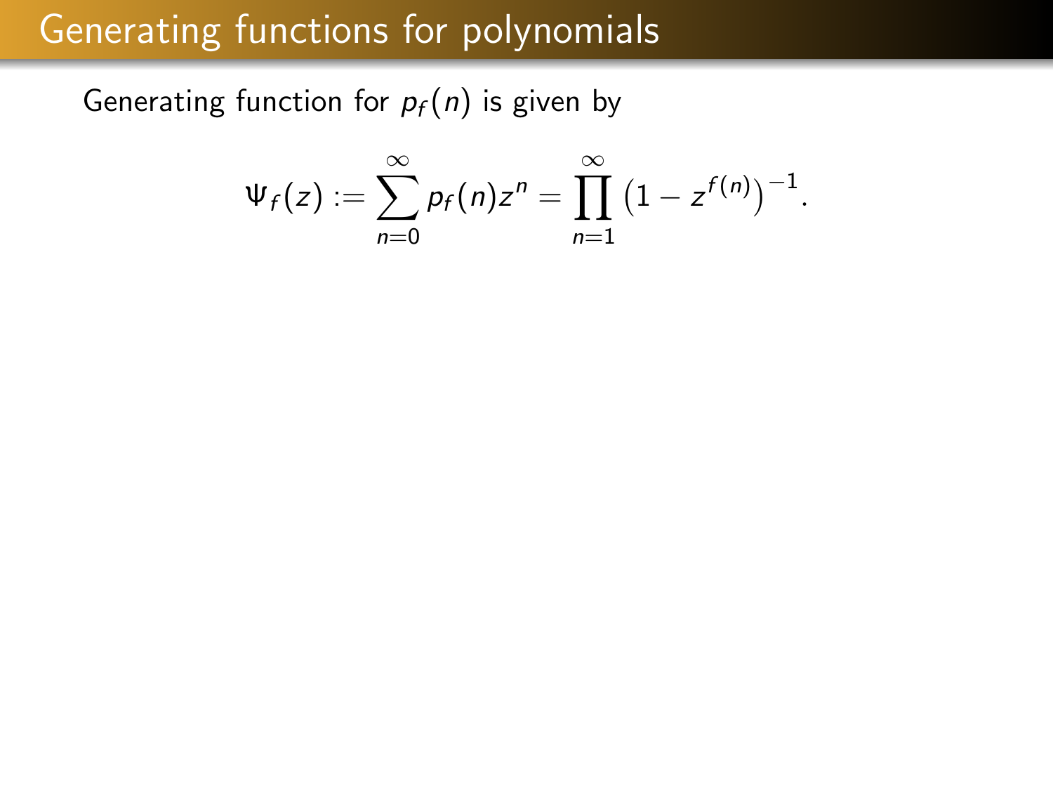# Generating functions for polynomials

Generating function for $p_f(n)$ is given by

$$\Psi_f(z) := \sum_{n=0}^{\infty} p_f(n) z^n = \prod_{n=1}^{\infty} \left(1 - z^{f(n)}\right)^{-1}.$$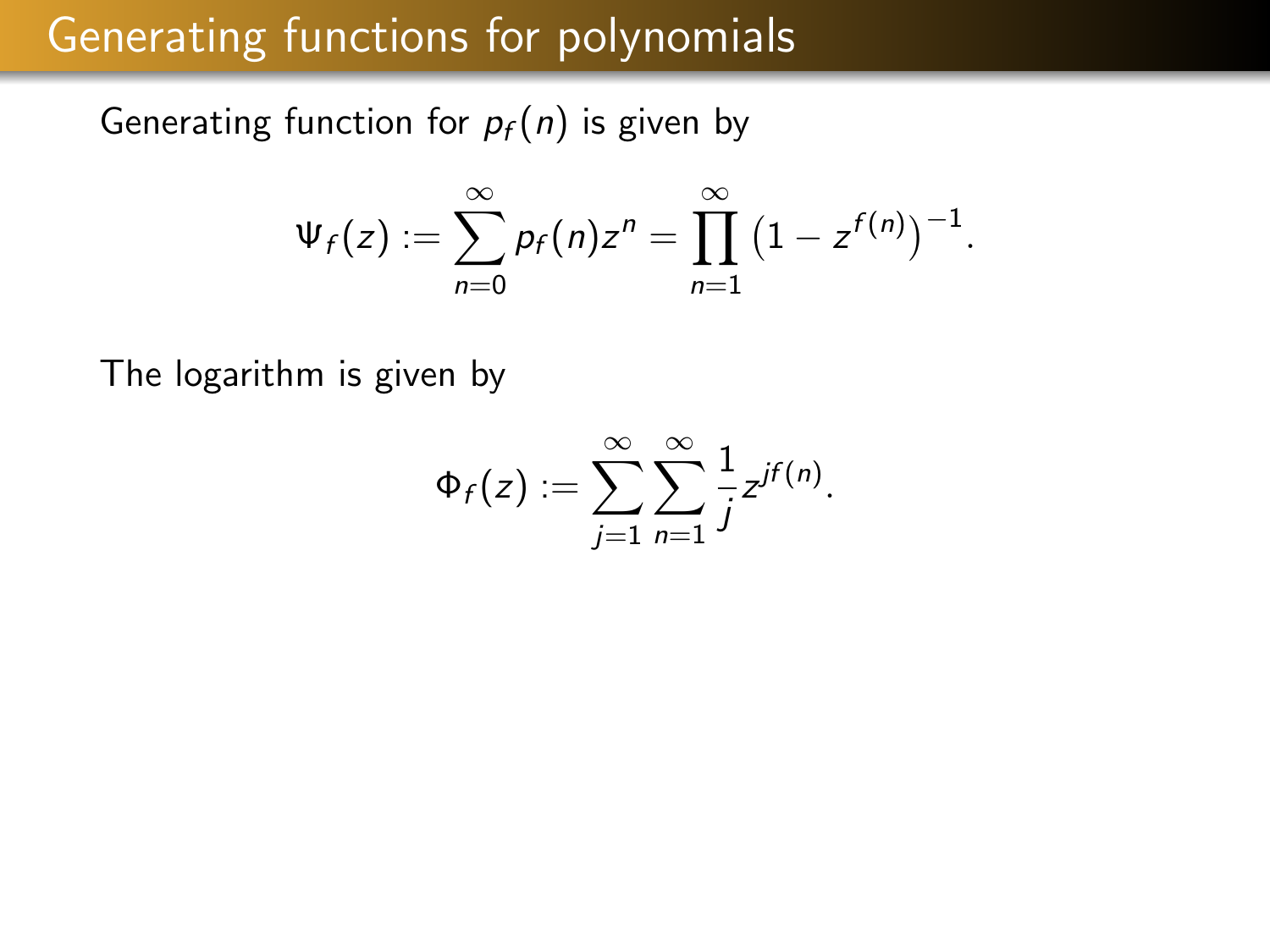# Generating functions for polynomials

Generating function for $p_f(n)$ is given by

$$\Psi_f(z) := \sum_{n=0}^{\infty} p_f(n) z^n = \prod_{n=1}^{\infty} \left(1 - z^{f(n)}\right)^{-1}.$$

The logarithm is given by

$$\Phi_f(z) := \sum_{j=1}^{\infty} \sum_{n=1}^{\infty} \frac{1}{j} z^{jf(n)}.$$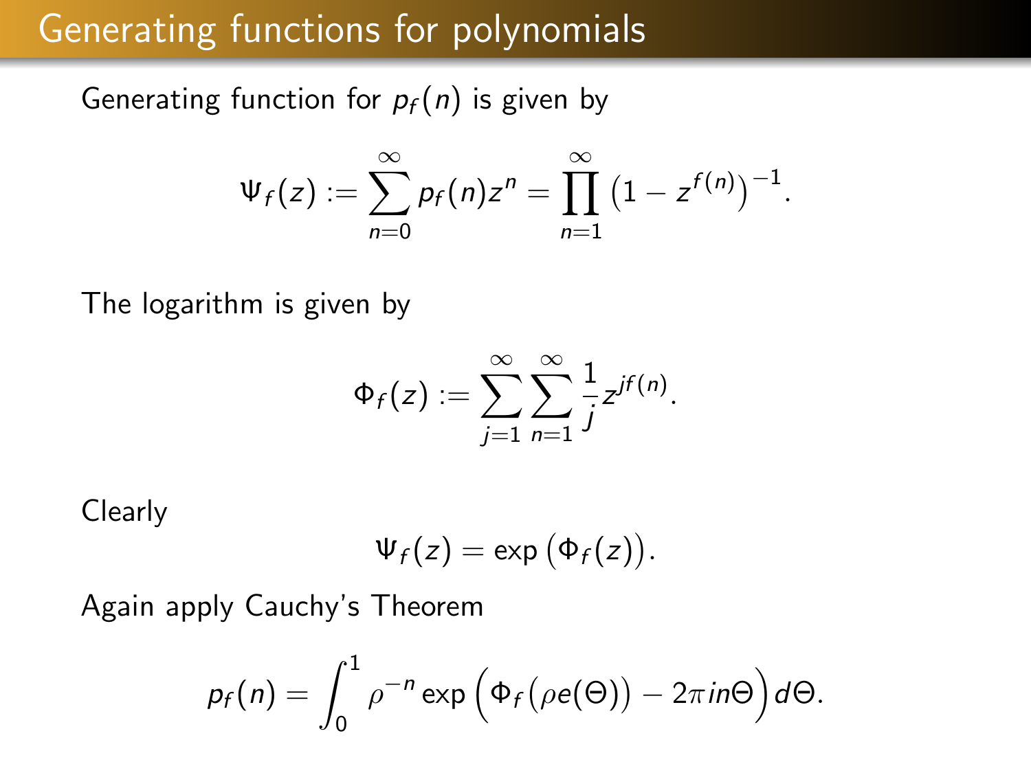# Generating functions for polynomials

Generating function for $p_f(n)$ is given by

$$\Psi_f(z) := \sum_{n=0}^{\infty} p_f(n) z^n = \prod_{n=1}^{\infty} \left(1 - z^{f(n)}\right)^{-1}.$$

The logarithm is given by

$$\Phi_f(z) := \sum_{j=1}^{\infty} \sum_{n=1}^{\infty} \frac{1}{j} z^{jf(n)}.$$

Clearly

$$\Psi_f(z) = \exp\left(\Phi_f(z)\right).$$

Again apply Cauchy's Theorem

$$p_f(n) = \int_0^1 \rho^{-n} \exp\Big(\Phi_f\big(\rho e(\Theta)\big) - 2\pi i n \Theta\Big) d\Theta.$$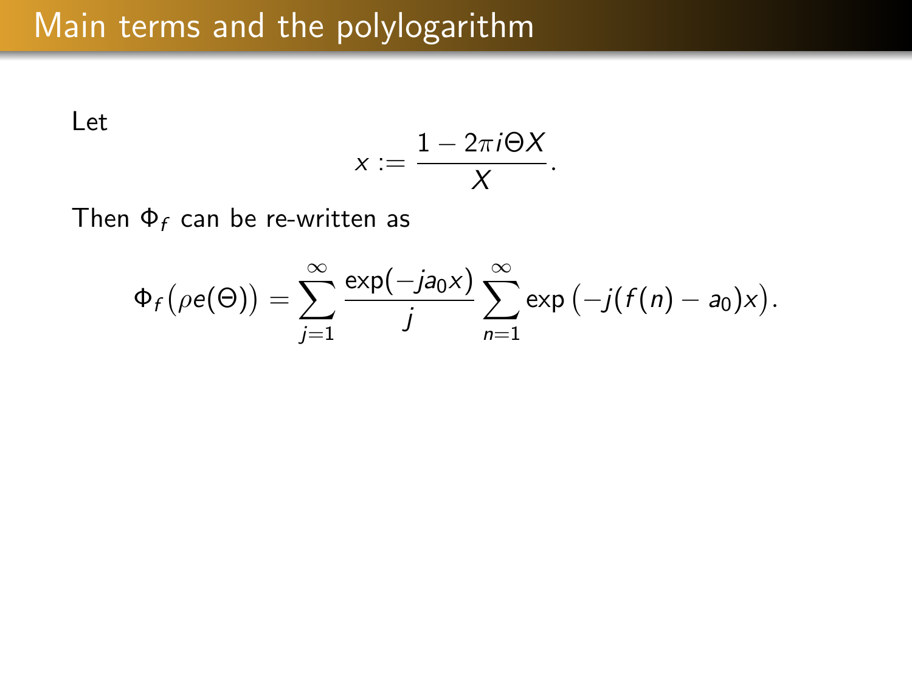# Main terms and the polylogarithm

Let

$$x := \frac{1 - 2\pi i \Theta X}{X}.$$

Then $\Phi_f$ can be re-written as

$$\Phi_f\big(\rho e(\Theta)\big) = \sum_{j=1}^{\infty} \frac{\exp(-ja_0 x)}{j} \sum_{n=1}^{\infty} \exp\big(-j(f(n) - a_0)x\big).$$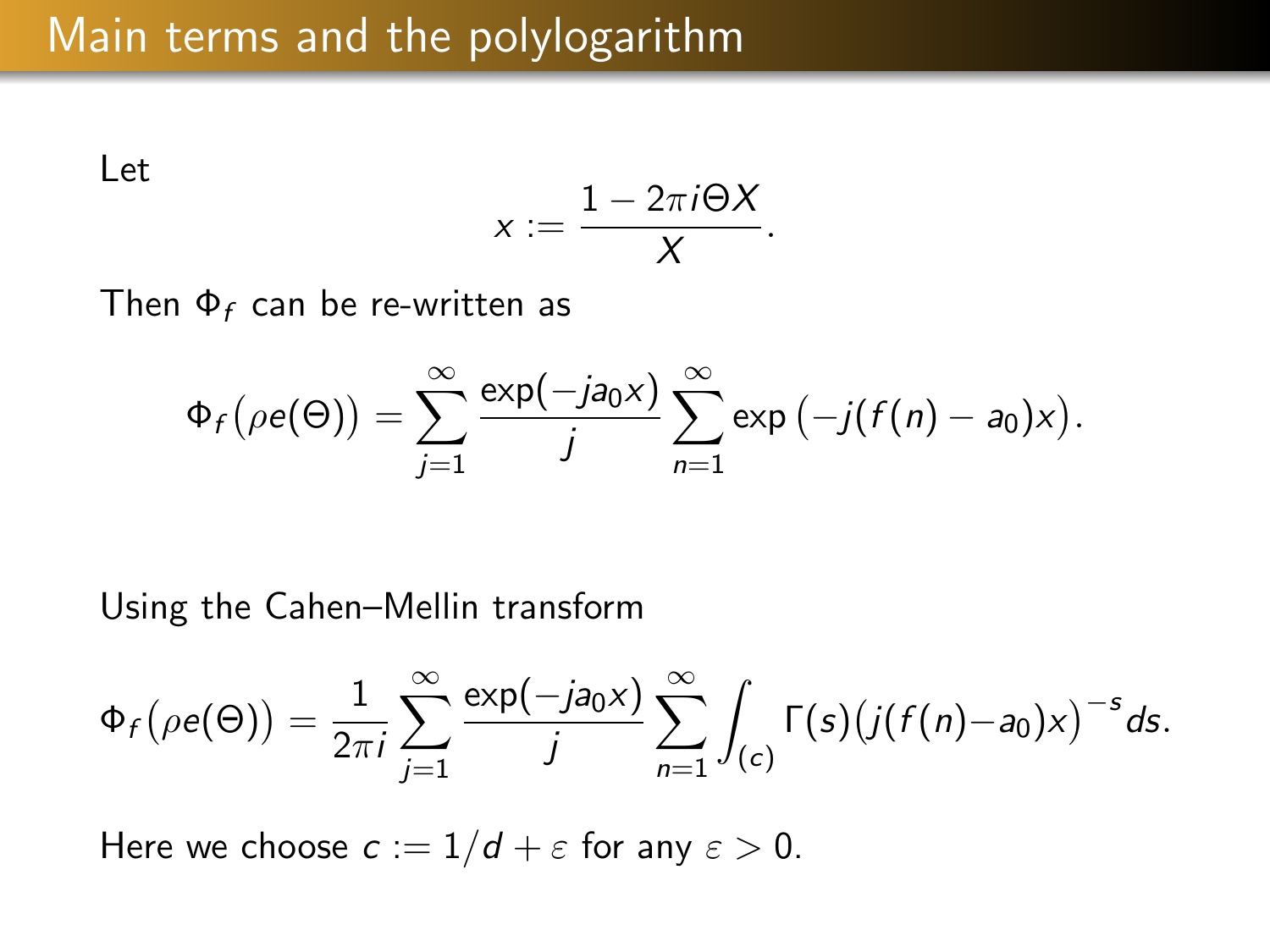# Main terms and the polylogarithm

Let

$$x := \frac{1 - 2\pi i \Theta X}{X}.$$

Then $\Phi_f$ can be re-written as

$$\Phi_f\big(\rho e(\Theta)\big) = \sum_{j=1}^{\infty} \frac{\exp(-j a_0 x)}{j} \sum_{n=1}^{\infty} \exp\big(-j(f(n) - a_0)x\big).$$

Using the Cahen–Mellin transform

$$\Phi_f\big(\rho e(\Theta)\big) = \frac{1}{2\pi i} \sum_{j=1}^{\infty} \frac{\exp(-j a_0 x)}{j} \sum_{n=1}^{\infty} \int_{(c)} \Gamma(s) \big(j(f(n) - a_0)x\big)^{-s} ds.$$

Here we choose $c := 1/d + \varepsilon$ for any $\varepsilon > 0$.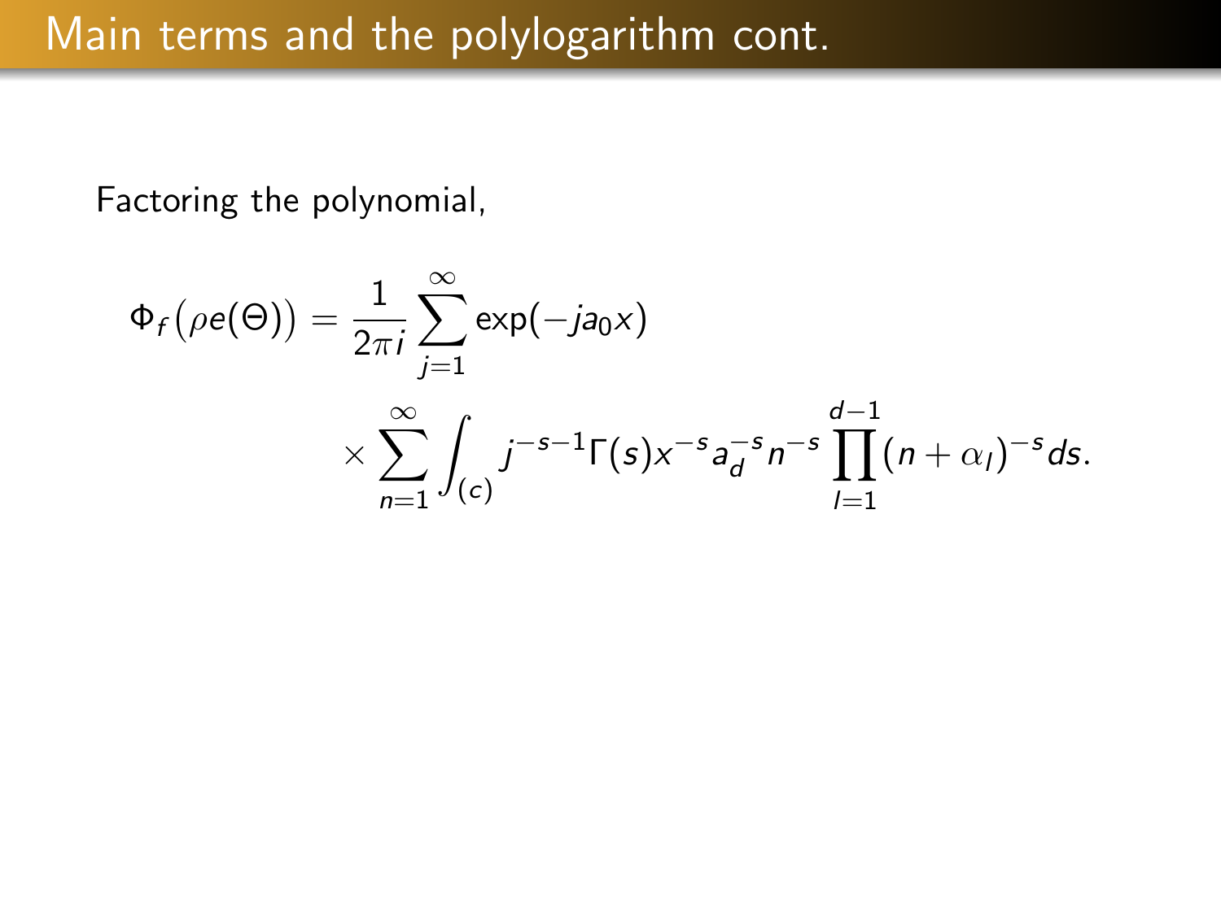# Main terms and the polylogarithm cont.

Factoring the polynomial,

$$\Phi_f\big(\rho e(\Theta)\big) = \frac{1}{2\pi i}\sum_{j=1}^{\infty}\exp(-ja_0x) \times \sum_{n=1}^{\infty}\int_{(c)} j^{-s-1}\Gamma(s)x^{-s}a_d^{-s}n^{-s}\prod_{l=1}^{d-1}(n+\alpha_l)^{-s}ds.$$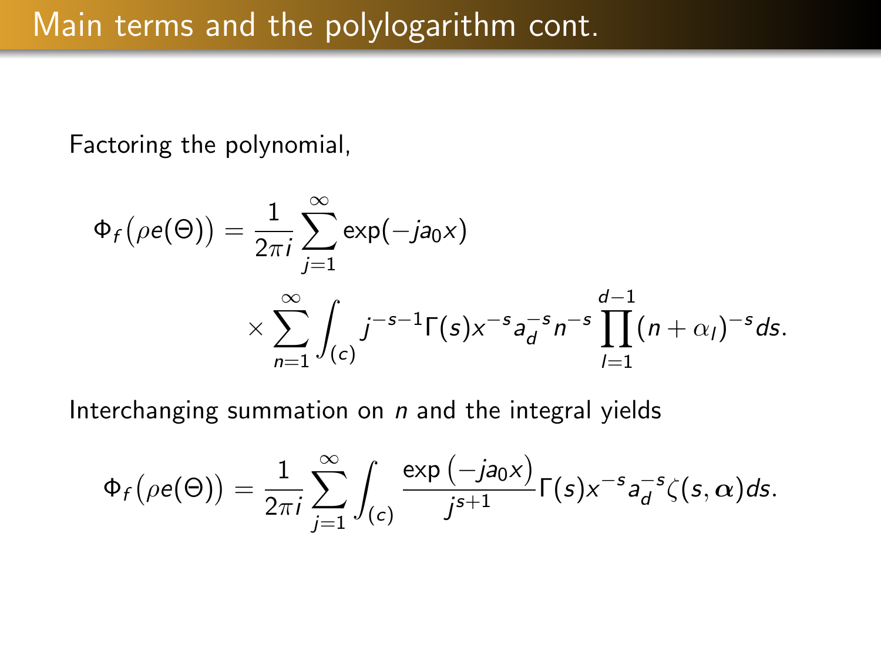# Main terms and the polylogarithm cont.

Factoring the polynomial,

$$\Phi_f\big(\rho e(\Theta)\big) = \frac{1}{2\pi i}\sum_{j=1}^{\infty}\exp(-ja_0x) \times \sum_{n=1}^{\infty}\int_{(c)} j^{-s-1}\Gamma(s)x^{-s}a_d^{-s}n^{-s}\prod_{l=1}^{d-1}(n+\alpha_l)^{-s}ds.$$

Interchanging summation on $n$ and the integral yields

$$\Phi_f\big(\rho e(\Theta)\big) = \frac{1}{2\pi i}\sum_{j=1}^{\infty}\int_{(c)}\frac{\exp\left(-ja_0x\right)}{j^{s+1}}\Gamma(s)x^{-s}a_d^{-s}\zeta(s,\boldsymbol{\alpha})ds.$$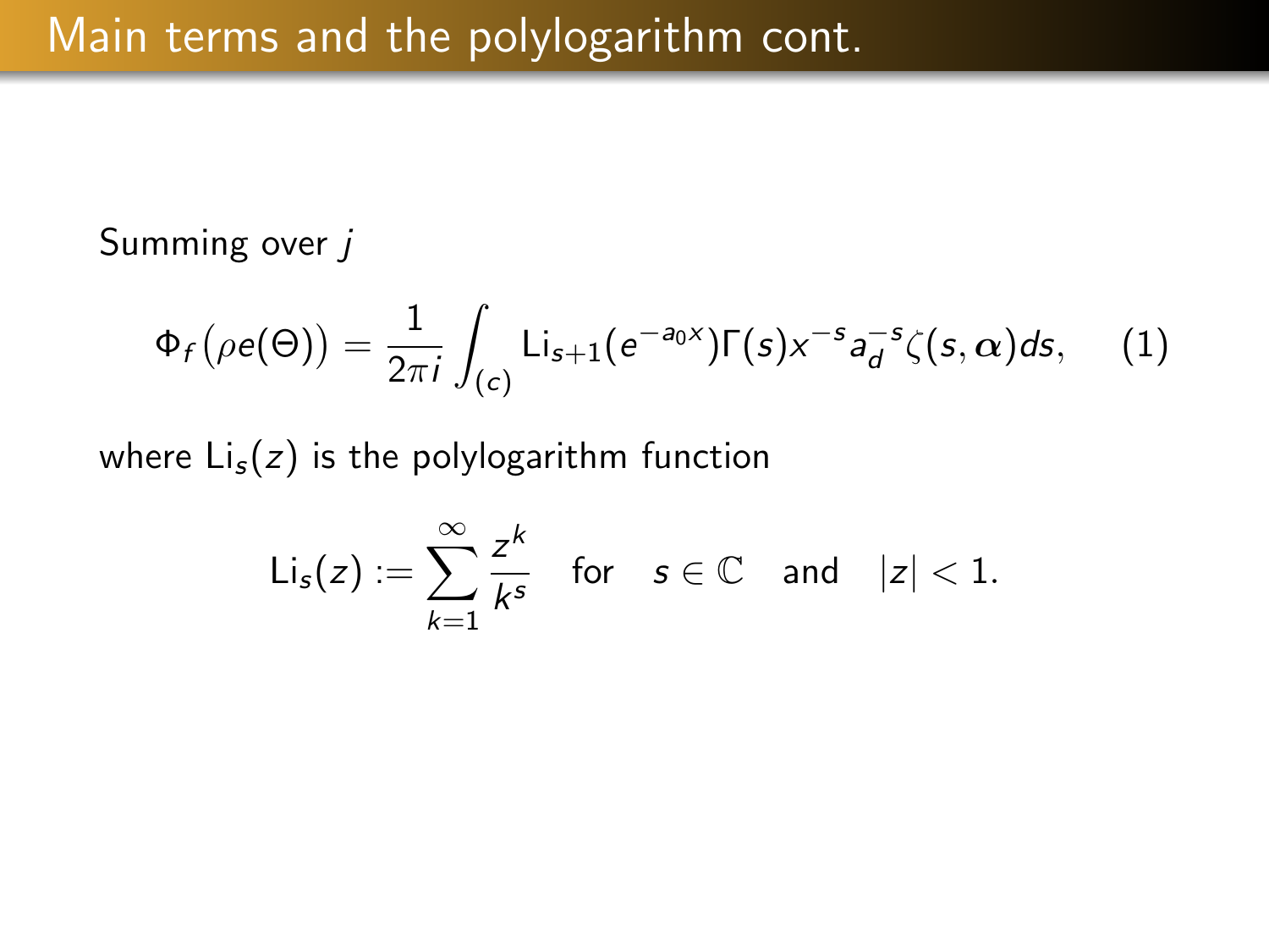# Main terms and the polylogarithm cont.

Summing over $j$

$$\Phi_f\big(\rho e(\Theta)\big) = \frac{1}{2\pi i}\int_{(c)} \mathrm{Li}_{s+1}(e^{-a_0 x})\Gamma(s)x^{-s}a_d^{-s}\zeta(s,\boldsymbol{\alpha})ds, \qquad (1)$$

where $\mathrm{Li}_s(z)$ is the polylogarithm function

$$\mathrm{Li}_s(z) := \sum_{k=1}^{\infty}\frac{z^k}{k^s} \quad \text{for} \quad s\in\mathbb{C} \quad \text{and} \quad |z|<1.$$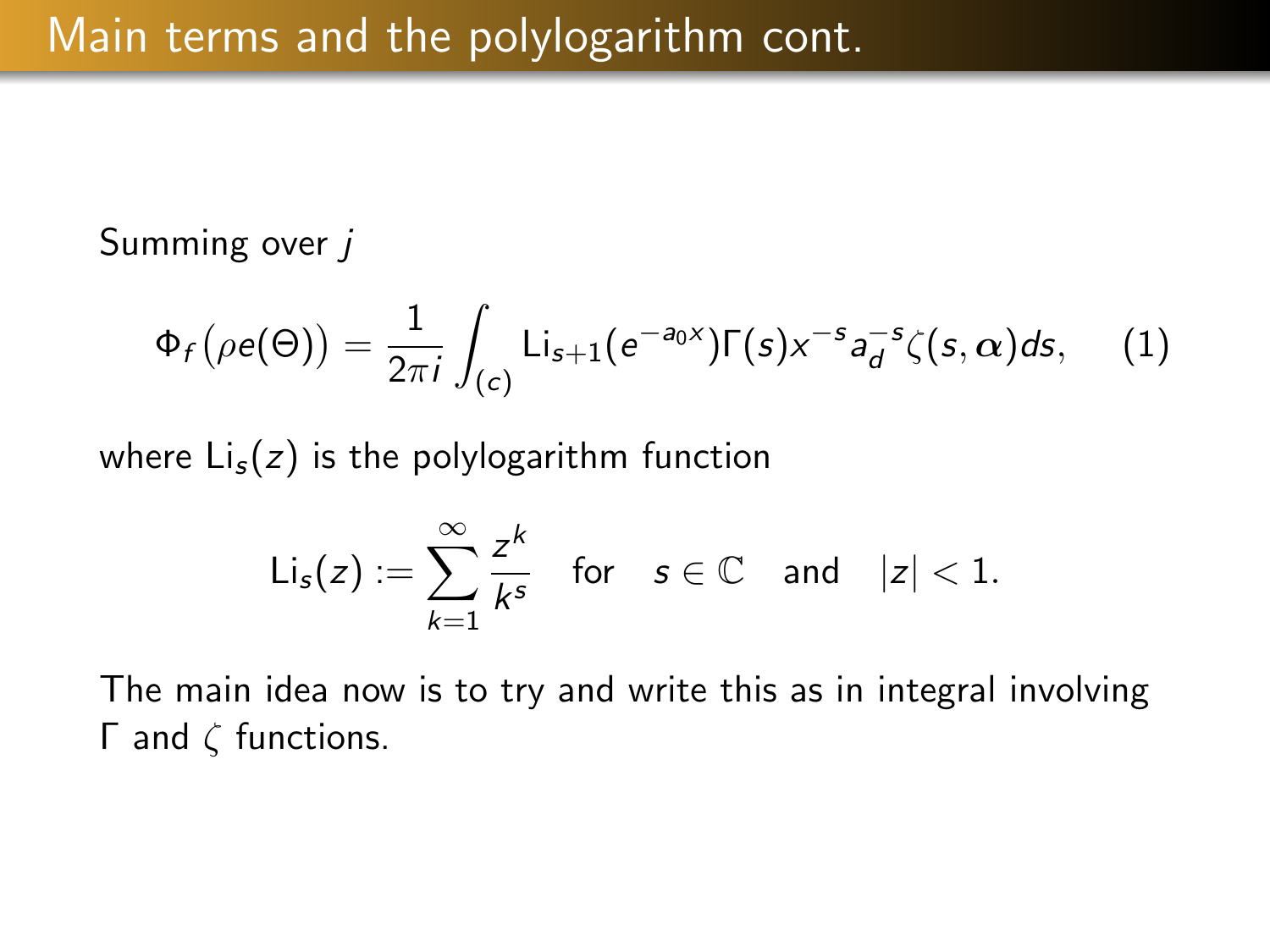# Main terms and the polylogarithm cont.

Summing over $j$

$$\Phi_f\left(\rho e(\Theta)\right) = \frac{1}{2\pi i}\int_{(c)} \mathrm{Li}_{s+1}(e^{-a_0 x})\Gamma(s)x^{-s}a_d^{-s}\zeta(s,\boldsymbol{\alpha})ds, \qquad (1)$$

where $\mathrm{Li}_s(z)$ is the polylogarithm function

$$\mathrm{Li}_s(z) := \sum_{k=1}^{\infty} \frac{z^k}{k^s} \quad \text{for} \quad s \in \mathbb{C} \quad \text{and} \quad |z| < 1.$$

The main idea now is to try and write this as in integral involving $\Gamma$ and $\zeta$ functions.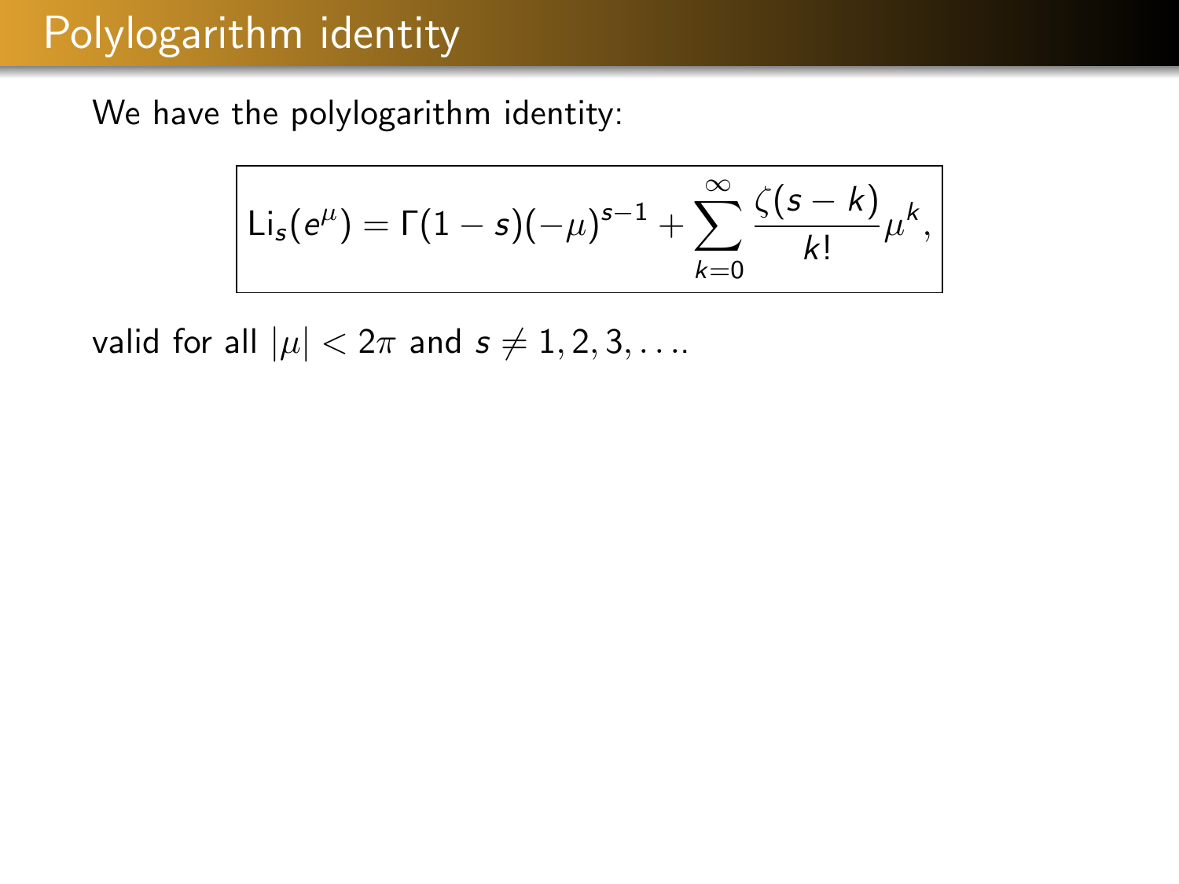# Polylogarithm identity

We have the polylogarithm identity:

$$\boxed{\mathrm{Li}_s(e^{\mu}) = \Gamma(1-s)(-\mu)^{s-1} + \sum_{k=0}^{\infty} \frac{\zeta(s-k)}{k!}\mu^k,}$$

valid for all $|\mu| < 2\pi$ and $s \neq 1, 2, 3, \ldots$.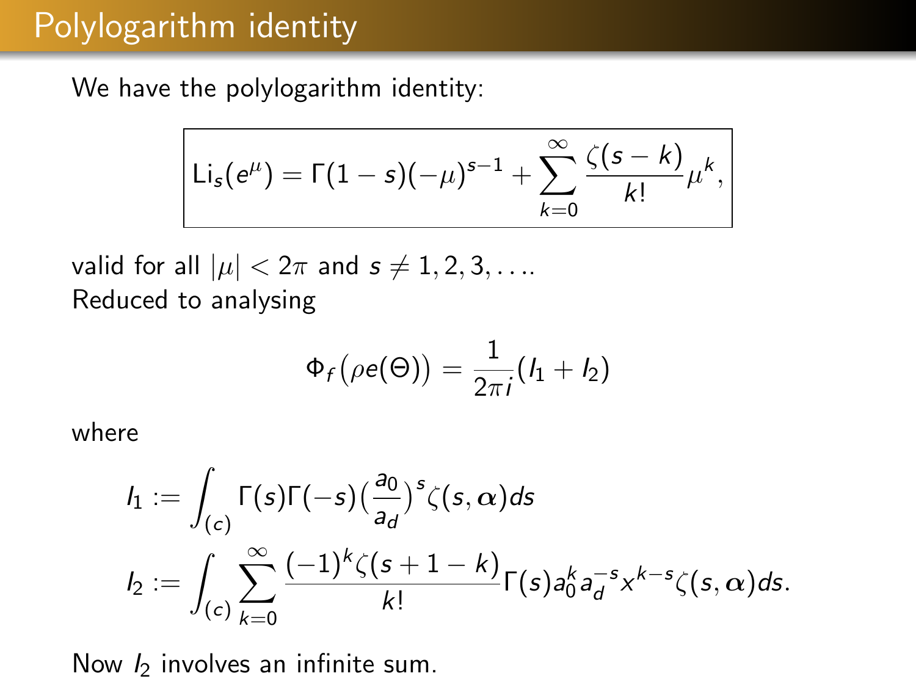# Polylogarithm identity

We have the polylogarithm identity:

$$\boxed{\mathrm{Li}_s(e^{\mu}) = \Gamma(1-s)(-\mu)^{s-1} + \sum_{k=0}^{\infty} \frac{\zeta(s-k)}{k!}\mu^k,}$$

valid for all $|\mu| < 2\pi$ and $s \neq 1, 2, 3, \ldots$.
Reduced to analysing

$$\Phi_f\big(\rho e(\Theta)\big) = \frac{1}{2\pi i}(I_1 + I_2)$$

where

$$I_1 := \int_{(c)} \Gamma(s)\Gamma(-s)\Big(\frac{a_0}{a_d}\Big)^s \zeta(s, \boldsymbol{\alpha})ds$$

$$I_2 := \int_{(c)} \sum_{k=0}^{\infty} \frac{(-1)^k \zeta(s+1-k)}{k!}\Gamma(s) a_0^k a_d^{-s} x^{k-s} \zeta(s, \boldsymbol{\alpha})ds.$$

Now $I_2$ involves an infinite sum.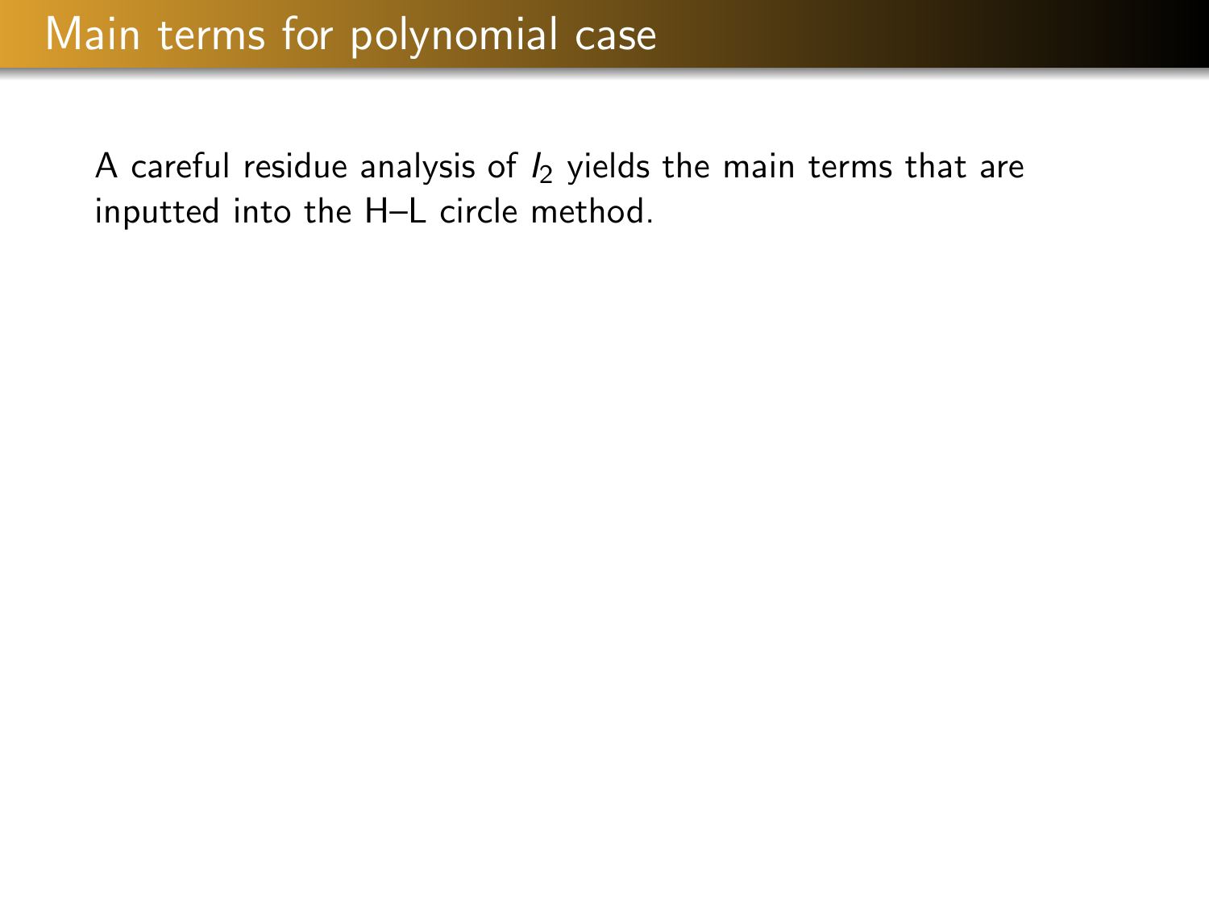# Main terms for polynomial case

A careful residue analysis of $I_2$ yields the main terms that are inputted into the H–L circle method.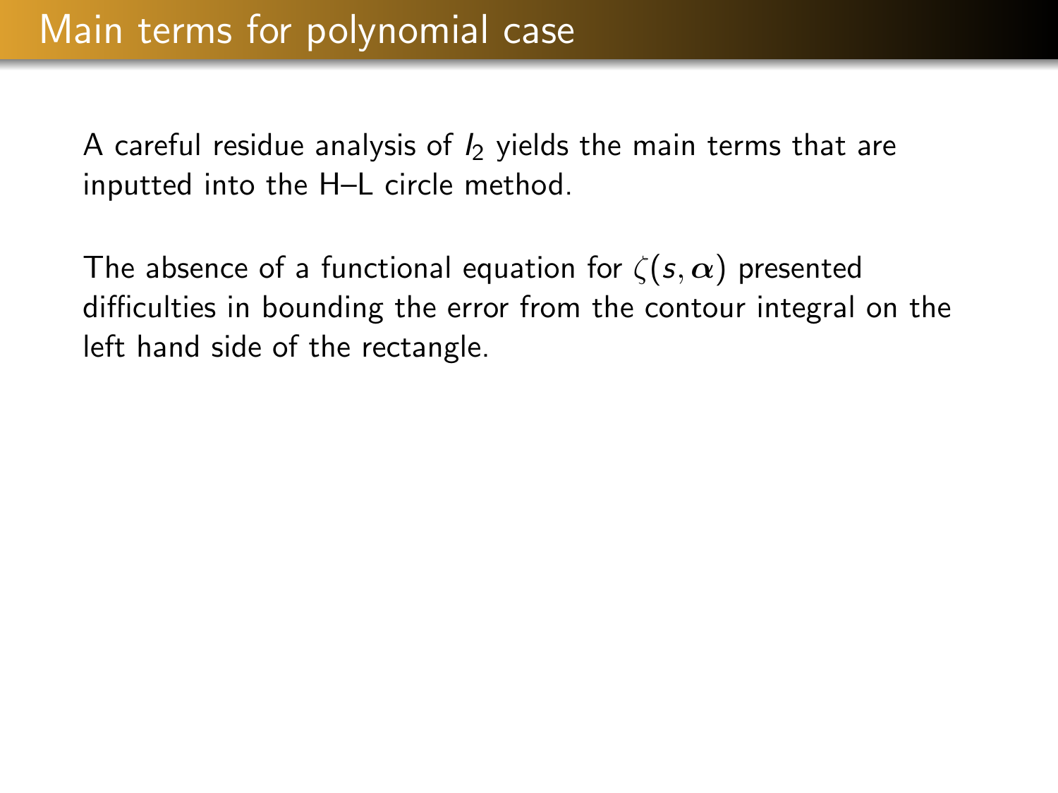# Main terms for polynomial case

A careful residue analysis of $I_2$ yields the main terms that are inputted into the H–L circle method.

The absence of a functional equation for $\zeta(s, \alpha)$ presented difficulties in bounding the error from the contour integral on the left hand side of the rectangle.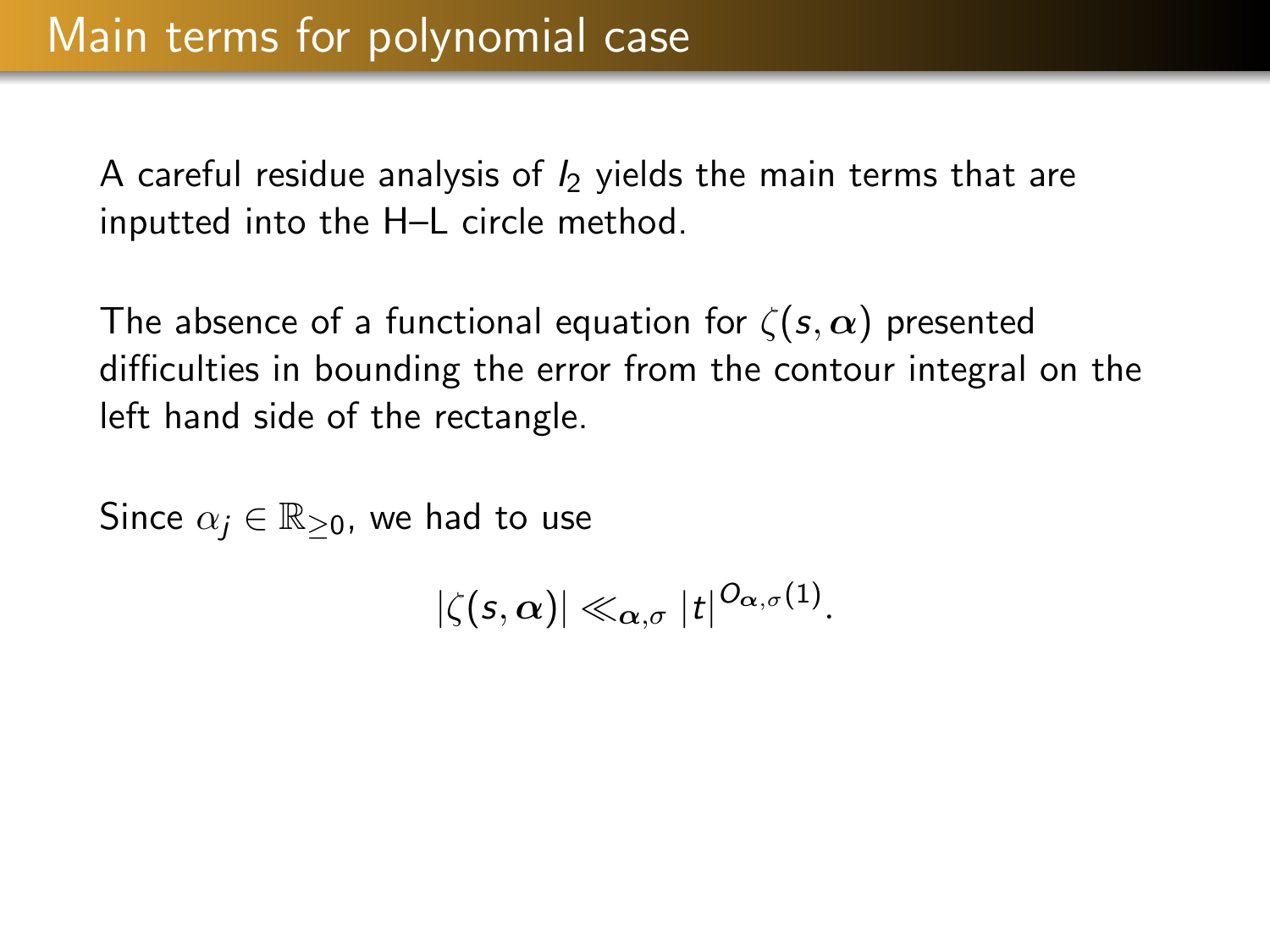## Main terms for polynomial case

A careful residue analysis of $I_2$ yields the main terms that are inputted into the H–L circle method.

The absence of a functional equation for $\zeta(s, \boldsymbol{\alpha})$ presented difficulties in bounding the error from the contour integral on the left hand side of the rectangle.

Since $\alpha_j \in \mathbb{R}_{\geq 0}$, we had to use

$$|\zeta(s, \boldsymbol{\alpha})| \ll_{\boldsymbol{\alpha}, \sigma} |t|^{O_{\boldsymbol{\alpha}, \sigma}(1)}.$$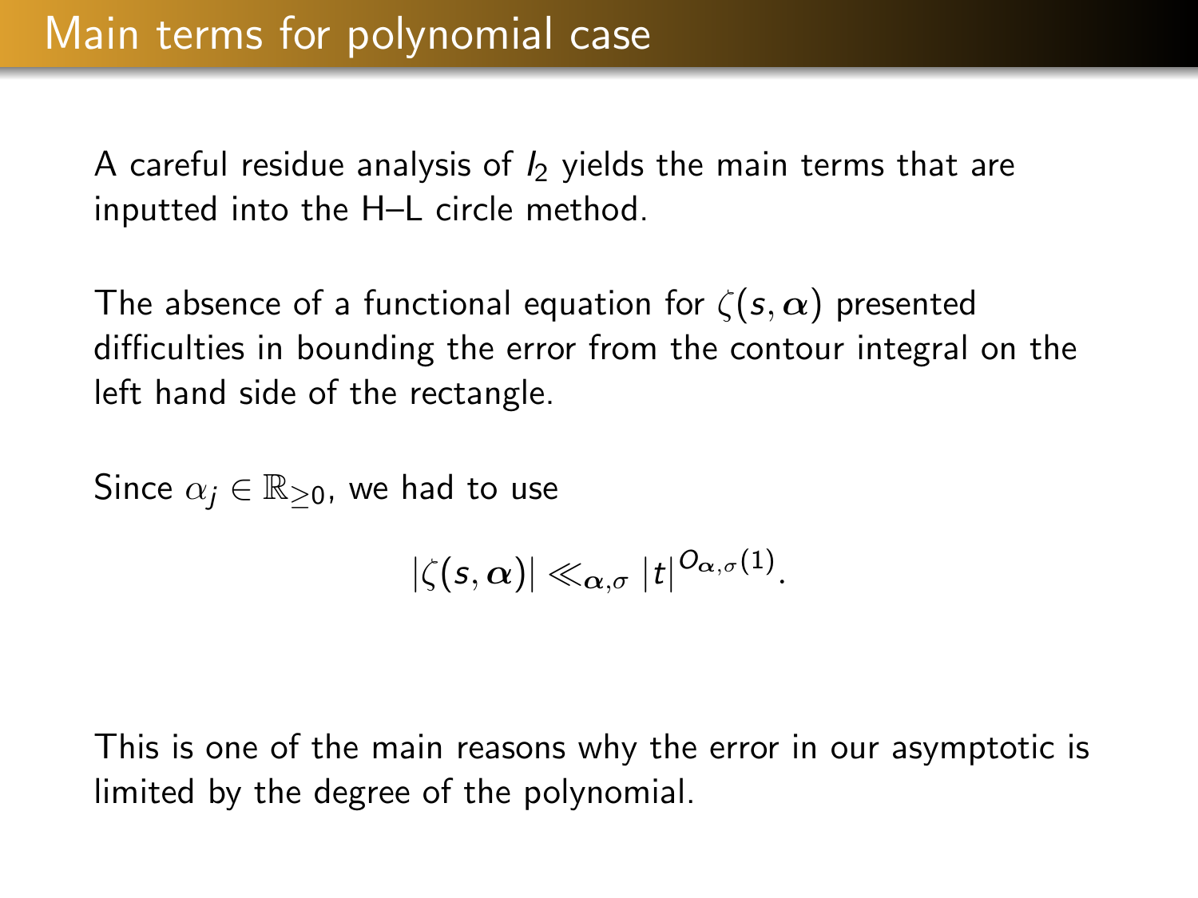# Main terms for polynomial case

A careful residue analysis of $I_2$ yields the main terms that are inputted into the H–L circle method.

The absence of a functional equation for $\zeta(s, \boldsymbol{\alpha})$ presented difficulties in bounding the error from the contour integral on the left hand side of the rectangle.

Since $\alpha_j \in \mathbb{R}_{\geq 0}$, we had to use

$$|\zeta(s, \boldsymbol{\alpha})| \ll_{\boldsymbol{\alpha},\sigma} |t|^{O_{\boldsymbol{\alpha},\sigma}(1)}.$$

This is one of the main reasons why the error in our asymptotic is limited by the degree of the polynomial.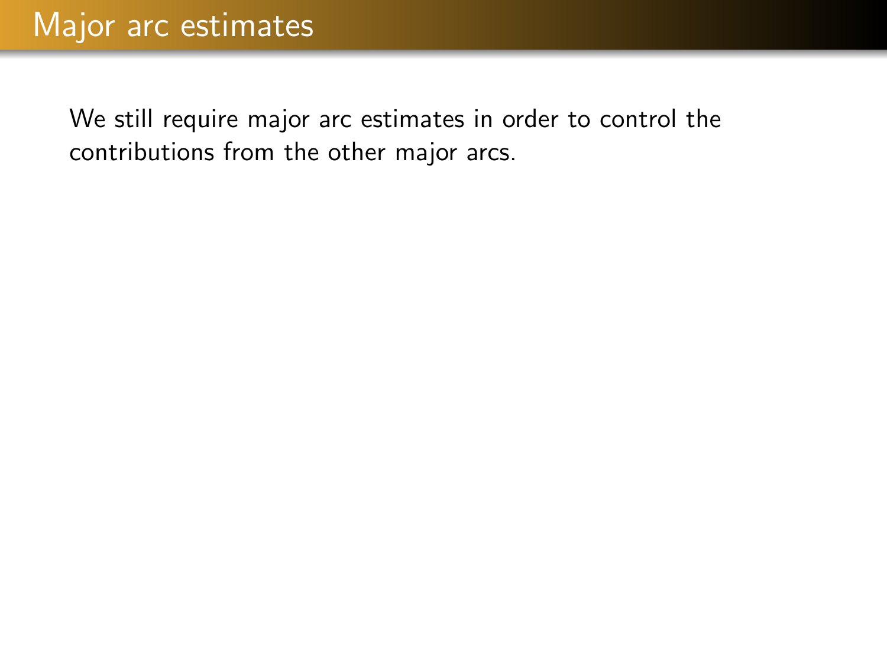# Major arc estimates

We still require major arc estimates in order to control the contributions from the other major arcs.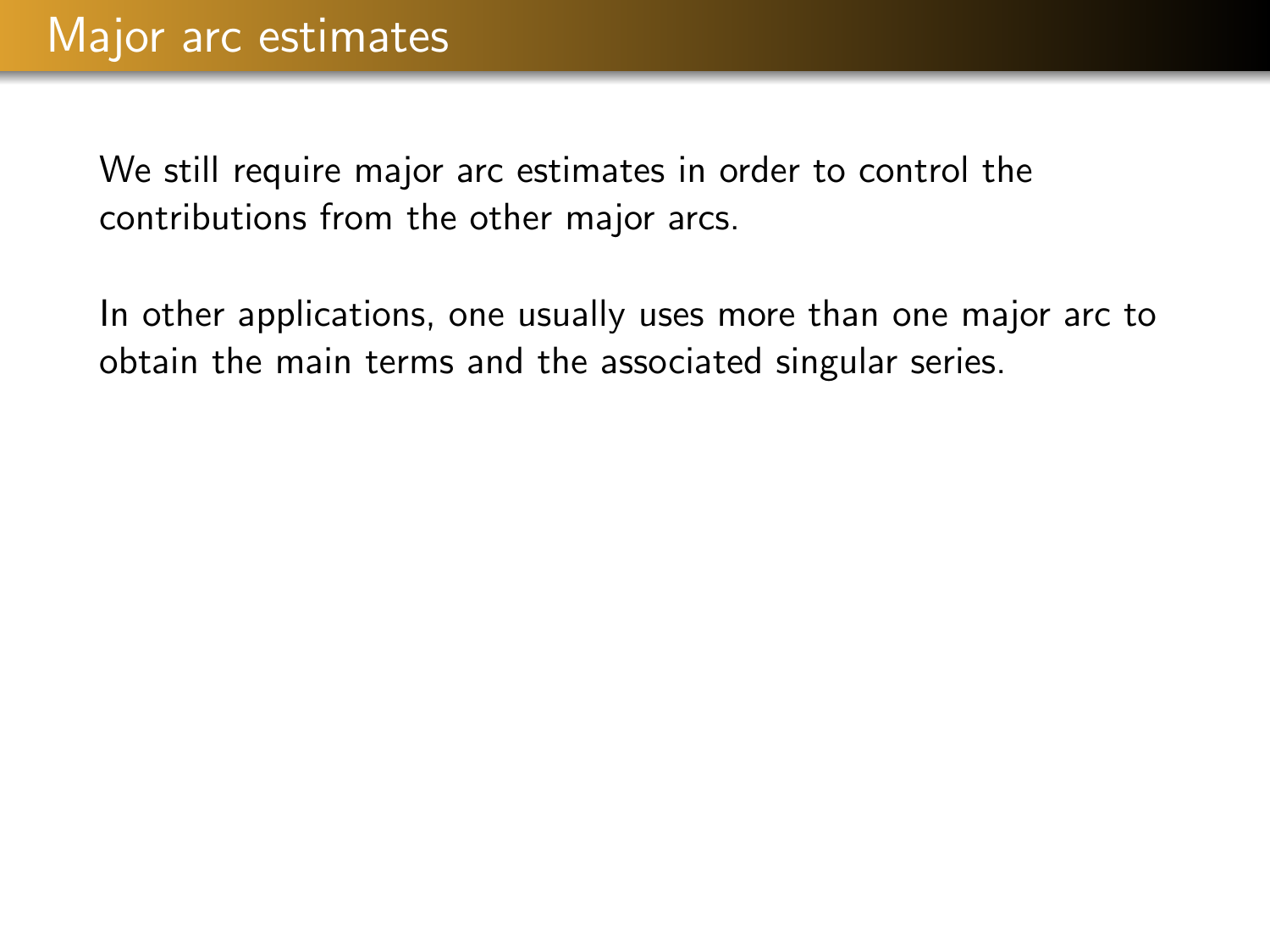## Major arc estimates

We still require major arc estimates in order to control the contributions from the other major arcs.

In other applications, one usually uses more than one major arc to obtain the main terms and the associated singular series.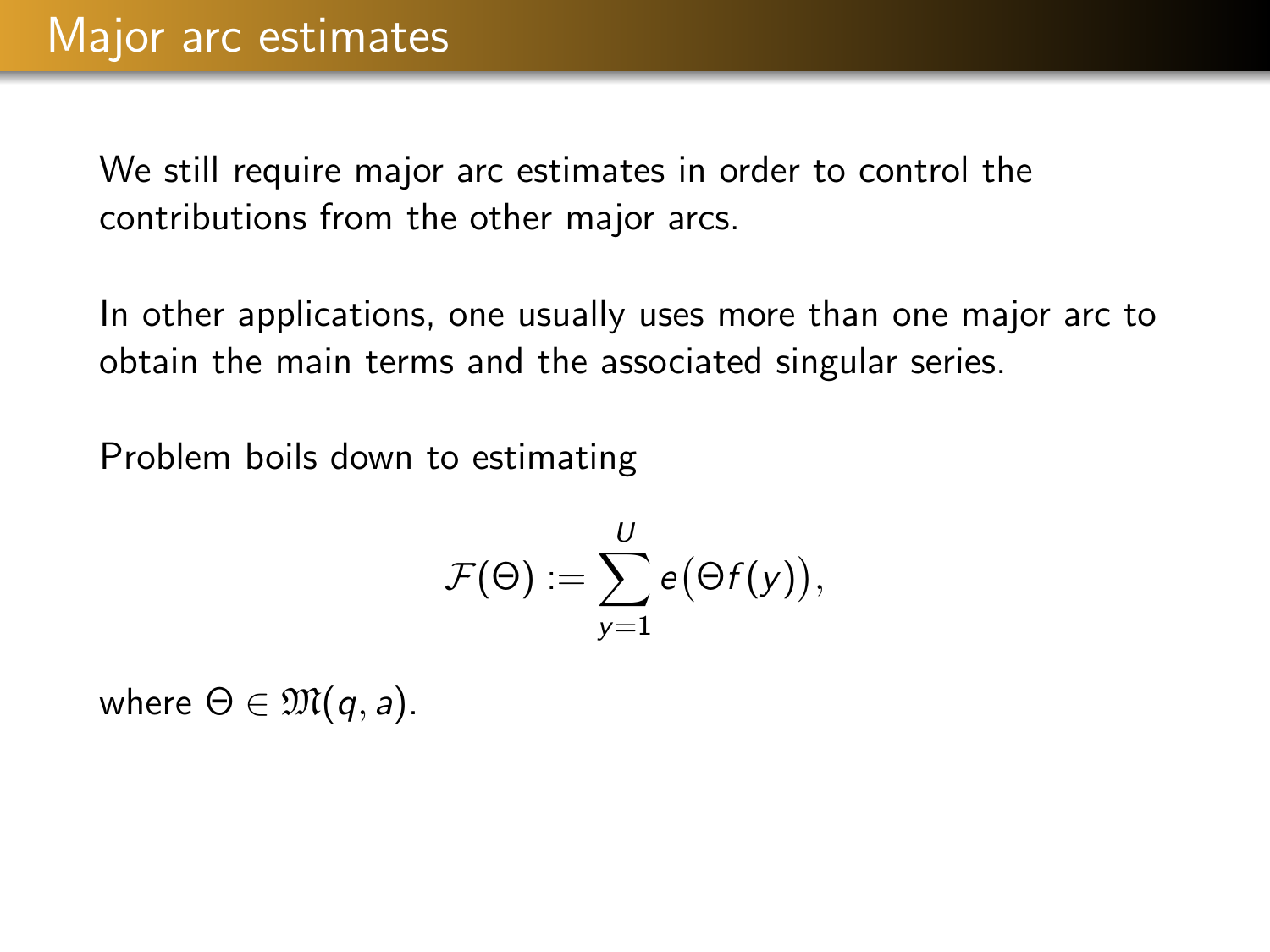# Major arc estimates

We still require major arc estimates in order to control the contributions from the other major arcs.

In other applications, one usually uses more than one major arc to obtain the main terms and the associated singular series.

Problem boils down to estimating

$$\mathcal{F}(\Theta) := \sum_{y=1}^{U} e\big(\Theta f(y)\big),$$

where $\Theta \in \mathfrak{M}(q, a)$.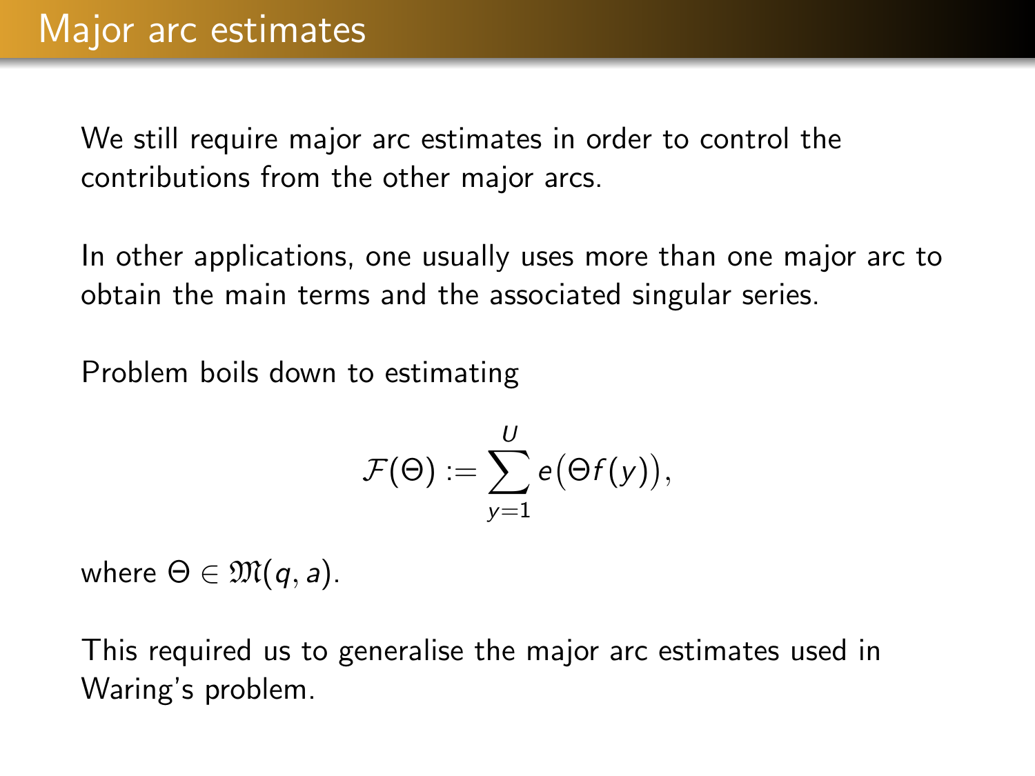# Major arc estimates

We still require major arc estimates in order to control the contributions from the other major arcs.

In other applications, one usually uses more than one major arc to obtain the main terms and the associated singular series.

Problem boils down to estimating

$$\mathcal{F}(\Theta) := \sum_{y=1}^{U} e\big(\Theta f(y)\big),$$

where $\Theta \in \mathfrak{M}(q, a)$.

This required us to generalise the major arc estimates used in Waring's problem.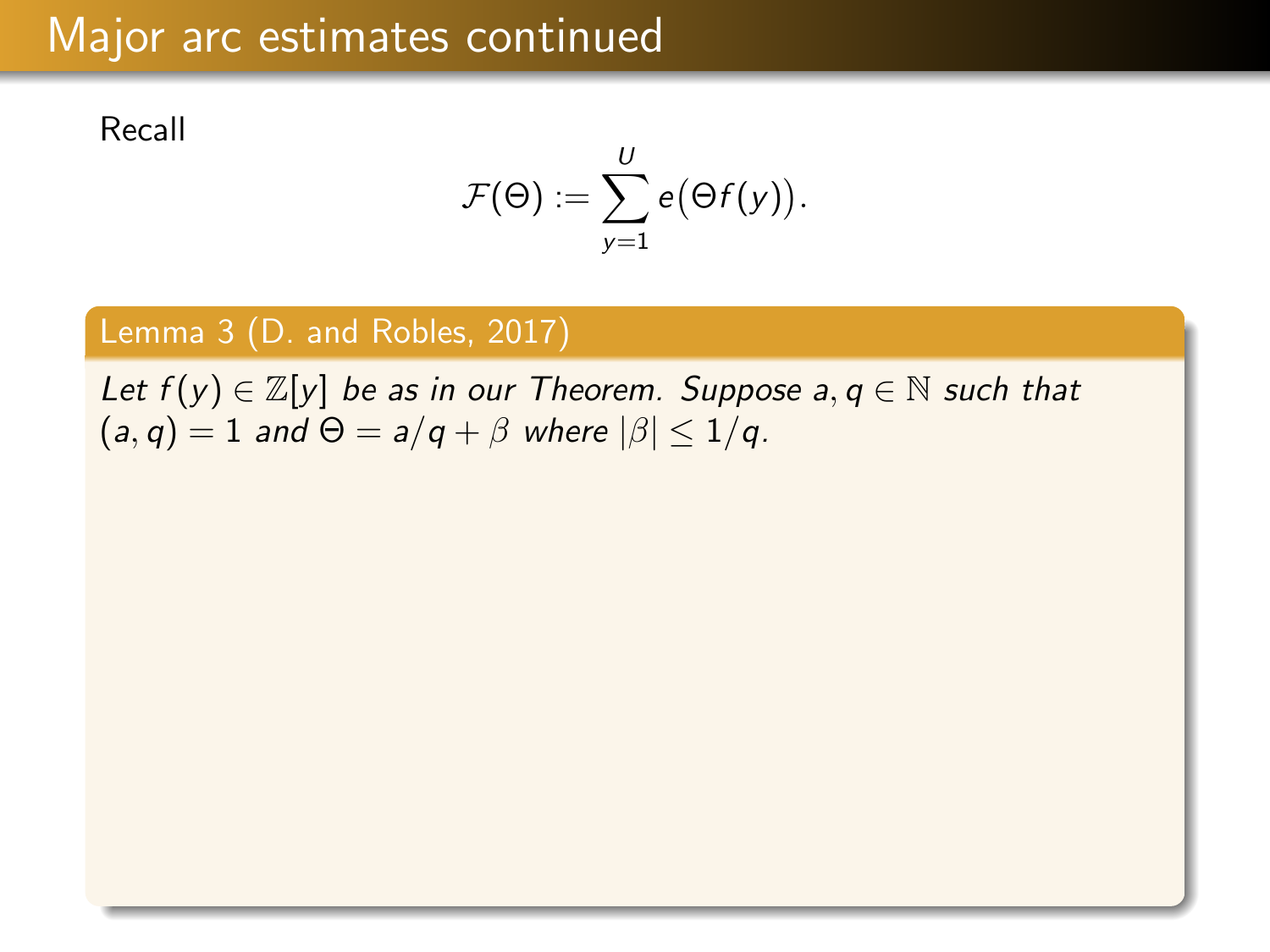## Major arc estimates continued

Recall

$$\mathcal{F}(\Theta) := \sum_{y=1}^{U} e\big(\Theta f(y)\big).$$

**Lemma 3 (D. and Robles, 2017)**

*Let $f(y) \in \mathbb{Z}[y]$ be as in our Theorem. Suppose $a, q \in \mathbb{N}$ such that $(a, q) = 1$ and $\Theta = a/q + \beta$ where $|\beta| \leq 1/q$.*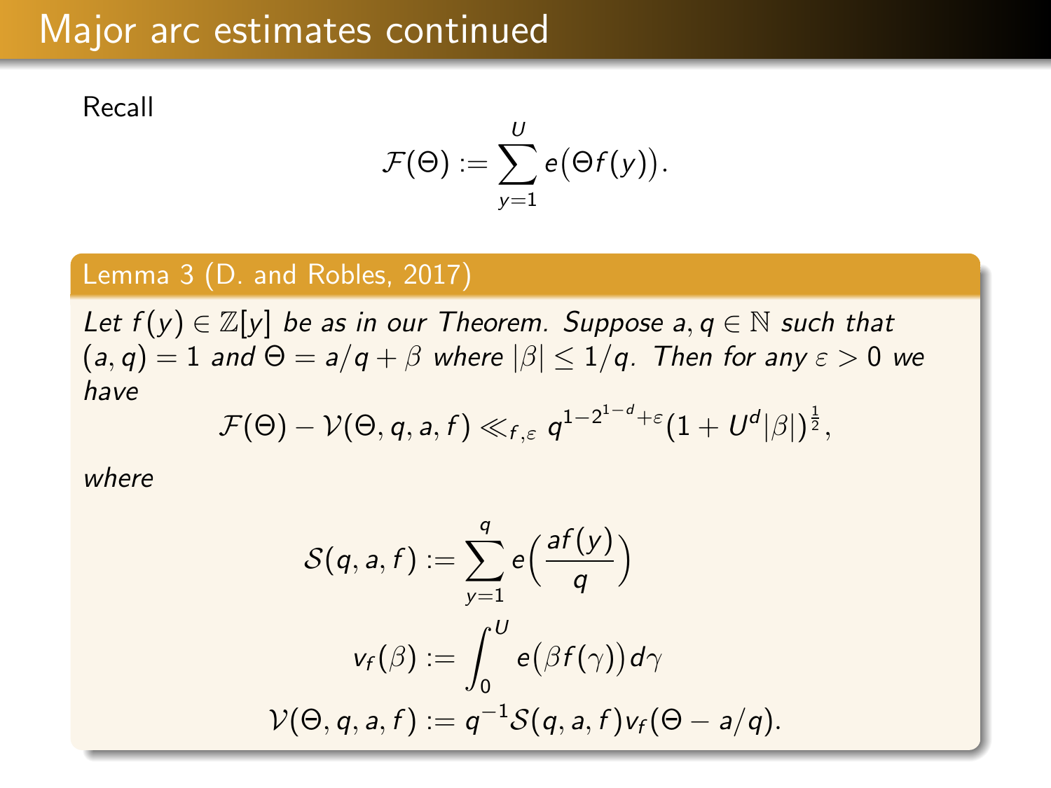# Major arc estimates continued

Recall

$$\mathcal{F}(\Theta) := \sum_{y=1}^{U} e\big(\Theta f(y)\big).$$

**Lemma 3 (D. and Robles, 2017)**

*Let $f(y) \in \mathbb{Z}[y]$ be as in our Theorem. Suppose $a, q \in \mathbb{N}$ such that $(a, q) = 1$ and $\Theta = a/q + \beta$ where $|\beta| \leq 1/q$. Then for any $\varepsilon > 0$ we have*

$$\mathcal{F}(\Theta) - \mathcal{V}(\Theta, q, a, f) \ll_{f,\varepsilon} q^{1-2^{1-d}+\varepsilon}(1 + U^d|\beta|)^{\frac{1}{2}},$$

*where*

$$\mathcal{S}(q, a, f) := \sum_{y=1}^{q} e\Big(\frac{af(y)}{q}\Big)$$

$$v_f(\beta) := \int_0^U e\big(\beta f(\gamma)\big)\,d\gamma$$

$$\mathcal{V}(\Theta, q, a, f) := q^{-1}\mathcal{S}(q, a, f)v_f(\Theta - a/q).$$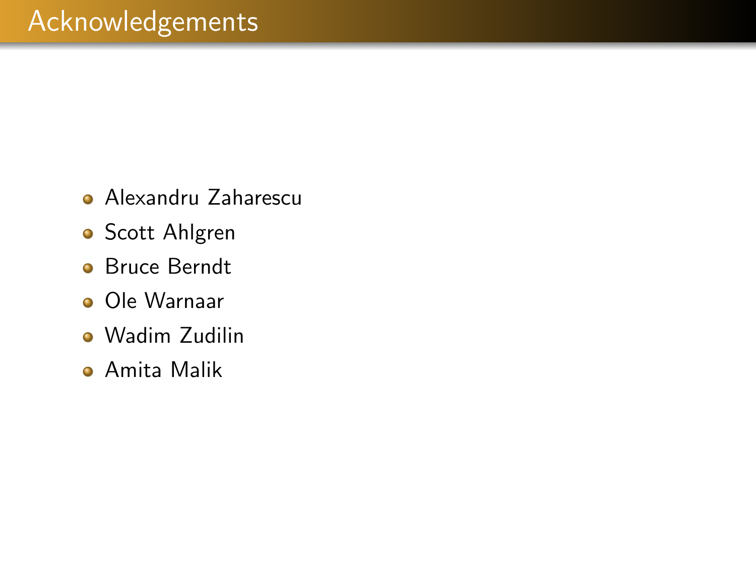# Acknowledgements

- Alexandru Zaharescu
- Scott Ahlgren
- Bruce Berndt
- Ole Warnaar
- Wadim Zudilin
- Amita Malik